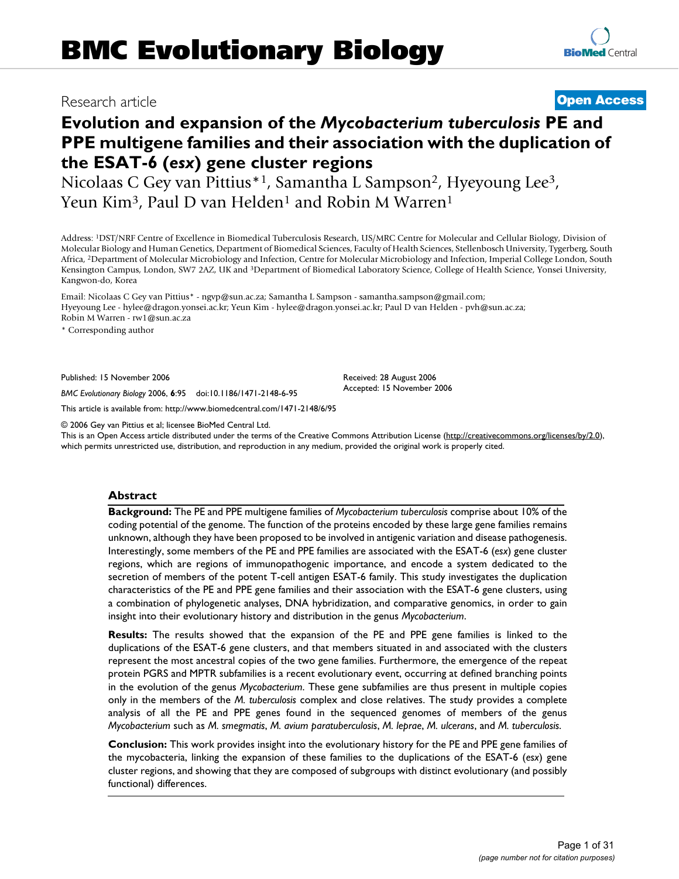# BMC Evolutionary Biology

Research article

**Open Access**

# Evolution and expansion of the *Mycobacterium tuberculosis* PE and PPE multigene families and their association with the duplication of the ESAT-6 (*esx*) gene cluster regions

Nicolaas C Gey van Pittius*[1], Samantha L Sampson[2], Hyeyoung Lee[3], Yeun Kim[3], Paul D van Helden[1] and Robin M Warren[1]

Address: [1]DST/NRF Centre of Excellence in Biomedical Tuberculosis Research, US/MRC Centre for Molecular and Cellular Biology, Division of Molecular Biology and Human Genetics, Department of Biomedical Sciences, Faculty of Health Sciences, Stellenbosch University, Tygerberg, South Africa, [2]Department of Molecular Microbiology and Infection, Centre for Molecular Microbiology and Infection, Imperial College London, South Kensington Campus, London, SW7 2AZ, UK and [3]Department of Biomedical Laboratory Science, College of Health Science, Yonsei University, Kangwon-do, Korea

Email: Nicolaas C Gey van Pittius* - ngvp@sun.ac.za; Samantha L Sampson - samantha.sampson@gmail.com; Hyeyoung Lee - hylee@dragon.yonsei.ac.kr; Yeun Kim - hylee@dragon.yonsei.ac.kr; Paul D van Helden - pvh@sun.ac.za; Robin M Warren - rw1@sun.ac.za

\* Corresponding author

Published: 15 November 2006

*BMC Evolutionary Biology* 2006, **6**:95 doi:10.1186/1471-2148-6-95

Received: 28 August 2006
Accepted: 15 November 2006

This article is available from: http://www.biomedcentral.com/1471-2148/6/95

© 2006 Gey van Pittius et al; licensee BioMed Central Ltd.
This is an Open Access article distributed under the terms of the Creative Commons Attribution License (http://creativecommons.org/licenses/by/2.0), which permits unrestricted use, distribution, and reproduction in any medium, provided the original work is properly cited.

## Abstract

**Background:** The PE and PPE multigene families of *Mycobacterium tuberculosis* comprise about 10% of the coding potential of the genome. The function of the proteins encoded by these large gene families remains unknown, although they have been proposed to be involved in antigenic variation and disease pathogenesis. Interestingly, some members of the PE and PPE families are associated with the ESAT-6 (*esx*) gene cluster regions, which are regions of immunopathogenic importance, and encode a system dedicated to the secretion of members of the potent T-cell antigen ESAT-6 family. This study investigates the duplication characteristics of the PE and PPE gene families and their association with the ESAT-6 gene clusters, using a combination of phylogenetic analyses, DNA hybridization, and comparative genomics, in order to gain insight into their evolutionary history and distribution in the genus *Mycobacterium*.

**Results:** The results showed that the expansion of the PE and PPE gene families is linked to the duplications of the ESAT-6 gene clusters, and that members situated in and associated with the clusters represent the most ancestral copies of the two gene families. Furthermore, the emergence of the repeat protein PGRS and MPTR subfamilies is a recent evolutionary event, occurring at defined branching points in the evolution of the genus *Mycobacterium*. These gene subfamilies are thus present in multiple copies only in the members of the *M. tuberculosis* complex and close relatives. The study provides a complete analysis of all the PE and PPE genes found in the sequenced genomes of members of the genus *Mycobacterium* such as *M. smegmatis*, *M. avium paratuberculosis*, *M. leprae*, *M. ulcerans*, and *M. tuberculosis*.

**Conclusion:** This work provides insight into the evolutionary history for the PE and PPE gene families of the mycobacteria, linking the expansion of these families to the duplications of the ESAT-6 (*esx*) gene cluster regions, and showing that they are composed of subgroups with distinct evolutionary (and possibly functional) differences.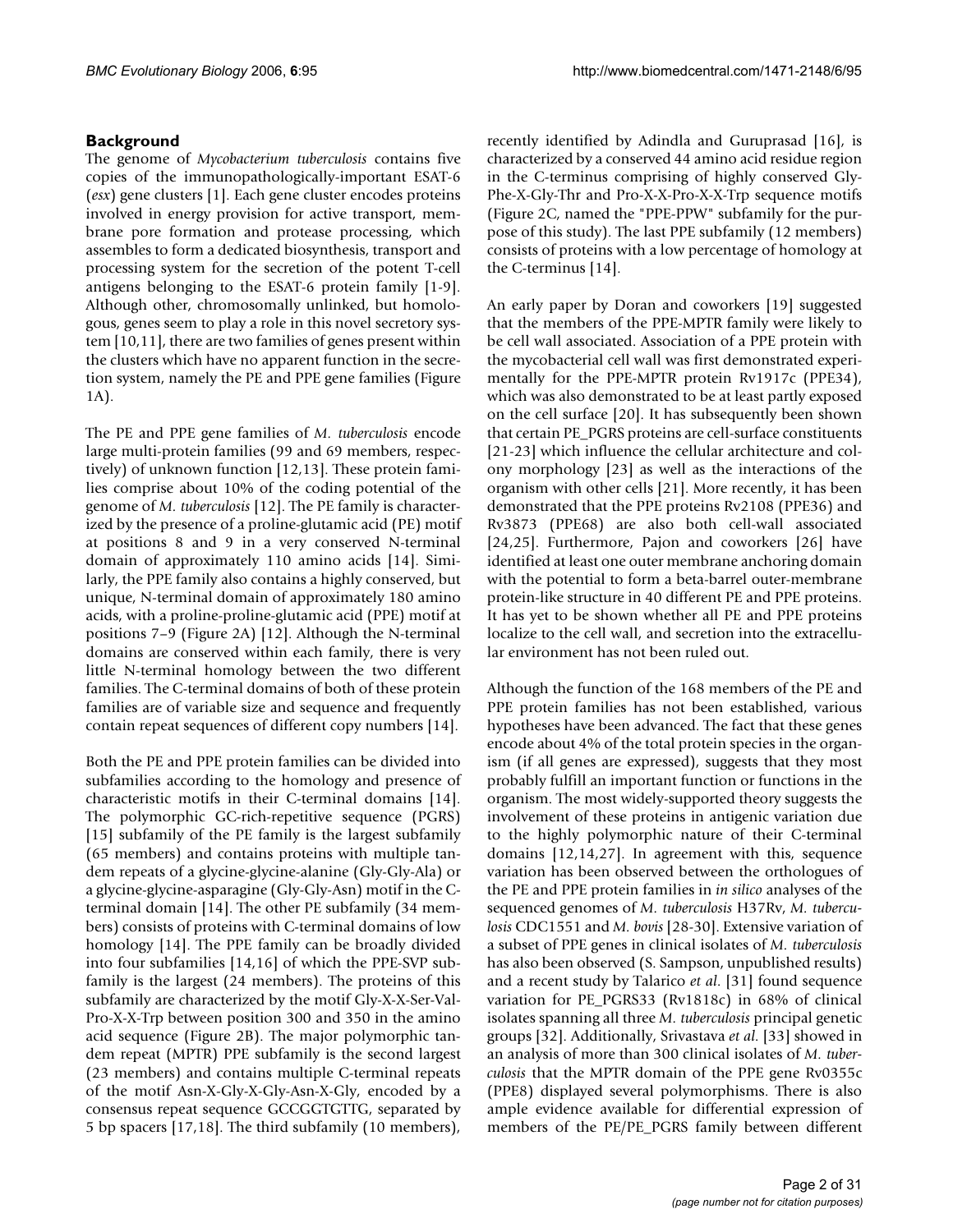## Background

The genome of *Mycobacterium tuberculosis* contains five copies of the immunopathologically-important ESAT-6 (*esx*) gene clusters [1]. Each gene cluster encodes proteins involved in energy provision for active transport, membrane pore formation and protease processing, which assembles to form a dedicated biosynthesis, transport and processing system for the secretion of the potent T-cell antigens belonging to the ESAT-6 protein family [1-9]. Although other, chromosomally unlinked, but homologous, genes seem to play a role in this novel secretory system [10,11], there are two families of genes present within the clusters which have no apparent function in the secretion system, namely the PE and PPE gene families (Figure 1A).

The PE and PPE gene families of *M. tuberculosis* encode large multi-protein families (99 and 69 members, respectively) of unknown function [12,13]. These protein families comprise about 10% of the coding potential of the genome of *M. tuberculosis* [12]. The PE family is characterized by the presence of a proline-glutamic acid (PE) motif at positions 8 and 9 in a very conserved N-terminal domain of approximately 110 amino acids [14]. Similarly, the PPE family also contains a highly conserved, but unique, N-terminal domain of approximately 180 amino acids, with a proline-proline-glutamic acid (PPE) motif at positions 7–9 (Figure 2A) [12]. Although the N-terminal domains are conserved within each family, there is very little N-terminal homology between the two different families. The C-terminal domains of both of these protein families are of variable size and sequence and frequently contain repeat sequences of different copy numbers [14].

Both the PE and PPE protein families can be divided into subfamilies according to the homology and presence of characteristic motifs in their C-terminal domains [14]. The polymorphic GC-rich-repetitive sequence (PGRS) [15] subfamily of the PE family is the largest subfamily (65 members) and contains proteins with multiple tandem repeats of a glycine-glycine-alanine (Gly-Gly-Ala) or a glycine-glycine-asparagine (Gly-Gly-Asn) motif in the C-terminal domain [14]. The other PE subfamily (34 members) consists of proteins with C-terminal domains of low homology [14]. The PPE family can be broadly divided into four subfamilies [14,16] of which the PPE-SVP subfamily is the largest (24 members). The proteins of this subfamily are characterized by the motif Gly-X-X-Ser-Val-Pro-X-X-Trp between position 300 and 350 in the amino acid sequence (Figure 2B). The major polymorphic tandem repeat (MPTR) PPE subfamily is the second largest (23 members) and contains multiple C-terminal repeats of the motif Asn-X-Gly-X-Gly-Asn-X-Gly, encoded by a consensus repeat sequence GCCGGTGTTG, separated by 5 bp spacers [17,18]. The third subfamily (10 members), recently identified by Adindla and Guruprasad [16], is characterized by a conserved 44 amino acid residue region in the C-terminus comprising of highly conserved Gly-Phe-X-Gly-Thr and Pro-X-X-Pro-X-X-Trp sequence motifs (Figure 2C, named the "PPE-PPW" subfamily for the purpose of this study). The last PPE subfamily (12 members) consists of proteins with a low percentage of homology at the C-terminus [14].

An early paper by Doran and coworkers [19] suggested that the members of the PPE-MPTR family were likely to be cell wall associated. Association of a PPE protein with the mycobacterial cell wall was first demonstrated experimentally for the PPE-MPTR protein Rv1917c (PPE34), which was also demonstrated to be at least partly exposed on the cell surface [20]. It has subsequently been shown that certain PE_PGRS proteins are cell-surface constituents [21-23] which influence the cellular architecture and colony morphology [23] as well as the interactions of the organism with other cells [21]. More recently, it has been demonstrated that the PPE proteins Rv2108 (PPE36) and Rv3873 (PPE68) are also both cell-wall associated [24,25]. Furthermore, Pajon and coworkers [26] have identified at least one outer membrane anchoring domain with the potential to form a beta-barrel outer-membrane protein-like structure in 40 different PE and PPE proteins. It has yet to be shown whether all PE and PPE proteins localize to the cell wall, and secretion into the extracellular environment has not been ruled out.

Although the function of the 168 members of the PE and PPE protein families has not been established, various hypotheses have been advanced. The fact that these genes encode about 4% of the total protein species in the organism (if all genes are expressed), suggests that they most probably fulfill an important function or functions in the organism. The most widely-supported theory suggests the involvement of these proteins in antigenic variation due to the highly polymorphic nature of their C-terminal domains [12,14,27]. In agreement with this, sequence variation has been observed between the orthologues of the PE and PPE protein families in *in silico* analyses of the sequenced genomes of *M. tuberculosis* H37Rv, *M. tuberculosis* CDC1551 and *M. bovis* [28-30]. Extensive variation of a subset of PPE genes in clinical isolates of *M. tuberculosis* has also been observed (S. Sampson, unpublished results) and a recent study by Talarico *et al*. [31] found sequence variation for PE_PGRS33 (Rv1818c) in 68% of clinical isolates spanning all three *M. tuberculosis* principal genetic groups [32]. Additionally, Srivastava *et al*. [33] showed in an analysis of more than 300 clinical isolates of *M. tuberculosis* that the MPTR domain of the PPE gene Rv0355c (PPE8) displayed several polymorphisms. There is also ample evidence available for differential expression of members of the PE/PE_PGRS family between different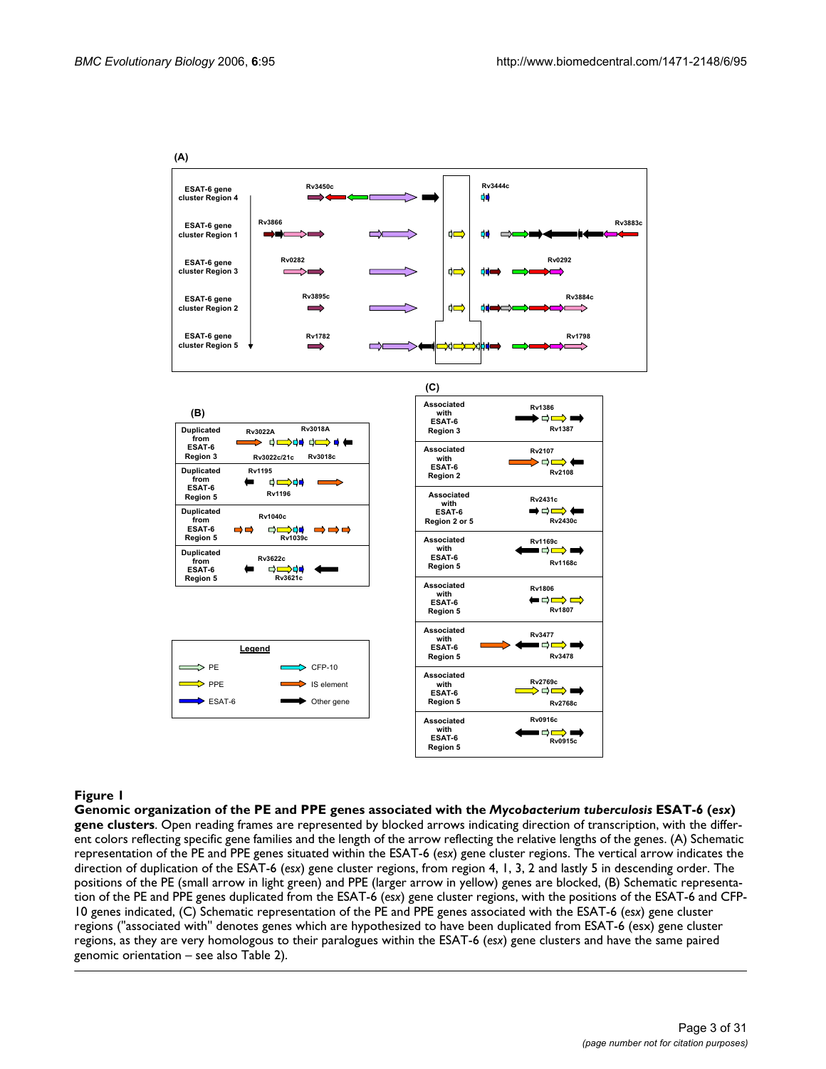**Figure 1**

**Genomic organization of the PE and PPE genes associated with the *Mycobacterium tuberculosis* ESAT-6 (*esx*) gene clusters**. Open reading frames are represented by blocked arrows indicating direction of transcription, with the different colors reflecting specific gene families and the length of the arrow reflecting the relative lengths of the genes. (A) Schematic representation of the PE and PPE genes situated within the ESAT-6 (*esx*) gene cluster regions. The vertical arrow indicates the direction of duplication of the ESAT-6 (*esx*) gene cluster regions, from region 4, 1, 3, 2 and lastly 5 in descending order. The positions of the PE (small arrow in light green) and PPE (larger arrow in yellow) genes are blocked, (B) Schematic representation of the PE and PPE genes duplicated from the ESAT-6 (*esx*) gene cluster regions, with the positions of the ESAT-6 and CFP-10 genes indicated, (C) Schematic representation of the PE and PPE genes associated with the ESAT-6 (*esx*) gene cluster regions ("associated with" denotes genes which are hypothesized to have been duplicated from ESAT-6 (esx) gene cluster regions, as they are very homologous to their paralogues within the ESAT-6 (*esx*) gene clusters and have the same paired genomic orientation – see also Table 2).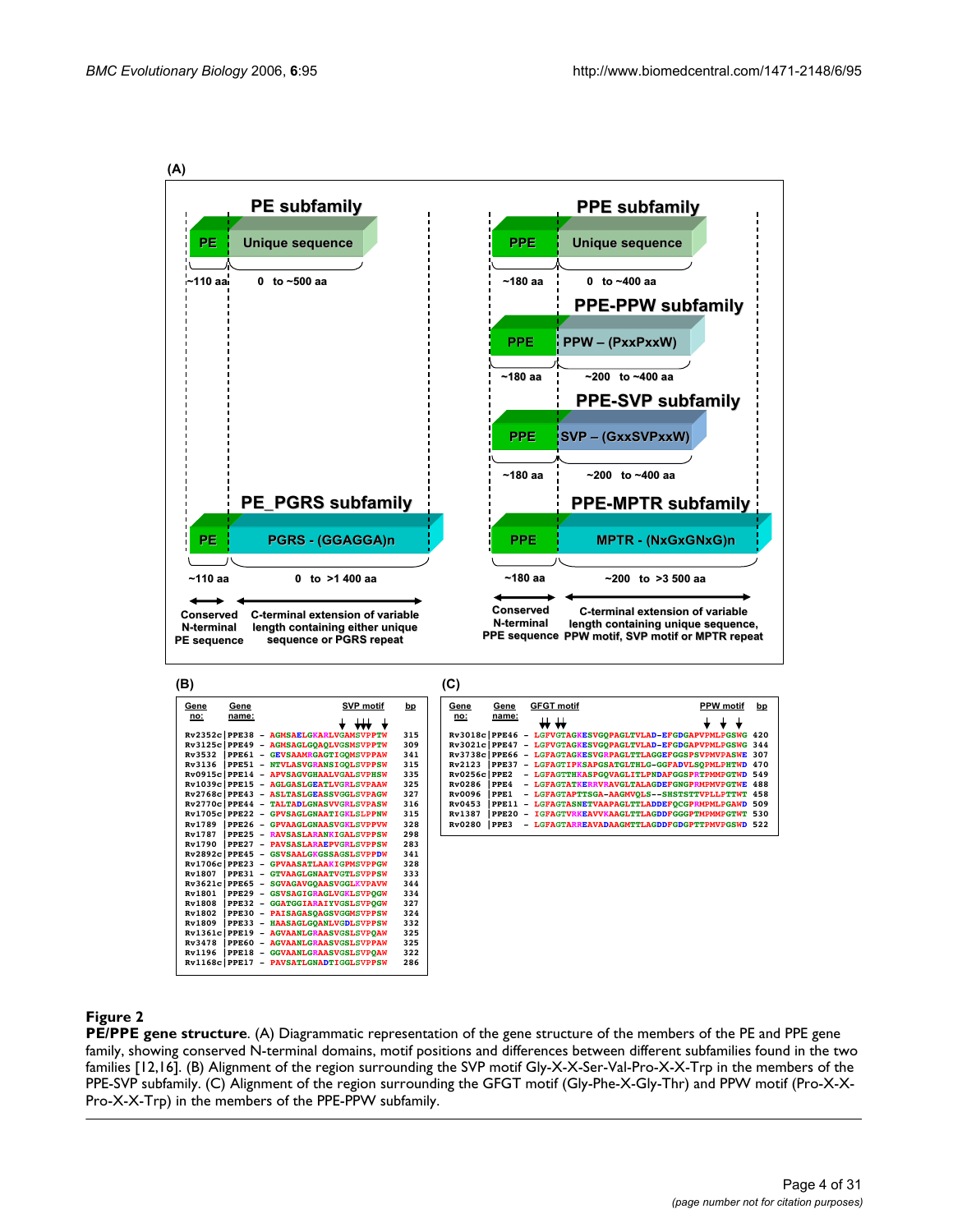**Figure 2**

**PE/PPE gene structure**. (A) Diagrammatic representation of the gene structure of the members of the PE and PPE gene family, showing conserved N-terminal domains, motif positions and differences between different subfamilies found in the two families [12,16]. (B) Alignment of the region surrounding the SVP motif Gly-X-X-Ser-Val-Pro-X-X-Trp in the members of the PPE-SVP subfamily. (C) Alignment of the region surrounding the GFGT motif (Gly-Phe-X-Gly-Thr) and PPW motif (Pro-X-X-Pro-X-X-Trp) in the members of the PPE-PPW subfamily.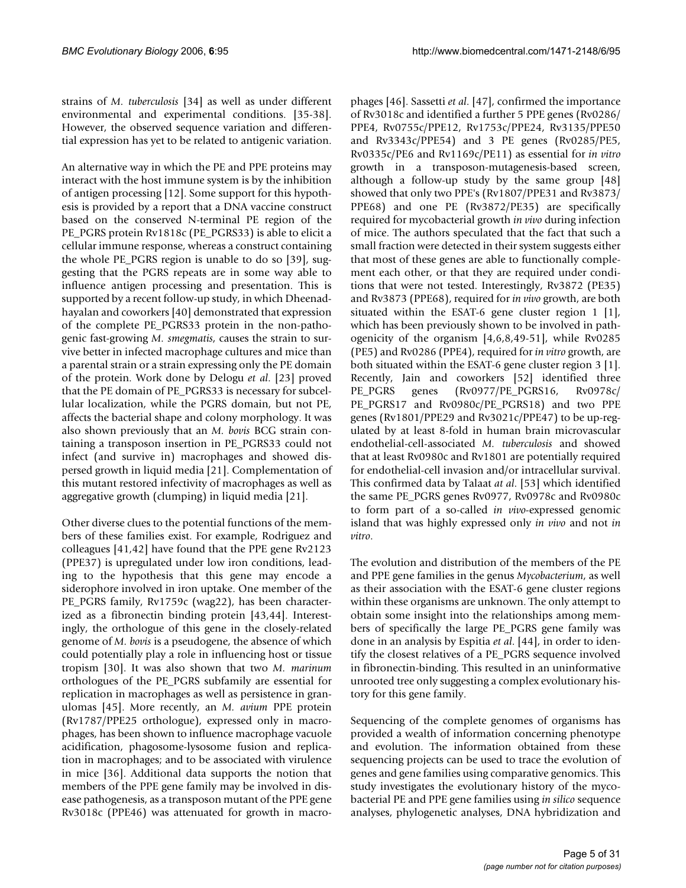strains of *M. tuberculosis* [34] as well as under different environmental and experimental conditions. [35-38]. However, the observed sequence variation and differential expression has yet to be related to antigenic variation.

An alternative way in which the PE and PPE proteins may interact with the host immune system is by the inhibition of antigen processing [12]. Some support for this hypothesis is provided by a report that a DNA vaccine construct based on the conserved N-terminal PE region of the PE_PGRS protein Rv1818c (PE_PGRS33) is able to elicit a cellular immune response, whereas a construct containing the whole PE_PGRS region is unable to do so [39], suggesting that the PGRS repeats are in some way able to influence antigen processing and presentation. This is supported by a recent follow-up study, in which Dheenadhayalan and coworkers [40] demonstrated that expression of the complete PE_PGRS33 protein in the non-pathogenic fast-growing *M. smegmatis*, causes the strain to survive better in infected macrophage cultures and mice than a parental strain or a strain expressing only the PE domain of the protein. Work done by Delogu *et al.* [23] proved that the PE domain of PE_PGRS33 is necessary for subcellular localization, while the PGRS domain, but not PE, affects the bacterial shape and colony morphology. It was also shown previously that an *M. bovis* BCG strain containing a transposon insertion in PE_PGRS33 could not infect (and survive in) macrophages and showed dispersed growth in liquid media [21]. Complementation of this mutant restored infectivity of macrophages as well as aggregative growth (clumping) in liquid media [21].

Other diverse clues to the potential functions of the members of these families exist. For example, Rodriguez and colleagues [41,42] have found that the PPE gene Rv2123 (PPE37) is upregulated under low iron conditions, leading to the hypothesis that this gene may encode a siderophore involved in iron uptake. One member of the PE_PGRS family, Rv1759c (wag22), has been characterized as a fibronectin binding protein [43,44]. Interestingly, the orthologue of this gene in the closely-related genome of *M. bovis* is a pseudogene, the absence of which could potentially play a role in influencing host or tissue tropism [30]. It was also shown that two *M. marinum* orthologues of the PE_PGRS subfamily are essential for replication in macrophages as well as persistence in granulomas [45]. More recently, an *M. avium* PPE protein (Rv1787/PPE25 orthologue), expressed only in macrophages, has been shown to influence macrophage vacuole acidification, phagosome-lysosome fusion and replication in macrophages; and to be associated with virulence in mice [36]. Additional data supports the notion that members of the PPE gene family may be involved in disease pathogenesis, as a transposon mutant of the PPE gene Rv3018c (PPE46) was attenuated for growth in macrophages [46]. Sassetti *et al.* [47], confirmed the importance of Rv3018c and identified a further 5 PPE genes (Rv0286/PPE4, Rv0755c/PPE12, Rv1753c/PPE24, Rv3135/PPE50 and Rv3343c/PPE54) and 3 PE genes (Rv0285/PE5, Rv0335c/PE6 and Rv1169c/PE11) as essential for *in vitro* growth in a transposon-mutagenesis-based screen, although a follow-up study by the same group [48] showed that only two PPE's (Rv1807/PPE31 and Rv3873/PPE68) and one PE (Rv3872/PE35) are specifically required for mycobacterial growth *in vivo* during infection of mice. The authors speculated that the fact that such a small fraction were detected in their system suggests either that most of these genes are able to functionally complement each other, or that they are required under conditions that were not tested. Interestingly, Rv3872 (PE35) and Rv3873 (PPE68), required for *in vivo* growth, are both situated within the ESAT-6 gene cluster region 1 [1], which has been previously shown to be involved in pathogenicity of the organism [4,6,8,49-51], while Rv0285 (PE5) and Rv0286 (PPE4), required for *in vitro* growth, are both situated within the ESAT-6 gene cluster region 3 [1]. Recently, Jain and coworkers [52] identified three PE_PGRS genes (Rv0977/PE_PGRS16, Rv0978c/PE_PGRS17 and Rv0980c/PE_PGRS18) and two PPE genes (Rv1801/PPE29 and Rv3021c/PPE47) to be up-regulated by at least 8-fold in human brain microvascular endothelial-cell-associated *M. tuberculosis* and showed that at least Rv0980c and Rv1801 are potentially required for endothelial-cell invasion and/or intracellular survival. This confirmed data by Talaat *at al.* [53] which identified the same PE_PGRS genes Rv0977, Rv0978c and Rv0980c to form part of a so-called *in vivo*-expressed genomic island that was highly expressed only *in vivo* and not *in vitro*.

The evolution and distribution of the members of the PE and PPE gene families in the genus *Mycobacterium*, as well as their association with the ESAT-6 gene cluster regions within these organisms are unknown. The only attempt to obtain some insight into the relationships among members of specifically the large PE_PGRS gene family was done in an analysis by Espitia *et al.* [44], in order to identify the closest relatives of a PE_PGRS sequence involved in fibronectin-binding. This resulted in an uninformative unrooted tree only suggesting a complex evolutionary history for this gene family.

Sequencing of the complete genomes of organisms has provided a wealth of information concerning phenotype and evolution. The information obtained from these sequencing projects can be used to trace the evolution of genes and gene families using comparative genomics. This study investigates the evolutionary history of the mycobacterial PE and PPE gene families using *in silico* sequence analyses, phylogenetic analyses, DNA hybridization and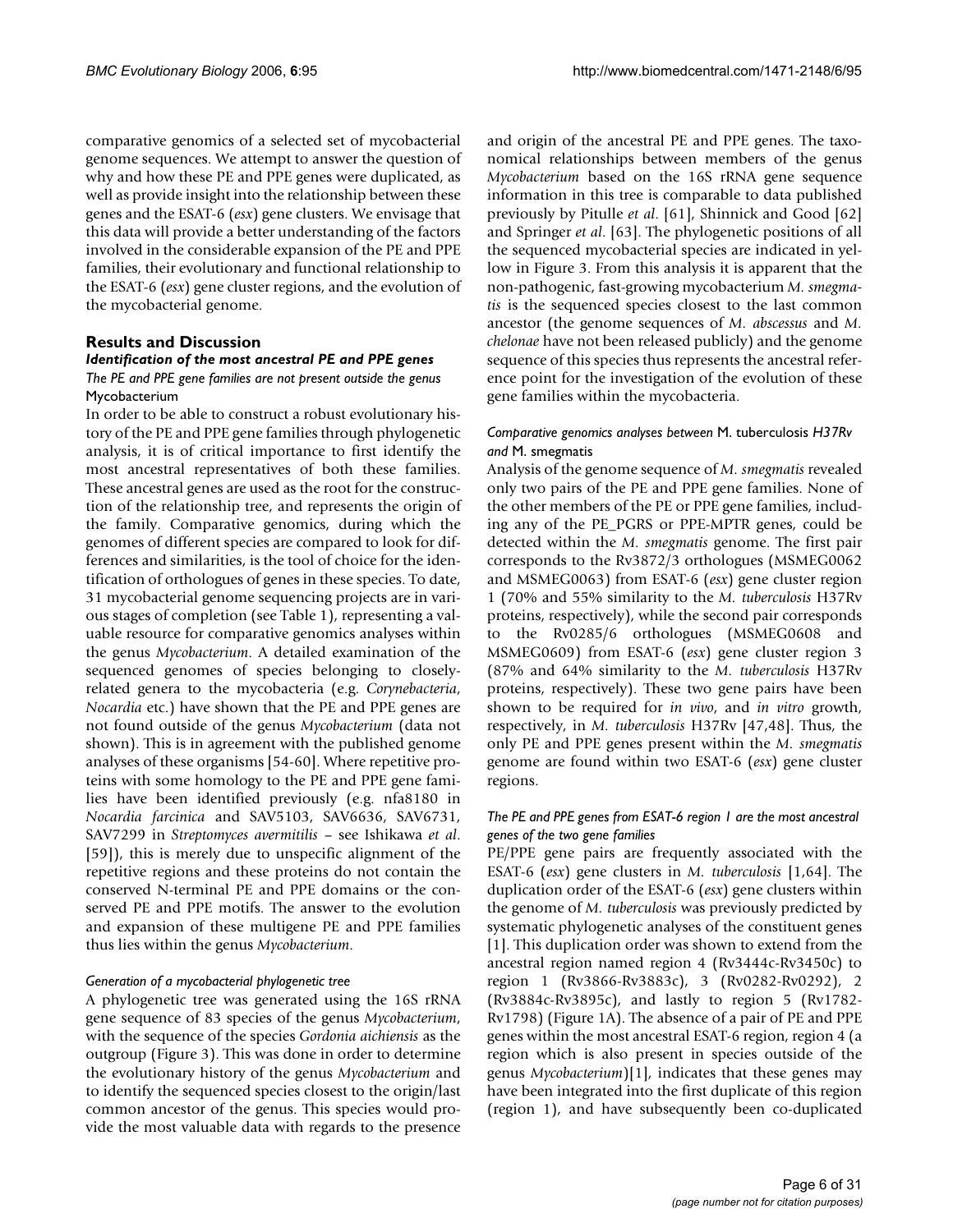comparative genomics of a selected set of mycobacterial genome sequences. We attempt to answer the question of why and how these PE and PPE genes were duplicated, as well as provide insight into the relationship between these genes and the ESAT-6 (*esx*) gene clusters. We envisage that this data will provide a better understanding of the factors involved in the considerable expansion of the PE and PPE families, their evolutionary and functional relationship to the ESAT-6 (*esx*) gene cluster regions, and the evolution of the mycobacterial genome.

## Results and Discussion

### Identification of the most ancestral PE and PPE genes

#### *The PE and PPE gene families are not present outside the genus* Mycobacterium

In order to be able to construct a robust evolutionary history of the PE and PPE gene families through phylogenetic analysis, it is of critical importance to first identify the most ancestral representatives of both these families. These ancestral genes are used as the root for the construction of the relationship tree, and represents the origin of the family. Comparative genomics, during which the genomes of different species are compared to look for differences and similarities, is the tool of choice for the identification of orthologues of genes in these species. To date, 31 mycobacterial genome sequencing projects are in various stages of completion (see Table 1), representing a valuable resource for comparative genomics analyses within the genus *Mycobacterium*. A detailed examination of the sequenced genomes of species belonging to closely-related genera to the mycobacteria (e.g. *Corynebacteria*, *Nocardia* etc.) have shown that the PE and PPE genes are not found outside of the genus *Mycobacterium* (data not shown). This is in agreement with the published genome analyses of these organisms [54-60]. Where repetitive proteins with some homology to the PE and PPE gene families have been identified previously (e.g. nfa8180 in *Nocardia farcinica* and SAV5103, SAV6636, SAV6731, SAV7299 in *Streptomyces avermitilis* – see Ishikawa *et al*. [59]), this is merely due to unspecific alignment of the repetitive regions and these proteins do not contain the conserved N-terminal PE and PPE domains or the conserved PE and PPE motifs. The answer to the evolution and expansion of these multigene PE and PPE families thus lies within the genus *Mycobacterium*.

#### *Generation of a mycobacterial phylogenetic tree*

A phylogenetic tree was generated using the 16S rRNA gene sequence of 83 species of the genus *Mycobacterium*, with the sequence of the species *Gordonia aichiensis* as the outgroup (Figure 3). This was done in order to determine the evolutionary history of the genus *Mycobacterium* and to identify the sequenced species closest to the origin/last common ancestor of the genus. This species would provide the most valuable data with regards to the presence and origin of the ancestral PE and PPE genes. The taxonomical relationships between members of the genus *Mycobacterium* based on the 16S rRNA gene sequence information in this tree is comparable to data published previously by Pitulle *et al*. [61], Shinnick and Good [62] and Springer *et al*. [63]. The phylogenetic positions of all the sequenced mycobacterial species are indicated in yellow in Figure 3. From this analysis it is apparent that the non-pathogenic, fast-growing mycobacterium *M. smegmatis* is the sequenced species closest to the last common ancestor (the genome sequences of *M. abscessus* and *M. chelonae* have not been released publicly) and the genome sequence of this species thus represents the ancestral reference point for the investigation of the evolution of these gene families within the mycobacteria.

#### *Comparative genomics analyses between* M. tuberculosis *H37Rv and* M. smegmatis

Analysis of the genome sequence of *M. smegmatis* revealed only two pairs of the PE and PPE gene families. None of the other members of the PE or PPE gene families, including any of the PE_PGRS or PPE-MPTR genes, could be detected within the *M. smegmatis* genome. The first pair corresponds to the Rv3872/3 orthologues (MSMEG0062 and MSMEG0063) from ESAT-6 (*esx*) gene cluster region 1 (70% and 55% similarity to the *M. tuberculosis* H37Rv proteins, respectively), while the second pair corresponds to the Rv0285/6 orthologues (MSMEG0608 and MSMEG0609) from ESAT-6 (*esx*) gene cluster region 3 (87% and 64% similarity to the *M. tuberculosis* H37Rv proteins, respectively). These two gene pairs have been shown to be required for *in vivo*, and *in vitro* growth, respectively, in *M. tuberculosis* H37Rv [47,48]. Thus, the only PE and PPE genes present within the *M. smegmatis* genome are found within two ESAT-6 (*esx*) gene cluster regions.

#### *The PE and PPE genes from ESAT-6 region 1 are the most ancestral genes of the two gene families*

PE/PPE gene pairs are frequently associated with the ESAT-6 (*esx*) gene clusters in *M. tuberculosis* [1,64]. The duplication order of the ESAT-6 (*esx*) gene clusters within the genome of *M. tuberculosis* was previously predicted by systematic phylogenetic analyses of the constituent genes [1]. This duplication order was shown to extend from the ancestral region named region 4 (Rv3444c-Rv3450c) to region 1 (Rv3866-Rv3883c), 3 (Rv0282-Rv0292), 2 (Rv3884c-Rv3895c), and lastly to region 5 (Rv1782-Rv1798) (Figure 1A). The absence of a pair of PE and PPE genes within the most ancestral ESAT-6 region, region 4 (a region which is also present in species outside of the genus *Mycobacterium*)[1], indicates that these genes may have been integrated into the first duplicate of this region (region 1), and have subsequently been co-duplicated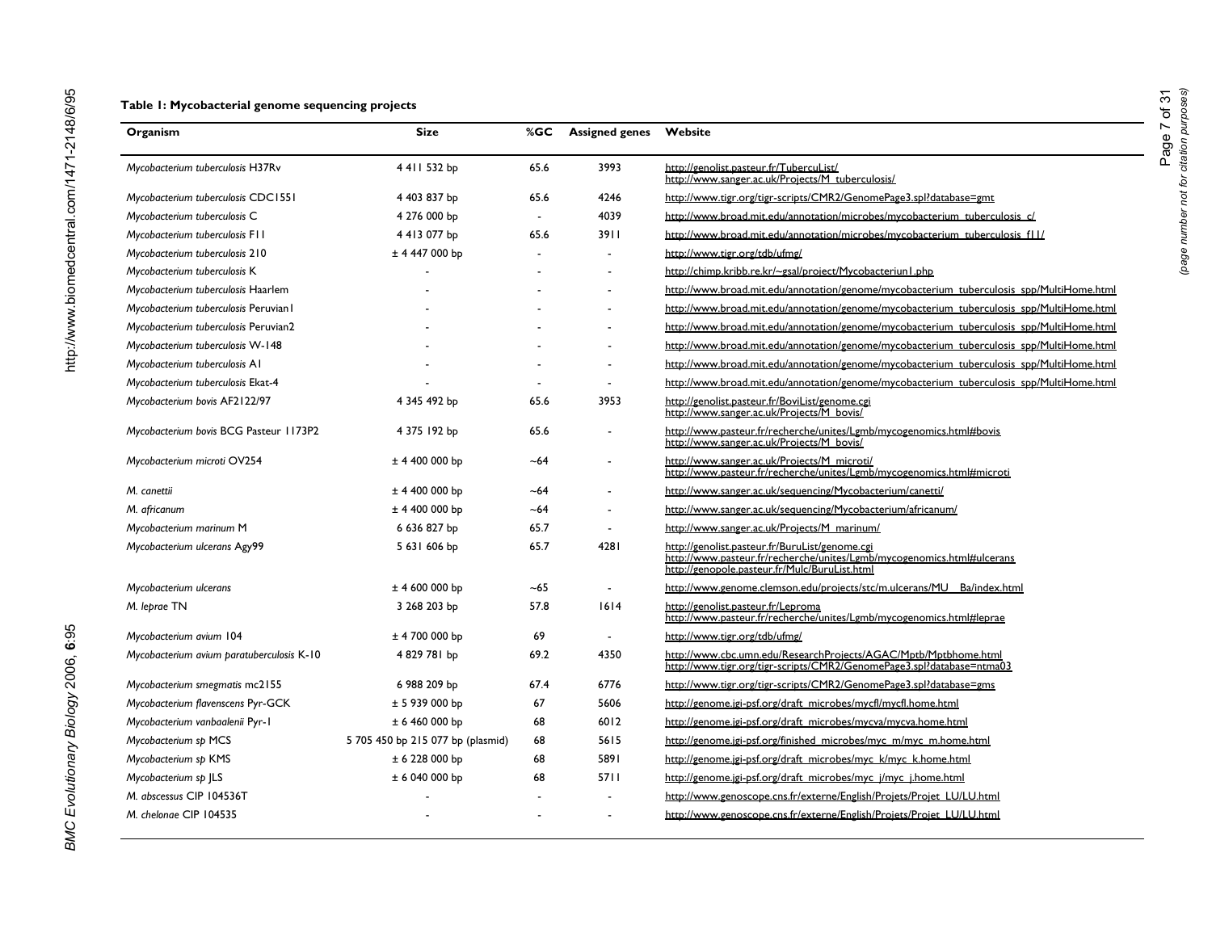**Table 1: Mycobacterial genome sequencing projects**

| Organism | Size | %GC | Assigned genes | Website |
|---|---|---|---|---|
| *Mycobacterium tuberculosis* H37Rv | 4 411 532 bp | 65.6 | 3993 | http://genolist.pasteur.fr/TubercuList/ http://www.sanger.ac.uk/Projects/M_tuberculosis/ |
| *Mycobacterium tuberculosis* CDC1551 | 4 403 837 bp | 65.6 | 4246 | http://www.tigr.org/tigr-scripts/CMR2/GenomePage3.spl?database=gmt |
| *Mycobacterium tuberculosis* C | 4 276 000 bp | - | 4039 | http://www.broad.mit.edu/annotation/microbes/mycobacterium_tuberculosis_c/ |
| *Mycobacterium tuberculosis* F11 | 4 413 077 bp | 65.6 | 3911 | http://www.broad.mit.edu/annotation/microbes/mycobacterium_tuberculosis_f11/ |
| *Mycobacterium tuberculosis* 210 | ± 4 447 000 bp | - | - | http://www.tigr.org/tdb/ufmg/ |
| *Mycobacterium tuberculosis* K | - | - | - | http://chimp.kribb.re.kr/~gsal/project/Mycobacteriun1.php |
| *Mycobacterium tuberculosis* Haarlem | - | - | - | http://www.broad.mit.edu/annotation/genome/mycobacterium_tuberculosis_spp/MultiHome.html |
| *Mycobacterium tuberculosis* Peruvian1 | - | - | - | http://www.broad.mit.edu/annotation/genome/mycobacterium_tuberculosis_spp/MultiHome.html |
| *Mycobacterium tuberculosis* Peruvian2 | - | - | - | http://www.broad.mit.edu/annotation/genome/mycobacterium_tuberculosis_spp/MultiHome.html |
| *Mycobacterium tuberculosis* W-148 | - | - | - | http://www.broad.mit.edu/annotation/genome/mycobacterium_tuberculosis_spp/MultiHome.html |
| *Mycobacterium tuberculosis* A1 | - | - | - | http://www.broad.mit.edu/annotation/genome/mycobacterium_tuberculosis_spp/MultiHome.html |
| *Mycobacterium tuberculosis* Ekat-4 | - | - | - | http://www.broad.mit.edu/annotation/genome/mycobacterium_tuberculosis_spp/MultiHome.html |
| *Mycobacterium bovis* AF2122/97 | 4 345 492 bp | 65.6 | 3953 | http://genolist.pasteur.fr/BoviList/genome.cgi http://www.sanger.ac.uk/Projects/M_bovis/ |
| *Mycobacterium bovis* BCG Pasteur 1173P2 | 4 375 192 bp | 65.6 | - | http://www.pasteur.fr/recherche/unites/Lgmb/mycogenomics.html#bovis http://www.sanger.ac.uk/Projects/M_bovis/ |
| *Mycobacterium microti* OV254 | ± 4 400 000 bp | ~64 | - | http://www.sanger.ac.uk/Projects/M_microti/ http://www.pasteur.fr/recherche/unites/Lgmb/mycogenomics.html#microti |
| *M. canettii* | ± 4 400 000 bp | ~64 | - | http://www.sanger.ac.uk/sequencing/Mycobacterium/canetti/ |
| *M. africanum* | ± 4 400 000 bp | ~64 | - | http://www.sanger.ac.uk/sequencing/Mycobacterium/africanum/ |
| *Mycobacterium marinum* M | 6 636 827 bp | 65.7 | - | http://www.sanger.ac.uk/Projects/M_marinum/ |
| *Mycobacterium ulcerans* Agy99 | 5 631 606 bp | 65.7 | 4281 | http://genolist.pasteur.fr/BuruList/genome.cgi http://www.pasteur.fr/recherche/unites/Lgmb/mycogenomics.html#ulcerans http://genopole.pasteur.fr/Mulc/BuruList.html |
| *Mycobacterium ulcerans* | ± 4 600 000 bp | ~65 | - | http://www.genome.clemson.edu/projects/stc/m.ulcerans/MU__Ba/index.html |
| *M. leprae* TN | 3 268 203 bp | 57.8 | 1614 | http://genolist.pasteur.fr/Leproma http://www.pasteur.fr/recherche/unites/Lgmb/mycogenomics.html#leprae |
| *Mycobacterium avium* 104 | ± 4 700 000 bp | 69 | - | http://www.tigr.org/tdb/ufmg/ |
| *Mycobacterium avium paratuberculosis* K-10 | 4 829 781 bp | 69.2 | 4350 | http://www.cbc.umn.edu/ResearchProjects/AGAC/Mptb/Mptbhome.html http://www.tigr.org/tigr-scripts/CMR2/GenomePage3.spl?database=ntma03 |
| *Mycobacterium smegmatis* mc2155 | 6 988 209 bp | 67.4 | 6776 | http://www.tigr.org/tigr-scripts/CMR2/GenomePage3.spl?database=gms |
| *Mycobacterium flavenscens* Pyr-GCK | ± 5 939 000 bp | 67 | 5606 | http://genome.jgi-psf.org/draft_microbes/mycfl/mycfl.home.html |
| *Mycobacterium vanbaalenii* Pyr-1 | ± 6 460 000 bp | 68 | 6012 | http://genome.jgi-psf.org/draft_microbes/mycva/mycva.home.html |
| *Mycobacterium sp* MCS | 5 705 450 bp 215 077 bp (plasmid) | 68 | 5615 | http://genome.jgi-psf.org/finished_microbes/myc_m/myc_m.home.html |
| *Mycobacterium sp* KMS | ± 6 228 000 bp | 68 | 5891 | http://genome.jgi-psf.org/draft_microbes/myc_k/myc_k.home.html |
| *Mycobacterium sp* JLS | ± 6 040 000 bp | 68 | 5711 | http://genome.jgi-psf.org/draft_microbes/myc_j/myc_j.home.html |
| *M. abscessus* CIP 104536T | - | - | - | http://www.genoscope.cns.fr/externe/English/Projets/Projet_LU/LU.html |
| *M. chelonae* CIP 104535 | - | - | - | http://www.genoscope.cns.fr/externe/English/Projets/Projet_LU/LU.html |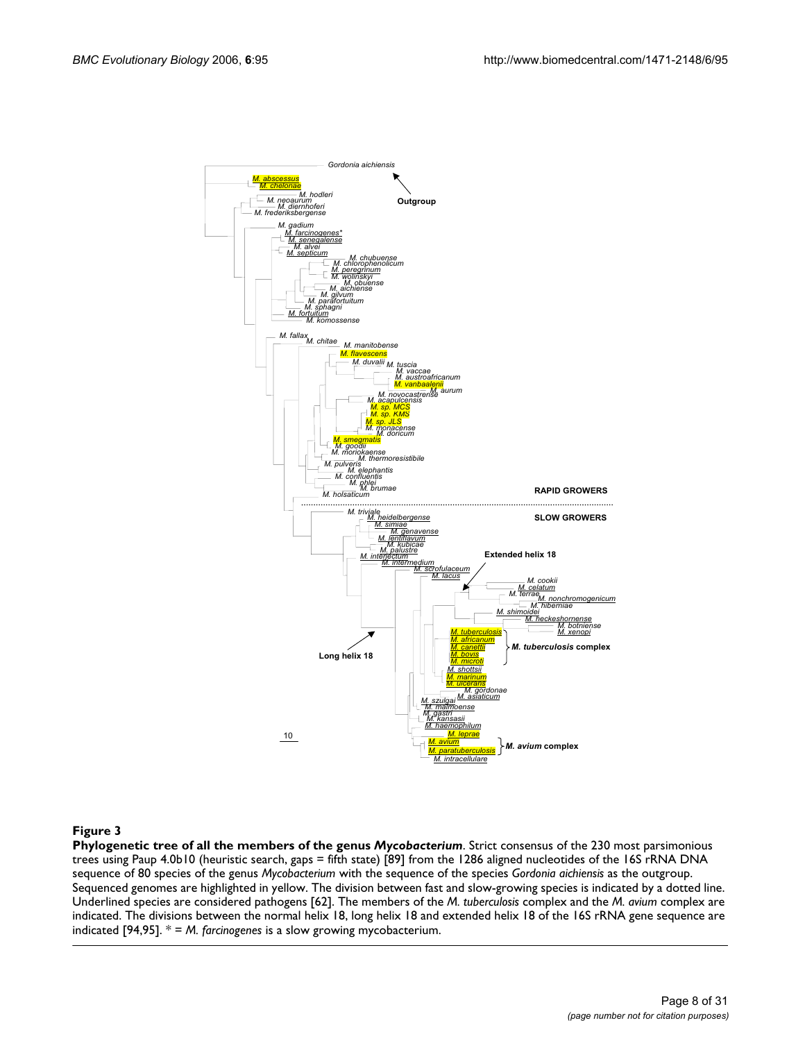**Figure 3**

**Phylogenetic tree of all the members of the genus *Mycobacterium***. Strict consensus of the 230 most parsimonious trees using Paup 4.0b10 (heuristic search, gaps = fifth state) [89] from the 1286 aligned nucleotides of the 16S rRNA DNA sequence of 80 species of the genus *Mycobacterium* with the sequence of the species *Gordonia aichiensis* as the outgroup. Sequenced genomes are highlighted in yellow. The division between fast and slow-growing species is indicated by a dotted line. Underlined species are considered pathogens [62]. The members of the *M. tuberculosis* complex and the *M. avium* complex are indicated. The divisions between the normal helix 18, long helix 18 and extended helix 18 of the 16S rRNA gene sequence are indicated [94,95]. * = *M. farcinogenes* is a slow growing mycobacterium.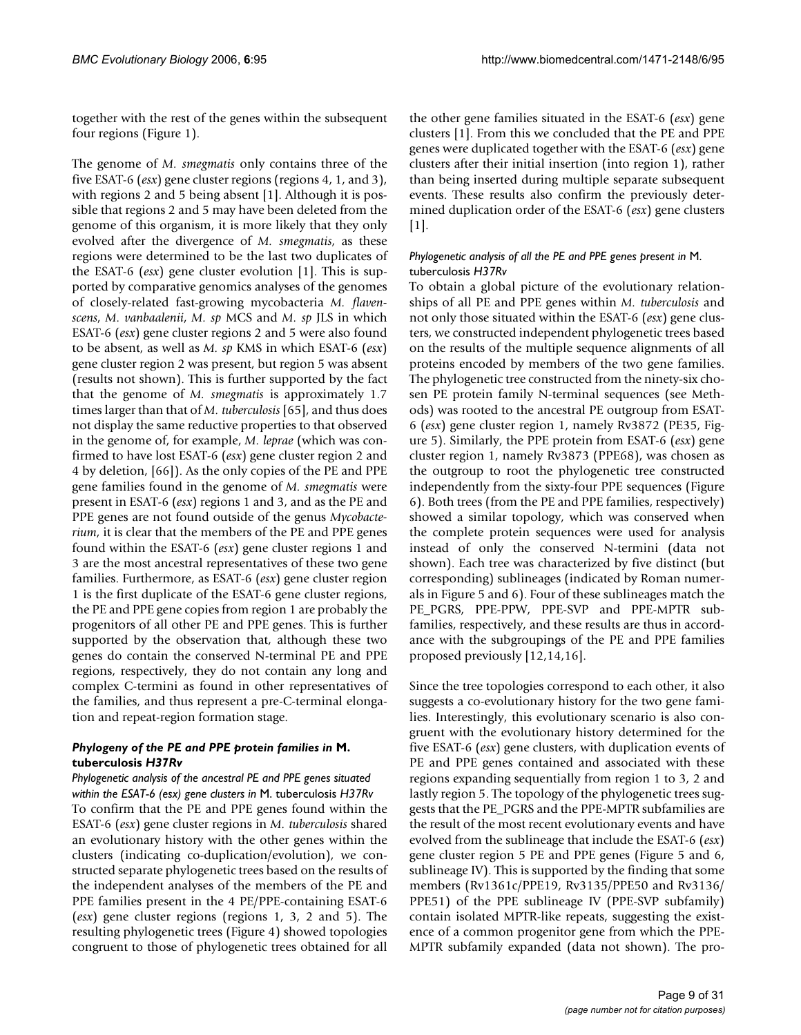together with the rest of the genes within the subsequent four regions (Figure 1).

The genome of *M. smegmatis* only contains three of the five ESAT-6 (*esx*) gene cluster regions (regions 4, 1, and 3), with regions 2 and 5 being absent [1]. Although it is possible that regions 2 and 5 may have been deleted from the genome of this organism, it is more likely that they only evolved after the divergence of *M. smegmatis*, as these regions were determined to be the last two duplicates of the ESAT-6 (*esx*) gene cluster evolution [1]. This is supported by comparative genomics analyses of the genomes of closely-related fast-growing mycobacteria *M. flavenscens*, *M. vanbaalenii*, *M. sp* MCS and *M. sp* JLS in which ESAT-6 (*esx*) gene cluster regions 2 and 5 were also found to be absent, as well as *M. sp* KMS in which ESAT-6 (*esx*) gene cluster region 2 was present, but region 5 was absent (results not shown). This is further supported by the fact that the genome of *M. smegmatis* is approximately 1.7 times larger than that of *M. tuberculosis* [65], and thus does not display the same reductive properties to that observed in the genome of, for example, *M. leprae* (which was confirmed to have lost ESAT-6 (*esx*) gene cluster region 2 and 4 by deletion, [66]). As the only copies of the PE and PPE gene families found in the genome of *M. smegmatis* were present in ESAT-6 (*esx*) regions 1 and 3, and as the PE and PPE genes are not found outside of the genus *Mycobacterium*, it is clear that the members of the PE and PPE genes found within the ESAT-6 (*esx*) gene cluster regions 1 and 3 are the most ancestral representatives of these two gene families. Furthermore, as ESAT-6 (*esx*) gene cluster region 1 is the first duplicate of the ESAT-6 gene cluster regions, the PE and PPE gene copies from region 1 are probably the progenitors of all other PE and PPE genes. This is further supported by the observation that, although these two genes do contain the conserved N-terminal PE and PPE regions, respectively, they do not contain any long and complex C-termini as found in other representatives of the families, and thus represent a pre-C-terminal elongation and repeat-region formation stage.

### Phylogeny of the PE and PPE protein families in *M. tuberculosis H37Rv*

#### *Phylogenetic analysis of the ancestral PE and PPE genes situated within the ESAT-6 (esx) gene clusters in* M. tuberculosis *H37Rv*

To confirm that the PE and PPE genes found within the ESAT-6 (*esx*) gene cluster regions in *M. tuberculosis* shared an evolutionary history with the other genes within the clusters (indicating co-duplication/evolution), we constructed separate phylogenetic trees based on the results of the independent analyses of the members of the PE and PPE families present in the 4 PE/PPE-containing ESAT-6 (*esx*) gene cluster regions (regions 1, 3, 2 and 5). The resulting phylogenetic trees (Figure 4) showed topologies congruent to those of phylogenetic trees obtained for all the other gene families situated in the ESAT-6 (*esx*) gene clusters [1]. From this we concluded that the PE and PPE genes were duplicated together with the ESAT-6 (*esx*) gene clusters after their initial insertion (into region 1), rather than being inserted during multiple separate subsequent events. These results also confirm the previously determined duplication order of the ESAT-6 (*esx*) gene clusters [1].

#### *Phylogenetic analysis of all the PE and PPE genes present in* M. tuberculosis *H37Rv*

To obtain a global picture of the evolutionary relationships of all PE and PPE genes within *M. tuberculosis* and not only those situated within the ESAT-6 (*esx*) gene clusters, we constructed independent phylogenetic trees based on the results of the multiple sequence alignments of all proteins encoded by members of the two gene families. The phylogenetic tree constructed from the ninety-six chosen PE protein family N-terminal sequences (see Methods) was rooted to the ancestral PE outgroup from ESAT-6 (*esx*) gene cluster region 1, namely Rv3872 (PE35, Figure 5). Similarly, the PPE protein from ESAT-6 (*esx*) gene cluster region 1, namely Rv3873 (PPE68), was chosen as the outgroup to root the phylogenetic tree constructed independently from the sixty-four PPE sequences (Figure 6). Both trees (from the PE and PPE families, respectively) showed a similar topology, which was conserved when the complete protein sequences were used for analysis instead of only the conserved N-termini (data not shown). Each tree was characterized by five distinct (but corresponding) sublineages (indicated by Roman numerals in Figure 5 and 6). Four of these sublineages match the PE_PGRS, PPE-PPW, PPE-SVP and PPE-MPTR subfamilies, respectively, and these results are thus in accordance with the subgroupings of the PE and PPE families proposed previously [12,14,16].

Since the tree topologies correspond to each other, it also suggests a co-evolutionary history for the two gene families. Interestingly, this evolutionary scenario is also congruent with the evolutionary history determined for the five ESAT-6 (*esx*) gene clusters, with duplication events of PE and PPE genes contained and associated with these regions expanding sequentially from region 1 to 3, 2 and lastly region 5. The topology of the phylogenetic trees suggests that the PE_PGRS and the PPE-MPTR subfamilies are the result of the most recent evolutionary events and have evolved from the sublineage that include the ESAT-6 (*esx*) gene cluster region 5 PE and PPE genes (Figure 5 and 6, sublineage IV). This is supported by the finding that some members (Rv1361c/PPE19, Rv3135/PPE50 and Rv3136/PPE51) of the PPE sublineage IV (PPE-SVP subfamily) contain isolated MPTR-like repeats, suggesting the existence of a common progenitor gene from which the PPE-MPTR subfamily expanded (data not shown). The pro-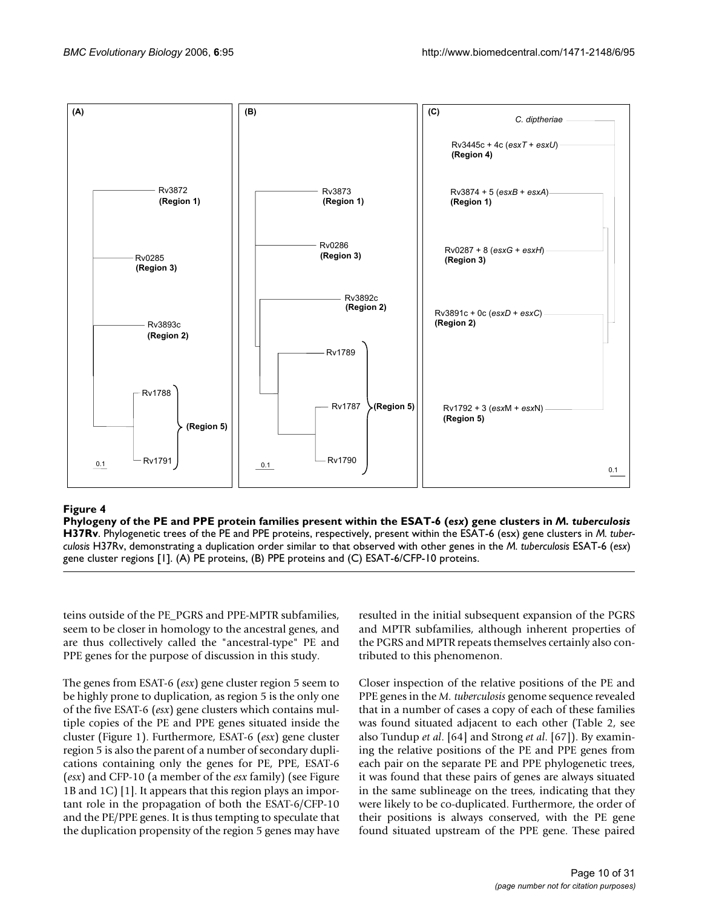**Figure 4**

**Phylogeny of the PE and PPE protein families present within the ESAT-6 (*esx*) gene clusters in *M. tuberculosis* H37Rv**. Phylogenetic trees of the PE and PPE proteins, respectively, present within the ESAT-6 (esx) gene clusters in *M. tuberculosis* H37Rv, demonstrating a duplication order similar to that observed with other genes in the *M. tuberculosis* ESAT-6 (*esx*) gene cluster regions [1]. (A) PE proteins, (B) PPE proteins and (C) ESAT-6/CFP-10 proteins.

teins outside of the PE_PGRS and PPE-MPTR subfamilies, seem to be closer in homology to the ancestral genes, and are thus collectively called the "ancestral-type" PE and PPE genes for the purpose of discussion in this study.

The genes from ESAT-6 (*esx*) gene cluster region 5 seem to be highly prone to duplication, as region 5 is the only one of the five ESAT-6 (*esx*) gene clusters which contains multiple copies of the PE and PPE genes situated inside the cluster (Figure 1). Furthermore, ESAT-6 (*esx*) gene cluster region 5 is also the parent of a number of secondary duplications containing only the genes for PE, PPE, ESAT-6 (*esx*) and CFP-10 (a member of the *esx* family) (see Figure 1B and 1C) [1]. It appears that this region plays an important role in the propagation of both the ESAT-6/CFP-10 and the PE/PPE genes. It is thus tempting to speculate that the duplication propensity of the region 5 genes may have resulted in the initial subsequent expansion of the PGRS and MPTR subfamilies, although inherent properties of the PGRS and MPTR repeats themselves certainly also contributed to this phenomenon.

Closer inspection of the relative positions of the PE and PPE genes in the *M. tuberculosis* genome sequence revealed that in a number of cases a copy of each of these families was found situated adjacent to each other (Table 2, see also Tundup *et al*. [64] and Strong *et al*. [67]). By examining the relative positions of the PE and PPE genes from each pair on the separate PE and PPE phylogenetic trees, it was found that these pairs of genes are always situated in the same sublineage on the trees, indicating that they were likely to be co-duplicated. Furthermore, the order of their positions is always conserved, with the PE gene found situated upstream of the PPE gene. These paired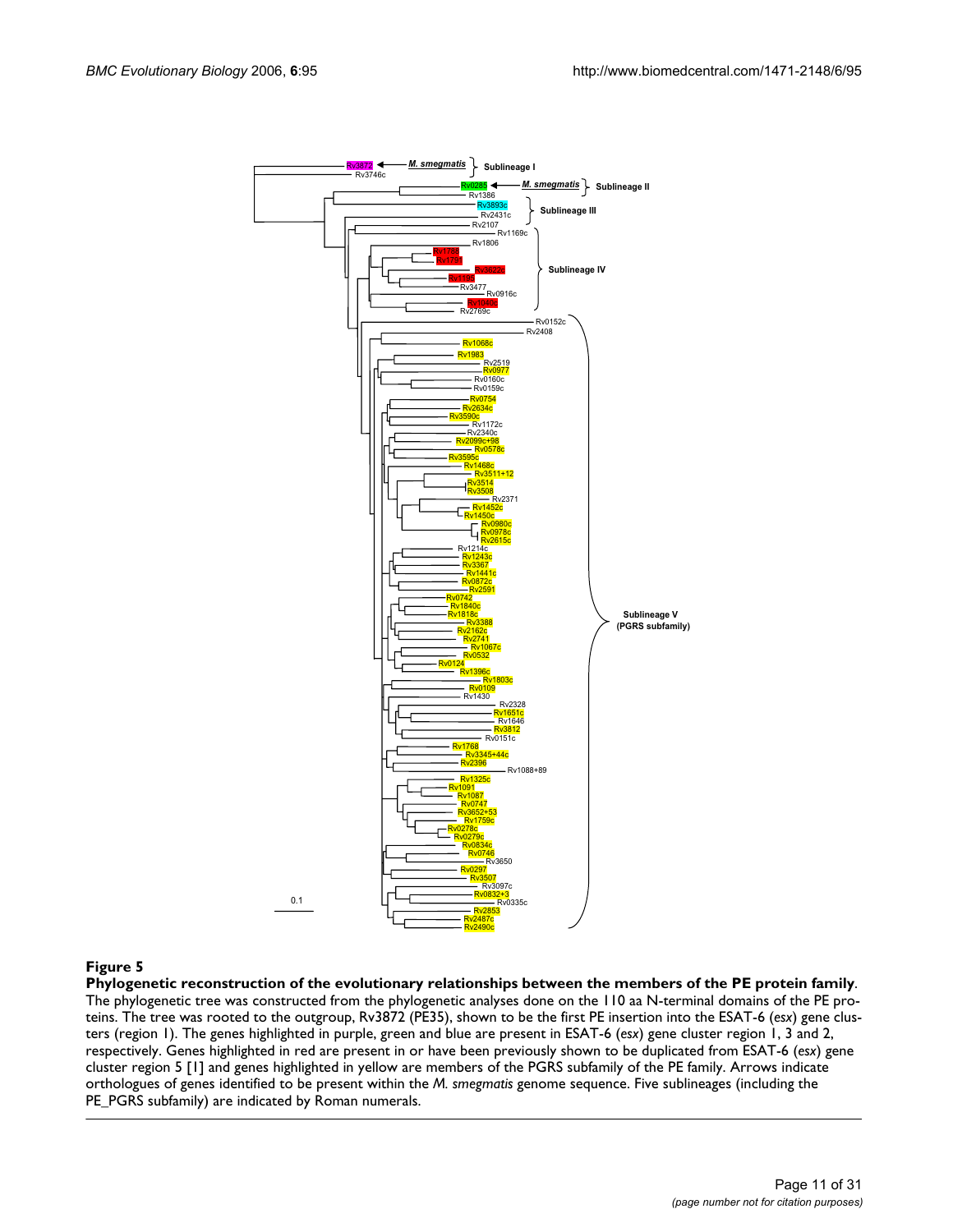**Figure 5**

**Phylogenetic reconstruction of the evolutionary relationships between the members of the PE protein family**. The phylogenetic tree was constructed from the phylogenetic analyses done on the 110 aa N-terminal domains of the PE proteins. The tree was rooted to the outgroup, Rv3872 (PE35), shown to be the first PE insertion into the ESAT-6 (*esx*) gene clusters (region 1). The genes highlighted in purple, green and blue are present in ESAT-6 (*esx*) gene cluster region 1, 3 and 2, respectively. Genes highlighted in red are present in or have been previously shown to be duplicated from ESAT-6 (*esx*) gene cluster region 5 [1] and genes highlighted in yellow are members of the PGRS subfamily of the PE family. Arrows indicate orthologues of genes identified to be present within the *M. smegmatis* genome sequence. Five sublineages (including the PE_PGRS subfamily) are indicated by Roman numerals.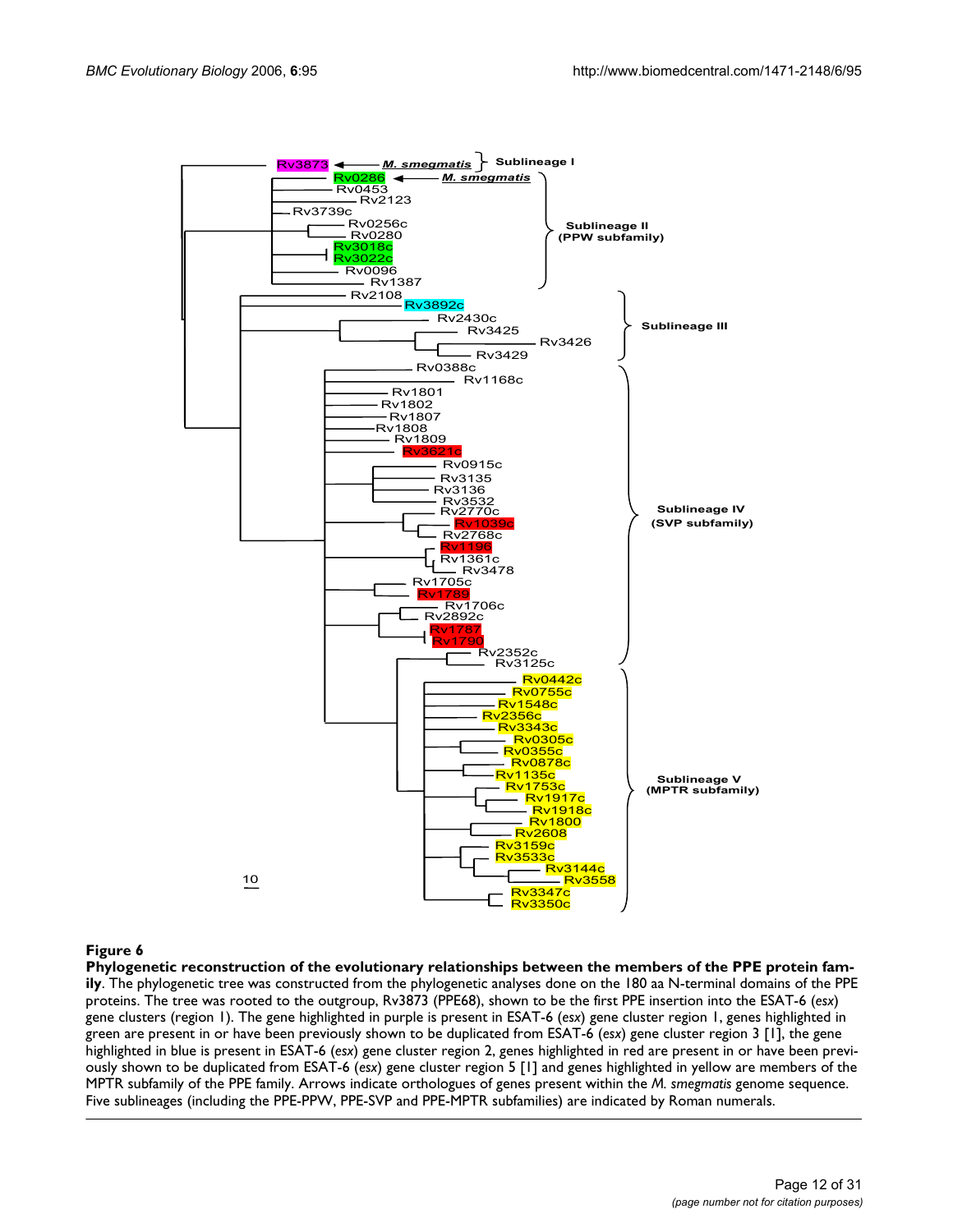**Figure 6**

**Phylogenetic reconstruction of the evolutionary relationships between the members of the PPE protein family**. The phylogenetic tree was constructed from the phylogenetic analyses done on the 180 aa N-terminal domains of the PPE proteins. The tree was rooted to the outgroup, Rv3873 (PPE68), shown to be the first PPE insertion into the ESAT-6 (*esx*) gene clusters (region 1). The gene highlighted in purple is present in ESAT-6 (*esx*) gene cluster region 1, genes highlighted in green are present in or have been previously shown to be duplicated from ESAT-6 (*esx*) gene cluster region 3 [1], the gene highlighted in blue is present in ESAT-6 (*esx*) gene cluster region 2, genes highlighted in red are present in or have been previously shown to be duplicated from ESAT-6 (*esx*) gene cluster region 5 [1] and genes highlighted in yellow are members of the MPTR subfamily of the PPE family. Arrows indicate orthologues of genes present within the *M. smegmatis* genome sequence. Five sublineages (including the PPE-PPW, PPE-SVP and PPE-MPTR subfamilies) are indicated by Roman numerals.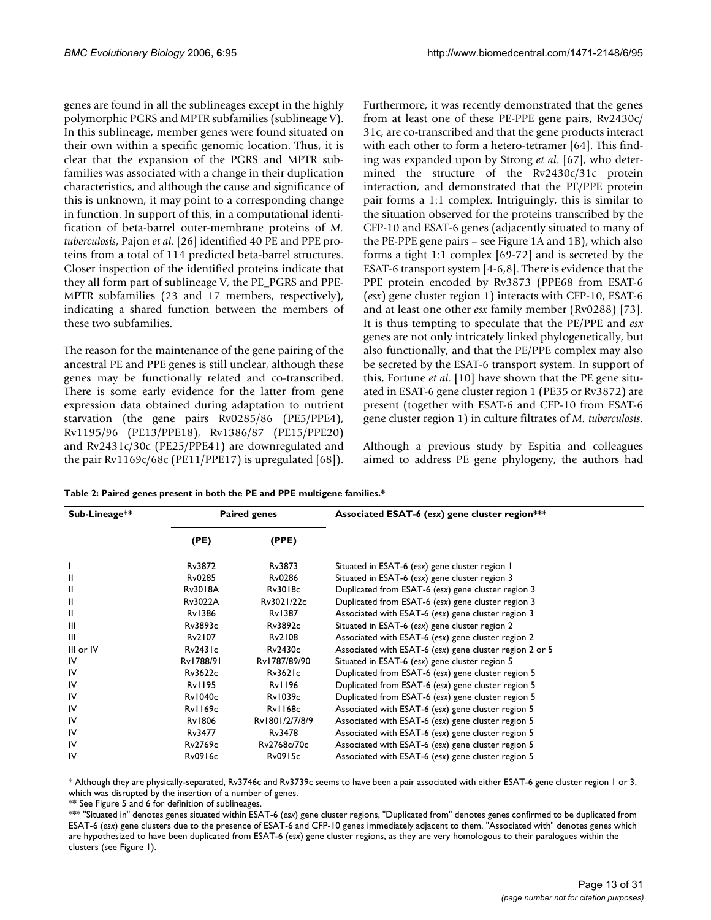genes are found in all the sublineages except in the highly polymorphic PGRS and MPTR subfamilies (sublineage V). In this sublineage, member genes were found situated on their own within a specific genomic location. Thus, it is clear that the expansion of the PGRS and MPTR subfamilies was associated with a change in their duplication characteristics, and although the cause and significance of this is unknown, it may point to a corresponding change in function. In support of this, in a computational identification of beta-barrel outer-membrane proteins of *M. tuberculosis*, Pajon *et al*. [26] identified 40 PE and PPE proteins from a total of 114 predicted beta-barrel structures. Closer inspection of the identified proteins indicate that they all form part of sublineage V, the PE_PGRS and PPE-MPTR subfamilies (23 and 17 members, respectively), indicating a shared function between the members of these two subfamilies.

The reason for the maintenance of the gene pairing of the ancestral PE and PPE genes is still unclear, although these genes may be functionally related and co-transcribed. There is some early evidence for the latter from gene expression data obtained during adaptation to nutrient starvation (the gene pairs Rv0285/86 (PE5/PPE4), Rv1195/96 (PE13/PPE18), Rv1386/87 (PE15/PPE20) and Rv2431c/30c (PE25/PPE41) are downregulated and the pair Rv1169c/68c (PE11/PPE17) is upregulated [68]). Furthermore, it was recently demonstrated that the genes from at least one of these PE-PPE gene pairs, Rv2430c/31c, are co-transcribed and that the gene products interact with each other to form a hetero-tetramer [64]. This finding was expanded upon by Strong *et al*. [67], who determined the structure of the Rv2430c/31c protein interaction, and demonstrated that the PE/PPE protein pair forms a 1:1 complex. Intriguingly, this is similar to the situation observed for the proteins transcribed by the CFP-10 and ESAT-6 genes (adjacently situated to many of the PE-PPE gene pairs – see Figure 1A and 1B), which also forms a tight 1:1 complex [69-72] and is secreted by the ESAT-6 transport system [4-6,8]. There is evidence that the PPE protein encoded by Rv3873 (PPE68 from ESAT-6 (*esx*) gene cluster region 1) interacts with CFP-10, ESAT-6 and at least one other *esx* family member (Rv0288) [73]. It is thus tempting to speculate that the PE/PPE and *esx* genes are not only intricately linked phylogenetically, but also functionally, and that the PE/PPE complex may also be secreted by the ESAT-6 transport system. In support of this, Fortune *et al*. [10] have shown that the PE gene situated in ESAT-6 gene cluster region 1 (PE35 or Rv3872) are present (together with ESAT-6 and CFP-10 from ESAT-6 gene cluster region 1) in culture filtrates of *M. tuberculosis*.

Although a previous study by Espitia and colleagues aimed to address PE gene phylogeny, the authors had

**Table 2: Paired genes present in both the PE and PPE multigene families.***

| Sub-Lineage** | Paired genes | | Associated ESAT-6 (*esx*) gene cluster region*** |
|---|---|---|---|
| | (PE) | (PPE) | |
| I | Rv3872 | Rv3873 | Situated in ESAT-6 (*esx*) gene cluster region 1 |
| II | Rv0285 | Rv0286 | Situated in ESAT-6 (*esx*) gene cluster region 3 |
| II | Rv3018A | Rv3018c | Duplicated from ESAT-6 (*esx*) gene cluster region 3 |
| II | Rv3022A | Rv3021/22c | Duplicated from ESAT-6 (*esx*) gene cluster region 3 |
| II | Rv1386 | Rv1387 | Associated with ESAT-6 (*esx*) gene cluster region 3 |
| III | Rv3893c | Rv3892c | Situated in ESAT-6 (*esx*) gene cluster region 2 |
| III | Rv2107 | Rv2108 | Associated with ESAT-6 (*esx*) gene cluster region 2 |
| III or IV | Rv2431c | Rv2430c | Associated with ESAT-6 (*esx*) gene cluster region 2 or 5 |
| IV | Rv1788/91 | Rv1787/89/90 | Situated in ESAT-6 (*esx*) gene cluster region 5 |
| IV | Rv3622c | Rv3621c | Duplicated from ESAT-6 (*esx*) gene cluster region 5 |
| IV | Rv1195 | Rv1196 | Duplicated from ESAT-6 (*esx*) gene cluster region 5 |
| IV | Rv1040c | Rv1039c | Duplicated from ESAT-6 (*esx*) gene cluster region 5 |
| IV | Rv1169c | Rv1168c | Associated with ESAT-6 (*esx*) gene cluster region 5 |
| IV | Rv1806 | Rv1801/2/7/8/9 | Associated with ESAT-6 (*esx*) gene cluster region 5 |
| IV | Rv3477 | Rv3478 | Associated with ESAT-6 (*esx*) gene cluster region 5 |
| IV | Rv2769c | Rv2768c/70c | Associated with ESAT-6 (*esx*) gene cluster region 5 |
| IV | Rv0916c | Rv0915c | Associated with ESAT-6 (*esx*) gene cluster region 5 |

* Although they are physically-separated, Rv3746c and Rv3739c seems to have been a pair associated with either ESAT-6 gene cluster region 1 or 3, which was disrupted by the insertion of a number of genes.

** See Figure 5 and 6 for definition of sublineages.

*** "Situated in" denotes genes situated within ESAT-6 (*esx*) gene cluster regions, "Duplicated from" denotes genes confirmed to be duplicated from ESAT-6 (*esx*) gene clusters due to the presence of ESAT-6 and CFP-10 genes immediately adjacent to them, "Associated with" denotes genes which are hypothesized to have been duplicated from ESAT-6 (*esx*) gene cluster regions, as they are very homologous to their paralogues within the clusters (see Figure 1).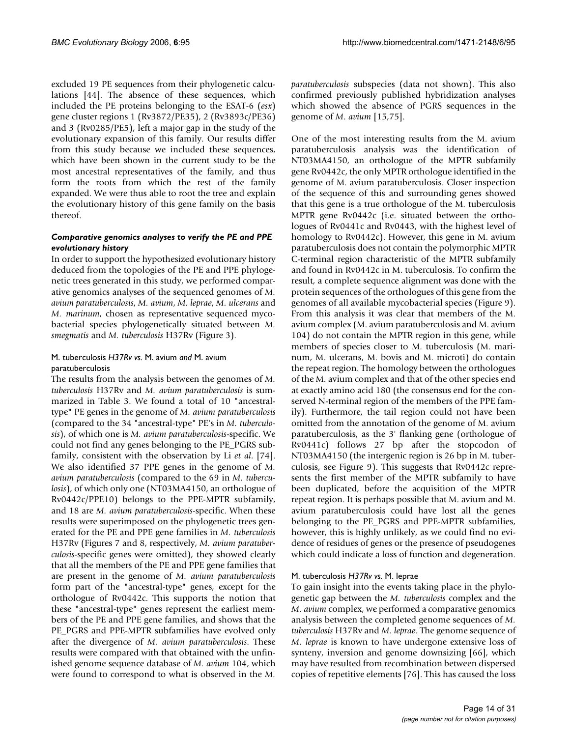excluded 19 PE sequences from their phylogenetic calculations [44]. The absence of these sequences, which included the PE proteins belonging to the ESAT-6 (*esx*) gene cluster regions 1 (Rv3872/PE35), 2 (Rv3893c/PE36) and 3 (Rv0285/PE5), left a major gap in the study of the evolutionary expansion of this family. Our results differ from this study because we included these sequences, which have been shown in the current study to be the most ancestral representatives of the family, and thus form the roots from which the rest of the family expanded. We were thus able to root the tree and explain the evolutionary history of this gene family on the basis thereof.

### *Comparative genomics analyses to verify the PE and PPE evolutionary history*

In order to support the hypothesized evolutionary history deduced from the topologies of the PE and PPE phylogenetic trees generated in this study, we performed comparative genomics analyses of the sequenced genomes of *M. avium paratuberculosis*, *M. avium*, *M. leprae*, *M. ulcerans* and *M. marinum*, chosen as representative sequenced mycobacterial species phylogenetically situated between *M. smegmatis* and *M. tuberculosis* H37Rv (Figure 3).

#### M. tuberculosis *H37Rv vs.* M. avium *and* M. avium paratuberculosis

The results from the analysis between the genomes of *M. tuberculosis* H37Rv and *M. avium paratuberculosis* is summarized in Table 3. We found a total of 10 "ancestral-type" PE genes in the genome of *M. avium paratuberculosis* (compared to the 34 "ancestral-type" PE's in *M. tuberculosis*), of which one is *M. avium paratuberculosis*-specific. We could not find any genes belonging to the PE_PGRS subfamily, consistent with the observation by Li *et al.* [74]. We also identified 37 PPE genes in the genome of *M. avium paratuberculosis* (compared to the 69 in *M. tuberculosis*), of which only one (NT03MA4150, an orthologue of Rv0442c/PPE10) belongs to the PPE-MPTR subfamily, and 18 are *M. avium paratuberculosis*-specific. When these results were superimposed on the phylogenetic trees generated for the PE and PPE gene families in *M. tuberculosis* H37Rv (Figures 7 and 8, respectively, *M. avium paratuberculosis*-specific genes were omitted), they showed clearly that all the members of the PE and PPE gene families that are present in the genome of *M. avium paratuberculosis* form part of the "ancestral-type" genes, except for the orthologue of Rv0442c. This supports the notion that these "ancestral-type" genes represent the earliest members of the PE and PPE gene families, and shows that the PE_PGRS and PPE-MPTR subfamilies have evolved only after the divergence of *M. avium paratuberculosis*. These results were compared with that obtained with the unfinished genome sequence database of *M. avium* 104, which were found to correspond to what is observed in the *M. paratuberculosis* subspecies (data not shown). This also confirmed previously published hybridization analyses which showed the absence of PGRS sequences in the genome of *M. avium* [15,75].

One of the most interesting results from the M. avium paratuberculosis analysis was the identification of NT03MA4150, an orthologue of the MPTR subfamily gene Rv0442c, the only MPTR orthologue identified in the genome of M. avium paratuberculosis. Closer inspection of the sequence of this and surrounding genes showed that this gene is a true orthologue of the M. tuberculosis MPTR gene Rv0442c (i.e. situated between the orthologues of Rv0441c and Rv0443, with the highest level of homology to Rv0442c). However, this gene in M. avium paratuberculosis does not contain the polymorphic MPTR C-terminal region characteristic of the MPTR subfamily and found in Rv0442c in M. tuberculosis. To confirm the result, a complete sequence alignment was done with the protein sequences of the orthologues of this gene from the genomes of all available mycobacterial species (Figure 9). From this analysis it was clear that members of the M. avium complex (M. avium paratuberculosis and M. avium 104) do not contain the MPTR region in this gene, while members of species closer to M. tuberculosis (M. marinum, M. ulcerans, M. bovis and M. microti) do contain the repeat region. The homology between the orthologues of the M. avium complex and that of the other species end at exactly amino acid 180 (the consensus end for the conserved N-terminal region of the members of the PPE family). Furthermore, the tail region could not have been omitted from the annotation of the genome of M. avium paratuberculosis, as the 3' flanking gene (orthologue of Rv0441c) follows 27 bp after the stopcodon of NT03MA4150 (the intergenic region is 26 bp in M. tuberculosis, see Figure 9). This suggests that Rv0442c represents the first member of the MPTR subfamily to have been duplicated, before the acquisition of the MPTR repeat region. It is perhaps possible that M. avium and M. avium paratuberculosis could have lost all the genes belonging to the PE_PGRS and PPE-MPTR subfamilies, however, this is highly unlikely, as we could find no evidence of residues of genes or the presence of pseudogenes which could indicate a loss of function and degeneration.

#### M. tuberculosis *H37Rv vs.* M. leprae

To gain insight into the events taking place in the phylogenetic gap between the *M. tuberculosis* complex and the *M. avium* complex, we performed a comparative genomics analysis between the completed genome sequences of *M. tuberculosis* H37Rv and *M. leprae*. The genome sequence of *M. leprae* is known to have undergone extensive loss of synteny, inversion and genome downsizing [66], which may have resulted from recombination between dispersed copies of repetitive elements [76]. This has caused the loss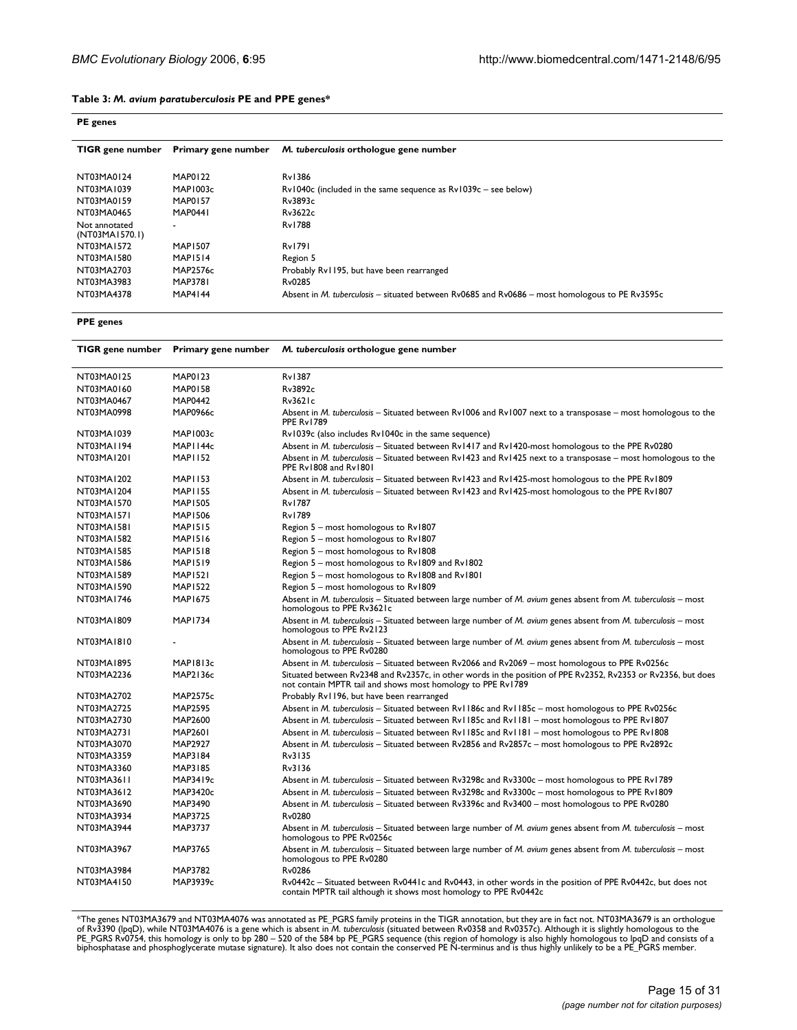**Table 3: *M. avium paratuberculosis* PE and PPE genes***

**PE genes**

| TIGR gene number | Primary gene number | *M. tuberculosis* orthologue gene number |
|---|---|---|
| NT03MA0124 | MAP0122 | Rv1386 |
| NT03MA1039 | MAP1003c | Rv1040c (included in the same sequence as Rv1039c – see below) |
| NT03MA0159 | MAP0157 | Rv3893c |
| NT03MA0465 | MAP0441 | Rv3622c |
| Not annotated (NT03MA1570.1) | - | Rv1788 |
| NT03MA1572 | MAP1507 | Rv1791 |
| NT03MA1580 | MAP1514 | Region 5 |
| NT03MA2703 | MAP2576c | Probably Rv1195, but have been rearranged |
| NT03MA3983 | MAP3781 | Rv0285 |
| NT03MA4378 | MAP4144 | Absent in *M. tuberculosis* – situated between Rv0685 and Rv0686 – most homologous to PE Rv3595c |

**PPE genes**

| TIGR gene number | Primary gene number | *M. tuberculosis* orthologue gene number |
|---|---|---|
| NT03MA0125 | MAP0123 | Rv1387 |
| NT03MA0160 | MAP0158 | Rv3892c |
| NT03MA0467 | MAP0442 | Rv3621c |
| NT03MA0998 | MAP0966c | Absent in *M. tuberculosis* – Situated between Rv1006 and Rv1007 next to a transposase – most homologous to the PPE Rv1789 |
| NT03MA1039 | MAP1003c | Rv1039c (also includes Rv1040c in the same sequence) |
| NT03MA1194 | MAP1144c | Absent in *M. tuberculosis* – Situated between Rv1417 and Rv1420-most homologous to the PPE Rv0280 |
| NT03MA1201 | MAP1152 | Absent in *M. tuberculosis* – Situated between Rv1423 and Rv1425 next to a transposase – most homologous to the PPE Rv1808 and Rv1801 |
| NT03MA1202 | MAP1153 | Absent in *M. tuberculosis* – Situated between Rv1423 and Rv1425-most homologous to the PPE Rv1809 |
| NT03MA1204 | MAP1155 | Absent in *M. tuberculosis* – Situated between Rv1423 and Rv1425-most homologous to the PPE Rv1807 |
| NT03MA1570 | MAP1505 | Rv1787 |
| NT03MA1571 | MAP1506 | Rv1789 |
| NT03MA1581 | MAP1515 | Region 5 – most homologous to Rv1807 |
| NT03MA1582 | MAP1516 | Region 5 – most homologous to Rv1807 |
| NT03MA1585 | MAP1518 | Region 5 – most homologous to Rv1808 |
| NT03MA1586 | MAP1519 | Region 5 – most homologous to Rv1809 and Rv1802 |
| NT03MA1589 | MAP1521 | Region 5 – most homologous to Rv1808 and Rv1801 |
| NT03MA1590 | MAP1522 | Region 5 – most homologous to Rv1809 |
| NT03MA1746 | MAP1675 | Absent in *M. tuberculosis* – Situated between large number of *M. avium* genes absent from *M. tuberculosis* – most homologous to PPE Rv3621c |
| NT03MA1809 | MAP1734 | Absent in *M. tuberculosis* – Situated between large number of *M. avium* genes absent from *M. tuberculosis* – most homologous to PPE Rv2123 |
| NT03MA1810 | - | Absent in *M. tuberculosis* – Situated between large number of *M. avium* genes absent from *M. tuberculosis* – most homologous to PPE Rv0280 |
| NT03MA1895 | MAP1813c | Absent in *M. tuberculosis* – Situated between Rv2066 and Rv2069 – most homologous to PPE Rv0256c |
| NT03MA2236 | MAP2136c | Situated between Rv2348 and Rv2357c, in other words in the position of PPE Rv2352, Rv2353 or Rv2356, but does not contain MPTR tail and shows most homology to PPE Rv1789 |
| NT03MA2702 | MAP2575c | Probably Rv1196, but have been rearranged |
| NT03MA2725 | MAP2595 | Absent in *M. tuberculosis* – Situated between Rv1186c and Rv1185c – most homologous to PPE Rv0256c |
| NT03MA2730 | MAP2600 | Absent in *M. tuberculosis* – Situated between Rv1185c and Rv1181 – most homologous to PPE Rv1807 |
| NT03MA2731 | MAP2601 | Absent in *M. tuberculosis* – Situated between Rv1185c and Rv1181 – most homologous to PPE Rv1808 |
| NT03MA3070 | MAP2927 | Absent in *M. tuberculosis* – Situated between Rv2856 and Rv2857c – most homologous to PPE Rv2892c |
| NT03MA3359 | MAP3184 | Rv3135 |
| NT03MA3360 | MAP3185 | Rv3136 |
| NT03MA3611 | MAP3419c | Absent in *M. tuberculosis* – Situated between Rv3298c and Rv3300c – most homologous to PPE Rv1789 |
| NT03MA3612 | MAP3420c | Absent in *M. tuberculosis* – Situated between Rv3298c and Rv3300c – most homologous to PPE Rv1809 |
| NT03MA3690 | MAP3490 | Absent in *M. tuberculosis* – Situated between Rv3396c and Rv3400 – most homologous to PPE Rv0280 |
| NT03MA3934 | MAP3725 | Rv0280 |
| NT03MA3944 | MAP3737 | Absent in *M. tuberculosis* – Situated between large number of *M. avium* genes absent from *M. tuberculosis* – most homologous to PPE Rv0256c |
| NT03MA3967 | MAP3765 | Absent in *M. tuberculosis* – Situated between large number of *M. avium* genes absent from *M. tuberculosis* – most homologous to PPE Rv0280 |
| NT03MA3984 | MAP3782 | Rv0286 |
| NT03MA4150 | MAP3939c | Rv0442c – Situated between Rv0441c and Rv0443, in other words in the position of PPE Rv0442c, but does not contain MPTR tail although it shows most homology to PPE Rv0442c |

*The genes NT03MA3679 and NT03MA4076 was annotated as PE_PGRS family proteins in the TIGR annotation, but they are in fact not. NT03MA3679 is an orthologue of Rv3390 (lpqD), while NT03MA4076 is a gene which is absent in *M. tuberculosis* (situated between Rv0358 and Rv0357c). Although it is slightly homologous to the PE_PGRS Rv0754, this homology is only to bp 280 – 520 of the 584 bp PE_PGRS sequence (this region of homology is also highly homologous to lpqD and consists of a biphosphatase and phosphoglycerate mutase signature). It also does not contain the conserved PE N-terminus and is thus highly unlikely to be a PE_PGRS member.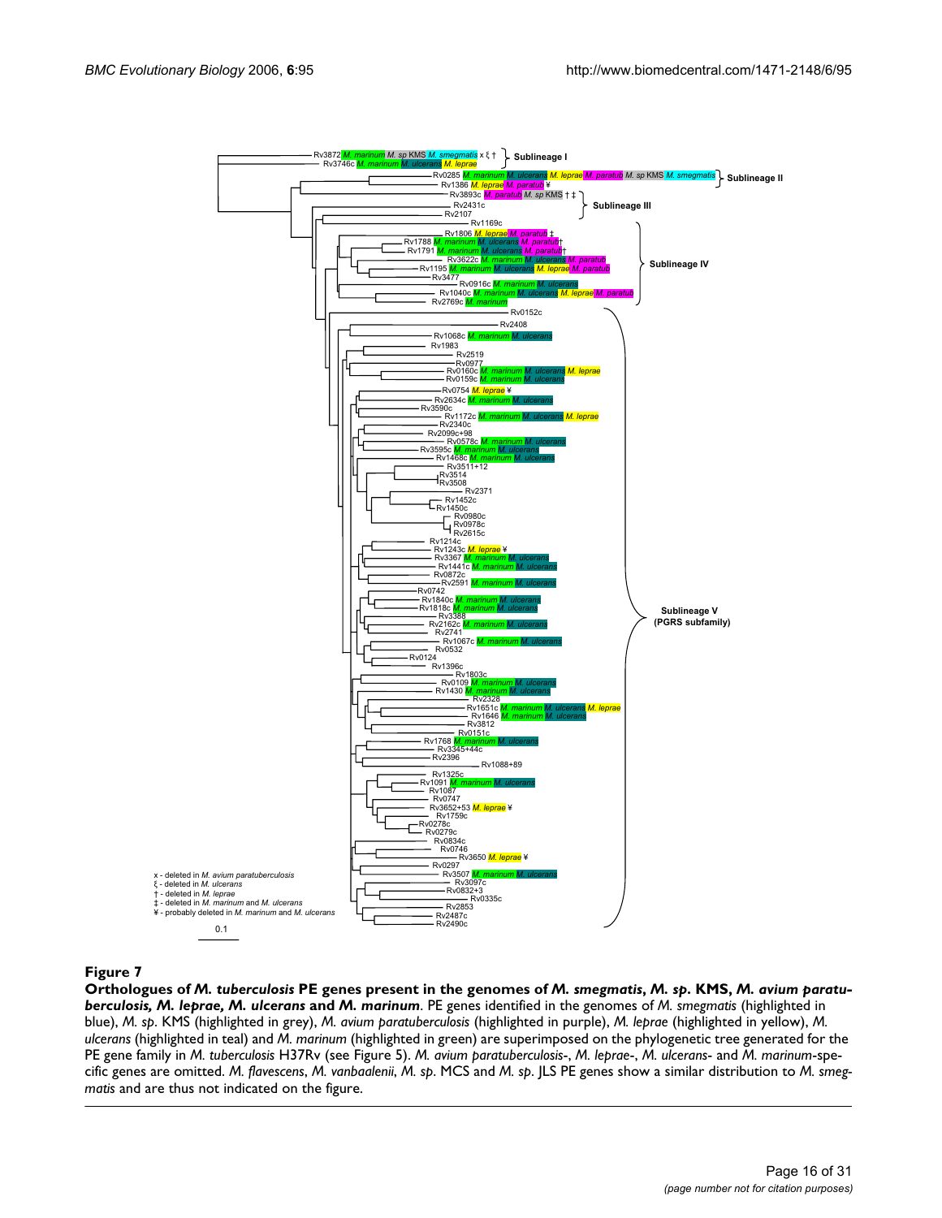**Figure 7**

**Orthologues of *M. tuberculosis* PE genes present in the genomes of *M. smegmatis*, *M. sp*. KMS, *M. avium paratuberculosis, M. leprae, M. ulcerans* and *M. marinum***. PE genes identified in the genomes of *M. smegmatis* (highlighted in blue), *M. sp*. KMS (highlighted in grey), *M. avium paratuberculosis* (highlighted in purple), *M. leprae* (highlighted in yellow), *M. ulcerans* (highlighted in teal) and *M. marinum* (highlighted in green) are superimposed on the phylogenetic tree generated for the PE gene family in *M. tuberculosis* H37Rv (see Figure 5). *M. avium paratuberculosis*-, *M. leprae*-, *M. ulcerans*- and *M. marinum*-specific genes are omitted. *M. flavescens*, *M. vanbaalenii*, *M. sp*. MCS and *M. sp*. JLS PE genes show a similar distribution to *M. smegmatis* and are thus not indicated on the figure.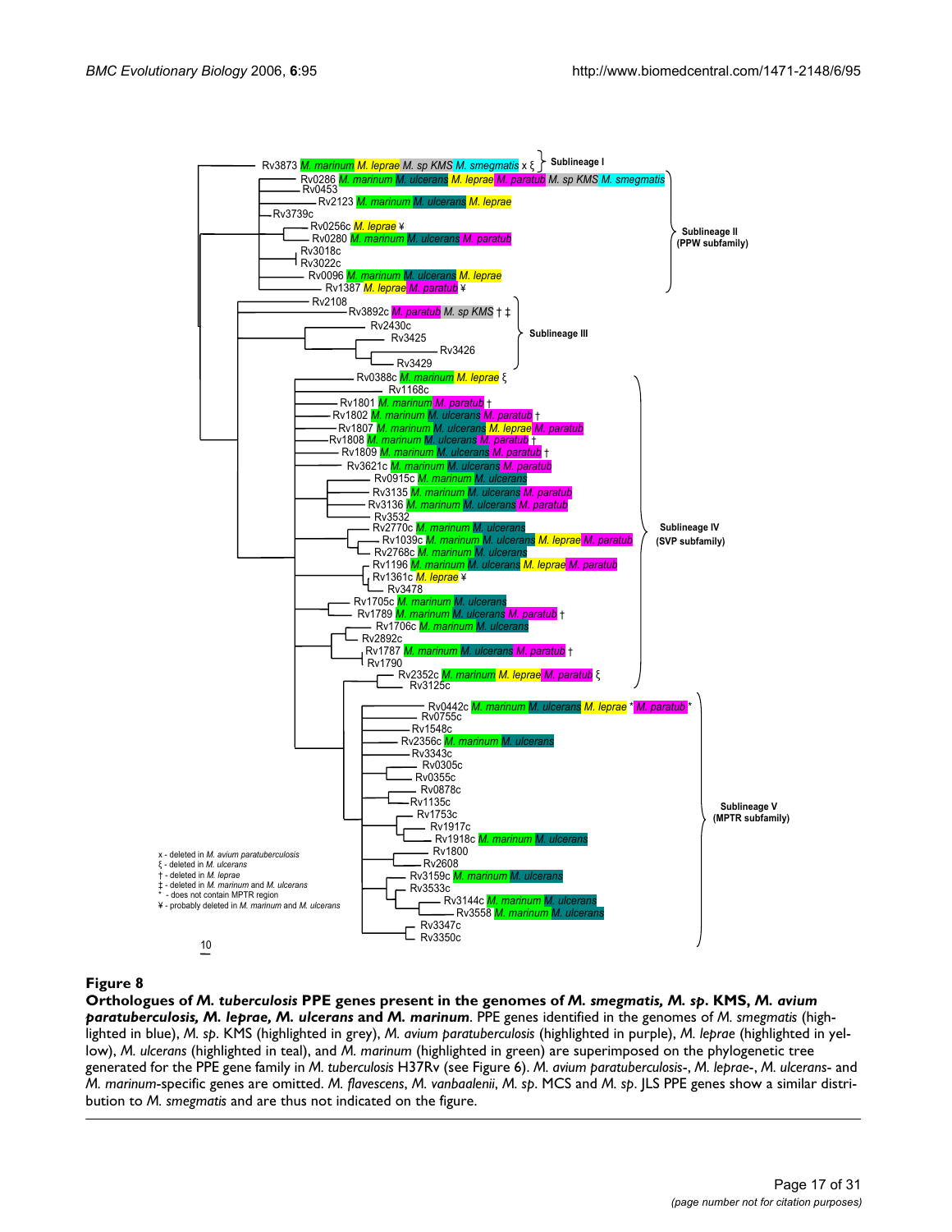**Figure 8**

**Orthologues of *M. tuberculosis* PPE genes present in the genomes of *M. smegmatis, M. sp*. KMS, *M. avium paratuberculosis, M. leprae, M. ulcerans* and *M. marinum***. PPE genes identified in the genomes of *M. smegmatis* (highlighted in blue), *M. sp*. KMS (highlighted in grey), *M. avium paratuberculosis* (highlighted in purple), *M. leprae* (highlighted in yellow), *M. ulcerans* (highlighted in teal), and *M. marinum* (highlighted in green) are superimposed on the phylogenetic tree generated for the PPE gene family in *M. tuberculosis* H37Rv (see Figure 6). *M. avium paratuberculosis*-, *M. leprae*-, *M. ulcerans*- and *M. marinum*-specific genes are omitted. *M. flavescens*, *M. vanbaalenii*, *M. sp*. MCS and *M. sp*. JLS PPE genes show a similar distribution to *M. smegmatis* and are thus not indicated on the figure.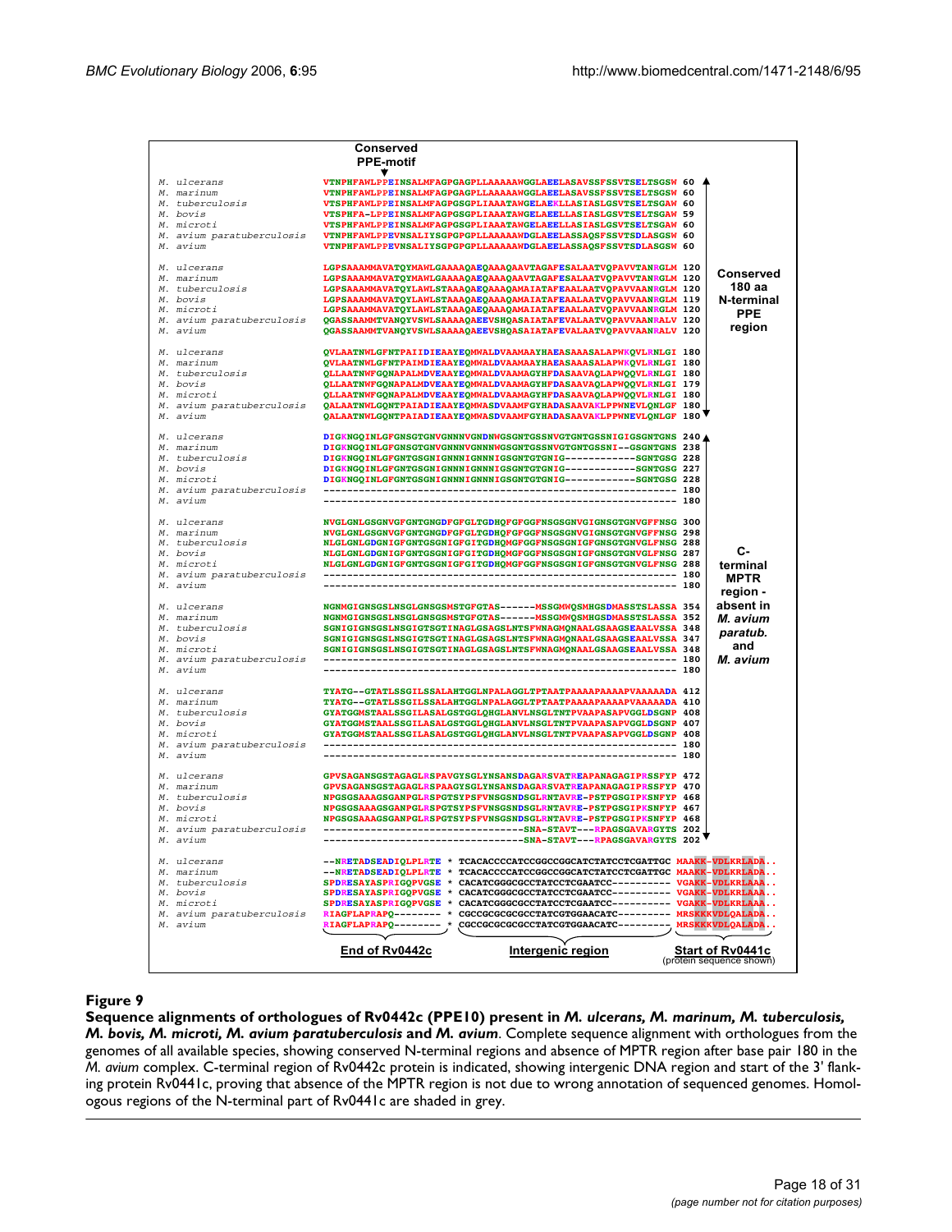```
                          Conserved
                          PPE-motif
                              ▼
M. ulcerans               VTNPHFAWLPPEINSALMFAGPGAGPLLAAAAAWGGLAEELASAVSSFSSVTSELTSGSW 60
M. marinum                VTNPHFAWLPPEINSALMFAGPGAGPLLAAAAAWGGLAEELASAVSSFSSVTSELTSGSW 60
M. tuberculosis           VTSPHFAWLPPEINSALMFAGPGSGPLIAAATAWGELAEKLLASIASLGSVTSELTSGAW 60
M. bovis                  VTSPHFA-LPPEINSALMFAGPGSGPLIAAATAWGELAEELLASIASLGSVTSELTSGAW 59
M. microti                VTSPHFAWLPPEINSALMFAGPGSGPLIAAATAWGELAEELLASIASLGSVTSELTSGAW 60
M. avium paratuberculosis VTNPHFAWLPPEVNSALIYSGPGPGPLLAAAAAWDGLAEELASSAQSFSSVTSDLASGSW 60
M. avium                  VTNPHFAWLPPEVNSALIYSGPGPGPLLAAAAAWDGLAEELASSAQSFSSVTSDLASGSW 60

M. ulcerans               LGPSAAAMMAVATQYMAWLGAAAAQAEQAAAQAAVTAGAFESALAATVQPAVVTANRGLM 120
M. marinum                LGPSAAAMMAVATQYMAWLGAAAAQAEQAAAQAAVTAGAFESALAATVQPAVVTANRGLM 120
M. tuberculosis           LGPSAAAMMAVATQYLAWLSTAAAQAEQAAAQAMAIATAFEAALAATVQPAVVAANRGLM 120
M. bovis                  LGPSAAAMMAVATQYLAWLSTAAAQAEQAAAQAMAIATAFEAALAATVQPAVVAANRGLM 119
M. microti                LGPSAAAMMAVATQYLAWLSTAAAQAEQAAAQAMAIATAFEAALAATVQPAVVAANRGLM 120
M. avium paratuberculosis QGASSAAMMTVANQYVSWLSAAAAQAEEVSHQASAIATAFEVALAATVQPAVVAANRALV 120
M. avium                  QGASSAAMMTVANQYVSWLSAAAAQAEEVSHQASAIATAFEVALAATVQPAVVAANRALV 120

M. ulcerans               QVLAATNWLGFNTPAIIDIEAAYEQMWALDVAAMAAYHAEASAAASALAPWKQVLRNLGI 180
M. marinum                QVLAATNWLGFNTPAIMDIEAAYEQMWALDVAAMAAYHAEASAAASALAPWKQVLRNLGI 180
M. tuberculosis           QLLAATNWFGQNAPALMDVEAAYEQMWALDVAAMAGYHFDASAAVAQLAPWQQVLRNLGI 180
M. bovis                  QLLAATNWFGQNAPALMDVEAAYEQMWALDVAAMAGYHFDASAAVAQLAPWQQVLRNLGI 179
M. microti                QLLAATNWFGQNAPALMDVEAAYEQMWALDVAAMAGYHFDASAAVAQLAPWQQVLRNLGI 180
M. avium paratuberculosis QALAATNWLGQNTPAIADIEAAYEQMWASDVAAMFGYHADASAAVAKLPPWNEVLQNLGF 180
M. avium                  QALAATNWLGQNTPAIADIEAAYEQMWASDVAAMFGYHADASAAVAKLPPWNEVLQNLGF 180

   (Conserved 180 aa N-terminal PPE region)

M. ulcerans               DIGKNGQINLGFGNSGTGNVGNNNVGNDNWGSGNTGSSNVGTGNTGSSNIGIGSGNTGNS 240
M. marinum                DIGKNGQINLGFGNSGTGNVGNNNVGNNNWGSGNTGSSNVGTGNTGSSNI--GSGNTGNS 238
M. tuberculosis           DIGKNGQINLGFGNTGSGNIGNNNIGNNNIGSGNTGTGNIG------------SGNTGSG 228
M. bovis                  DIGKNGQINLGFGNTGSGNIGNNNIGNNNIGSGNTGTGNIG------------SGNTGSG 227
M. microti                DIGKNGQINLGFGNTGSGNIGNNNIGNNNIGSGNTGTGNIG------------SGNTGSG 228
M. avium paratuberculosis ------------------------------------------------------------ 180
M. avium                  ------------------------------------------------------------ 180

M. ulcerans               NVGLGNLGSGNVGFGNTGNGDFGFGLTGDHQFGFGGFNSGSGNVGIGNSGTGNVGFFNSG 300
M. marinum                NVGLGNLGSGNVGFGNTGNGDFGFGLTGDHQFGFGGFNSGSGNVGIGNSGTGNVGFFNSG 298
M. tuberculosis           NLGLGNLGDGNIGFGNTGSGNIGFGITGDHQMGFGGFNSGSGNIGFGNSGTGNVGLFNSG 288
M. bovis                  NLGLGNLGDGNIGFGNTGSGNIGFGITGDHQMGFGGFNSGSGNIGFGNSGTGNVGLFNSG 287
M. microti                NLGLGNLGDGNIGFGNTGSGNIGFGITGDHQMGFGGFNSGSGNIGFGNSGTGNVGLFNSG 288
M. avium paratuberculosis ------------------------------------------------------------ 180
M. avium                  ------------------------------------------------------------ 180

M. ulcerans               NGNMGIGNSGSLNSGLGNSGSMSTGFGTAS------MSSGMWQSMHGSDMASSTSLASSA 354
M. marinum                NGNMGIGNSGSLNSGLGNSGSMSTGFGTAS------MSSGMWQSMHGSDMASSTSLASSA 352
M. tuberculosis           SGNIGIGNSGSLNSGIGTSGTINAGLGSAGSLNTSFWNAGMQNAALGSAAGSEAALVSSA 348
M. bovis                  SGNIGIGNSGSLNSGIGTSGTINAGLGSAGSLNTSFWNAGMQNAALGSAAGSEAALVSSA 347
M. microti                SGNIGIGNSGSLNSGIGTSGTINAGLGSAGSLNTSFWNAGMQNAALGSAAGSEAALVSSA 348
M. avium paratuberculosis ------------------------------------------------------------ 180
M. avium                  ------------------------------------------------------------ 180

M. ulcerans               TYATG--GTATLSSGILSSALAHTGGLNPALAGGLTPTAATPAAAAPAAAAPVAAAAADA 412
M. marinum                TYATG--GTATLSSGILSSALAHTGGLNPALAGGLTPTAATPAAAAPAAAAPVAAAAADA 410
M. tuberculosis           GYATGGMSTAALSSGILASALGSTGGLQHGLANVLNSGLTNTPVAAPASAPVGGLDSGNP 408
M. bovis                  GYATGGMSTAALSSGILASALGSTGGLQHGLANVLNSGLTNTPVAAPASAPVGGLDSGNP 407
M. microti                GYATGGMSTAALSSGILASALGSTGGLQHGLANVLNSGLTNTPVAAPASAPVGGLDSGNP 408
M. avium paratuberculosis ------------------------------------------------------------ 180
M. avium                  ------------------------------------------------------------ 180

M. ulcerans               GPVSAGANSGSTAGAGLRSPAVGYSGLYNSANSDAGARSVATREAPANAGAGIPRSSFYP 472
M. marinum                GPVSAGANSGSTAGAGLRSPAAGYSGLYNSANSDAGARSVATREAPANAGAGIPRSSFYP 470
M. tuberculosis           NPGSGSAAAGSGANPGLRSPGTSYPSFVNSGSNDSGLRNTAVRE-PSTPGSGIPKSNFYP 468
M. bovis                  NPGSGSAAAGSGANPGLRSPGTSYPSFVNSGSNDSGLRNTAVRE-PSTPGSGIPKSNFYP 467
M. microti                NPGSGSAAAGSGANPGLRSPGTSYPSFVNSGSNDSGLRNTAVRE-PSTPGSGIPKSNFYP 468
M. avium paratuberculosis ---------------------------------SNA-STAVT---RPAGSGAVARGYTS 202
M. avium                  ---------------------------------SNA-STAVT---RPAGSGAVARGYTS 202

   (C-terminal MPTR region - absent in M. avium paratub. and M. avium)

M. ulcerans               --NRETADSEADIQLPLRTE * TCACACCCCATCCGGCCGGCATCTATCCTCGATTGC MAAKK-VDLKRLADA..
M. marinum                --NRETADSEADIQLPLRTE * TCACACCCCATCCGGCCGGCATCTATCCTCGATTGC MAAKK-VDLKRLADA..
M. tuberculosis           SPDRESAYASPRIGQPVGSE * CACATCGGGCGCCTATCCTCGAATCC---------- VGAKK-VDLKRLAAA..
M. bovis                  SPDRESAYASPRIGQPVGSE * CACATCGGGCGCCTATCCTCGAATCC---------- VGAKK-VDLKRLAAA..
M. microti                SPDRESAYASPRIGQPVGSE * CACATCGGGCGCCTATCCTCGAATCC---------- VGAKK-VDLKRLAAA..
M. avium paratuberculosis RIAGFLAPRAPQ-------- * CGCCGCGCGCGCCTATCGTGGAACATC--------- MRSKKKVDLQALADA..
M. avium                  RIAGFLAPRAPQ-------- * CGCCGCGCGCGCCTATCGTGGAACATC--------- MRSKKKVDLQALADA..
                          End of Rv0442c           Intergenic region                    Start of Rv0441c
                                                                                        (protein sequence shown)
```

**Figure 9**

**Sequence alignments of orthologues of Rv0442c (PPE10) present in *M. ulcerans, M. marinum, M. tuberculosis, M. bovis, M. microti, M. avium paratuberculosis* and *M. avium***. Complete sequence alignment with orthologues from the genomes of all available species, showing conserved N-terminal regions and absence of MPTR region after base pair 180 in the *M. avium* complex. C-terminal region of Rv0442c protein is indicated, showing intergenic DNA region and start of the 3' flanking protein Rv0441c, proving that absence of the MPTR region is not due to wrong annotation of sequenced genomes. Homologous regions of the N-terminal part of Rv0441c are shaded in grey.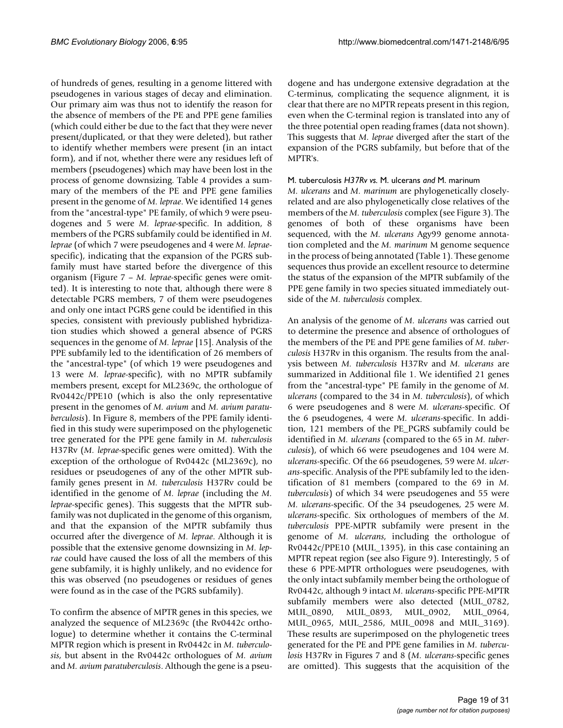of hundreds of genes, resulting in a genome littered with pseudogenes in various stages of decay and elimination. Our primary aim was thus not to identify the reason for the absence of members of the PE and PPE gene families (which could either be due to the fact that they were never present/duplicated, or that they were deleted), but rather to identify whether members were present (in an intact form), and if not, whether there were any residues left of members (pseudogenes) which may have been lost in the process of genome downsizing. Table 4 provides a summary of the members of the PE and PPE gene families present in the genome of *M. leprae*. We identified 14 genes from the "ancestral-type" PE family, of which 9 were pseudogenes and 5 were *M. leprae*-specific. In addition, 8 members of the PGRS subfamily could be identified in *M. leprae* (of which 7 were pseudogenes and 4 were *M. leprae*-specific), indicating that the expansion of the PGRS subfamily must have started before the divergence of this organism (Figure 7 – *M. leprae*-specific genes were omitted). It is interesting to note that, although there were 8 detectable PGRS members, 7 of them were pseudogenes and only one intact PGRS gene could be identified in this species, consistent with previously published hybridization studies which showed a general absence of PGRS sequences in the genome of *M. leprae* [15]. Analysis of the PPE subfamily led to the identification of 26 members of the "ancestral-type" (of which 19 were pseudogenes and 13 were *M. leprae*-specific), with no MPTR subfamily members present, except for ML2369c, the orthologue of Rv0442c/PPE10 (which is also the only representative present in the genomes of *M. avium* and *M. avium paratuberculosis*). In Figure 8, members of the PPE family identified in this study were superimposed on the phylogenetic tree generated for the PPE gene family in *M. tuberculosis* H37Rv (*M. leprae*-specific genes were omitted). With the exception of the orthologue of Rv0442c (ML2369c), no residues or pseudogenes of any of the other MPTR subfamily genes present in *M. tuberculosis* H37Rv could be identified in the genome of *M. leprae* (including the *M. leprae*-specific genes). This suggests that the MPTR subfamily was not duplicated in the genome of this organism, and that the expansion of the MPTR subfamily thus occurred after the divergence of *M. leprae*. Although it is possible that the extensive genome downsizing in *M. leprae* could have caused the loss of all the members of this gene subfamily, it is highly unlikely, and no evidence for this was observed (no pseudogenes or residues of genes were found as in the case of the PGRS subfamily).

To confirm the absence of MPTR genes in this species, we analyzed the sequence of ML2369c (the Rv0442c orthologue) to determine whether it contains the C-terminal MPTR region which is present in Rv0442c in *M. tuberculosis*, but absent in the Rv0442c orthologues of *M. avium* and *M. avium paratuberculosis*. Although the gene is a pseudogene and has undergone extensive degradation at the C-terminus, complicating the sequence alignment, it is clear that there are no MPTR repeats present in this region, even when the C-terminal region is translated into any of the three potential open reading frames (data not shown). This suggests that *M. leprae* diverged after the start of the expansion of the PGRS subfamily, but before that of the MPTR's.

#### *M. tuberculosis* H37Rv vs. *M. ulcerans* and *M. marinum*

*M. ulcerans* and *M. marinum* are phylogenetically closely-related and are also phylogenetically close relatives of the members of the *M. tuberculosis* complex (see Figure 3). The genomes of both of these organisms have been sequenced, with the *M. ulcerans* Agy99 genome annotation completed and the *M. marinum* M genome sequence in the process of being annotated (Table 1). These genome sequences thus provide an excellent resource to determine the status of the expansion of the MPTR subfamily of the PPE gene family in two species situated immediately outside of the *M. tuberculosis* complex.

An analysis of the genome of *M. ulcerans* was carried out to determine the presence and absence of orthologues of the members of the PE and PPE gene families of *M. tuberculosis* H37Rv in this organism. The results from the analysis between *M. tuberculosis* H37Rv and *M. ulcerans* are summarized in Additional file 1. We identified 21 genes from the "ancestral-type" PE family in the genome of *M. ulcerans* (compared to the 34 in *M. tuberculosis*), of which 6 were pseudogenes and 8 were *M. ulcerans*-specific. Of the 6 pseudogenes, 4 were *M. ulcerans*-specific. In addition, 121 members of the PE_PGRS subfamily could be identified in *M. ulcerans* (compared to the 65 in *M. tuberculosis*), of which 66 were pseudogenes and 104 were *M. ulcerans*-specific. Of the 66 pseudogenes, 59 were *M. ulcerans*-specific. Analysis of the PPE subfamily led to the identification of 81 members (compared to the 69 in *M. tuberculosis*) of which 34 were pseudogenes and 55 were *M. ulcerans*-specific. Of the 34 pseudogenes, 25 were *M. ulcerans*-specific. Six orthologues of members of the *M. tuberculosis* PPE-MPTR subfamily were present in the genome of *M. ulcerans*, including the orthologue of Rv0442c/PPE10 (MUL_1395), in this case containing an MPTR repeat region (see also Figure 9). Interestingly, 5 of these 6 PPE-MPTR orthologues were pseudogenes, with the only intact subfamily member being the orthologue of Rv0442c, although 9 intact *M. ulcerans*-specific PPE-MPTR subfamily members were also detected (MUL_0782, MUL_0890, MUL_0893, MUL_0902, MUL_0964, MUL_0965, MUL_2586, MUL_0098 and MUL_3169). These results are superimposed on the phylogenetic trees generated for the PE and PPE gene families in *M. tuberculosis* H37Rv in Figures 7 and 8 (*M. ulcerans*-specific genes are omitted). This suggests that the acquisition of the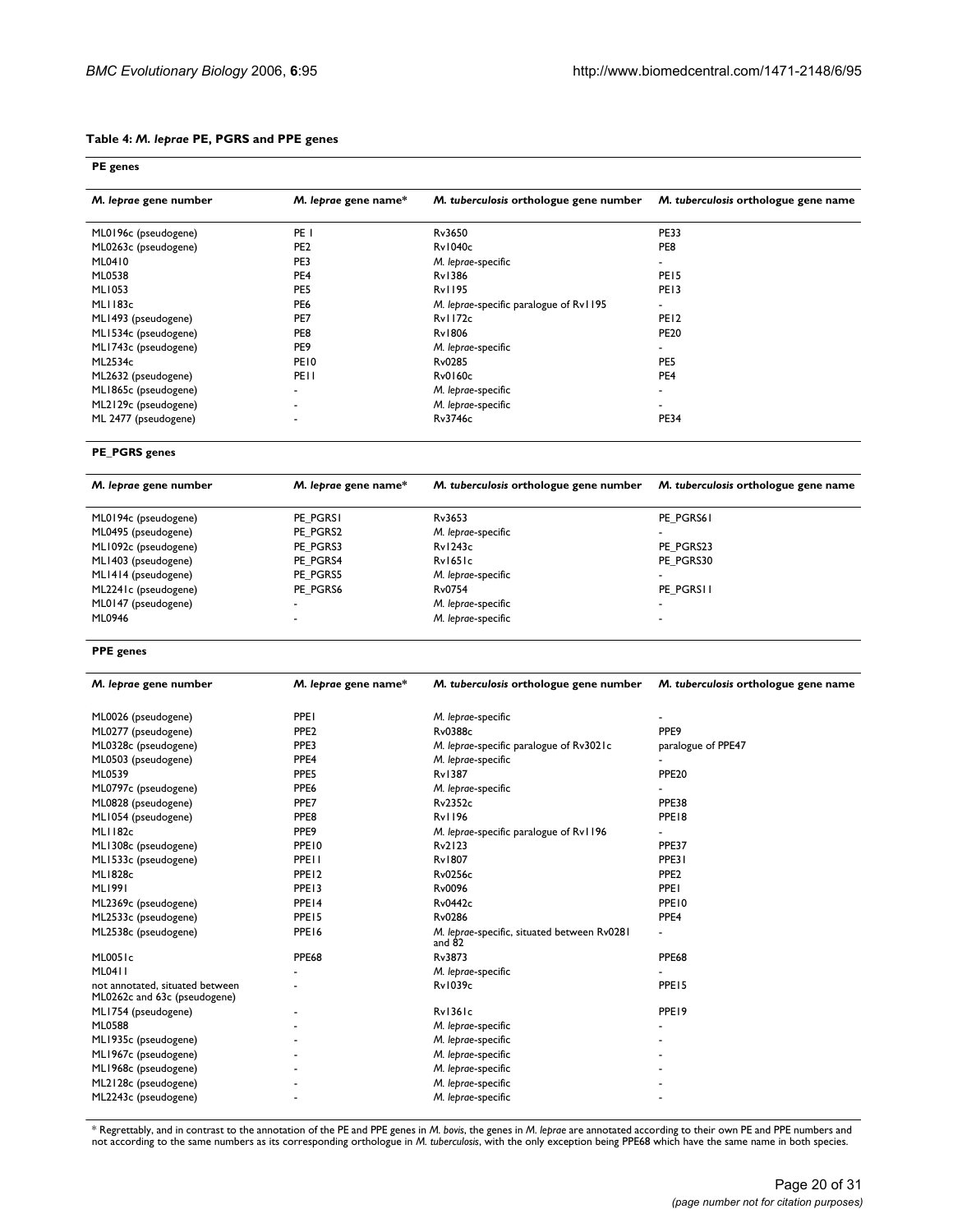**Table 4: *M. leprae* PE, PGRS and PPE genes**

**PE genes**

| *M. leprae* gene number | *M. leprae* gene name* | *M. tuberculosis* orthologue gene number | *M. tuberculosis* orthologue gene name |
|---|---|---|---|
| ML0196c (pseudogene) | PE 1 | Rv3650 | PE33 |
| ML0263c (pseudogene) | PE2 | Rv1040c | PE8 |
| ML0410 | PE3 | *M. leprae*-specific | - |
| ML0538 | PE4 | Rv1386 | PE15 |
| ML1053 | PE5 | Rv1195 | PE13 |
| ML1183c | PE6 | *M. leprae*-specific paralogue of Rv1195 | - |
| ML1493 (pseudogene) | PE7 | Rv1172c | PE12 |
| ML1534c (pseudogene) | PE8 | Rv1806 | PE20 |
| ML1743c (pseudogene) | PE9 | *M. leprae*-specific | - |
| ML2534c | PE10 | Rv0285 | PE5 |
| ML2632 (pseudogene) | PE11 | Rv0160c | PE4 |
| ML1865c (pseudogene) | - | *M. leprae*-specific | - |
| ML2129c (pseudogene) | - | *M. leprae*-specific | - |
| ML 2477 (pseudogene) | - | Rv3746c | PE34 |

**PE_PGRS genes**

| *M. leprae* gene number | *M. leprae* gene name* | *M. tuberculosis* orthologue gene number | *M. tuberculosis* orthologue gene name |
|---|---|---|---|
| ML0194c (pseudogene) | PE_PGRS1 | Rv3653 | PE_PGRS61 |
| ML0495 (pseudogene) | PE_PGRS2 | *M. leprae*-specific | - |
| ML1092c (pseudogene) | PE_PGRS3 | Rv1243c | PE_PGRS23 |
| ML1403 (pseudogene) | PE_PGRS4 | Rv1651c | PE_PGRS30 |
| ML1414 (pseudogene) | PE_PGRS5 | *M. leprae*-specific | - |
| ML2241c (pseudogene) | PE_PGRS6 | Rv0754 | PE_PGRS11 |
| ML0147 (pseudogene) | - | *M. leprae*-specific | - |
| ML0946 | - | *M. leprae*-specific | - |

**PPE genes**

| *M. leprae* gene number | *M. leprae* gene name* | *M. tuberculosis* orthologue gene number | *M. tuberculosis* orthologue gene name |
|---|---|---|---|
| ML0026 (pseudogene) | PPE1 | *M. leprae*-specific | - |
| ML0277 (pseudogene) | PPE2 | Rv0388c | PPE9 |
| ML0328c (pseudogene) | PPE3 | *M. leprae*-specific paralogue of Rv3021c | paralogue of PPE47 |
| ML0503 (pseudogene) | PPE4 | *M. leprae*-specific | - |
| ML0539 | PPE5 | Rv1387 | PPE20 |
| ML0797c (pseudogene) | PPE6 | *M. leprae*-specific | - |
| ML0828 (pseudogene) | PPE7 | Rv2352c | PPE38 |
| ML1054 (pseudogene) | PPE8 | Rv1196 | PPE18 |
| ML1182c | PPE9 | *M. leprae*-specific paralogue of Rv1196 | - |
| ML1308c (pseudogene) | PPE10 | Rv2123 | PPE37 |
| ML1533c (pseudogene) | PPE11 | Rv1807 | PPE31 |
| ML1828c | PPE12 | Rv0256c | PPE2 |
| ML1991 | PPE13 | Rv0096 | PPE1 |
| ML2369c (pseudogene) | PPE14 | Rv0442c | PPE10 |
| ML2533c (pseudogene) | PPE15 | Rv0286 | PPE4 |
| ML2538c (pseudogene) | PPE16 | *M. leprae*-specific, situated between Rv0281 and 82 | - |
| ML0051c | PPE68 | Rv3873 | PPE68 |
| ML0411 | - | *M. leprae*-specific | - |
| not annotated, situated between ML0262c and 63c (pseudogene) | - | Rv1039c | PPE15 |
| ML1754 (pseudogene) | - | Rv1361c | PPE19 |
| ML0588 | - | *M. leprae*-specific | - |
| ML1935c (pseudogene) | - | *M. leprae*-specific | - |
| ML1967c (pseudogene) | - | *M. leprae*-specific | - |
| ML1968c (pseudogene) | - | *M. leprae*-specific | - |
| ML2128c (pseudogene) | - | *M. leprae*-specific | - |
| ML2243c (pseudogene) | - | *M. leprae*-specific | - |

* Regrettably, and in contrast to the annotation of the PE and PPE genes in *M. bovis*, the genes in *M. leprae* are annotated according to their own PE and PPE numbers and not according to the same numbers as its corresponding orthologue in *M. tuberculosis*, with the only exception being PPE68 which have the same name in both species.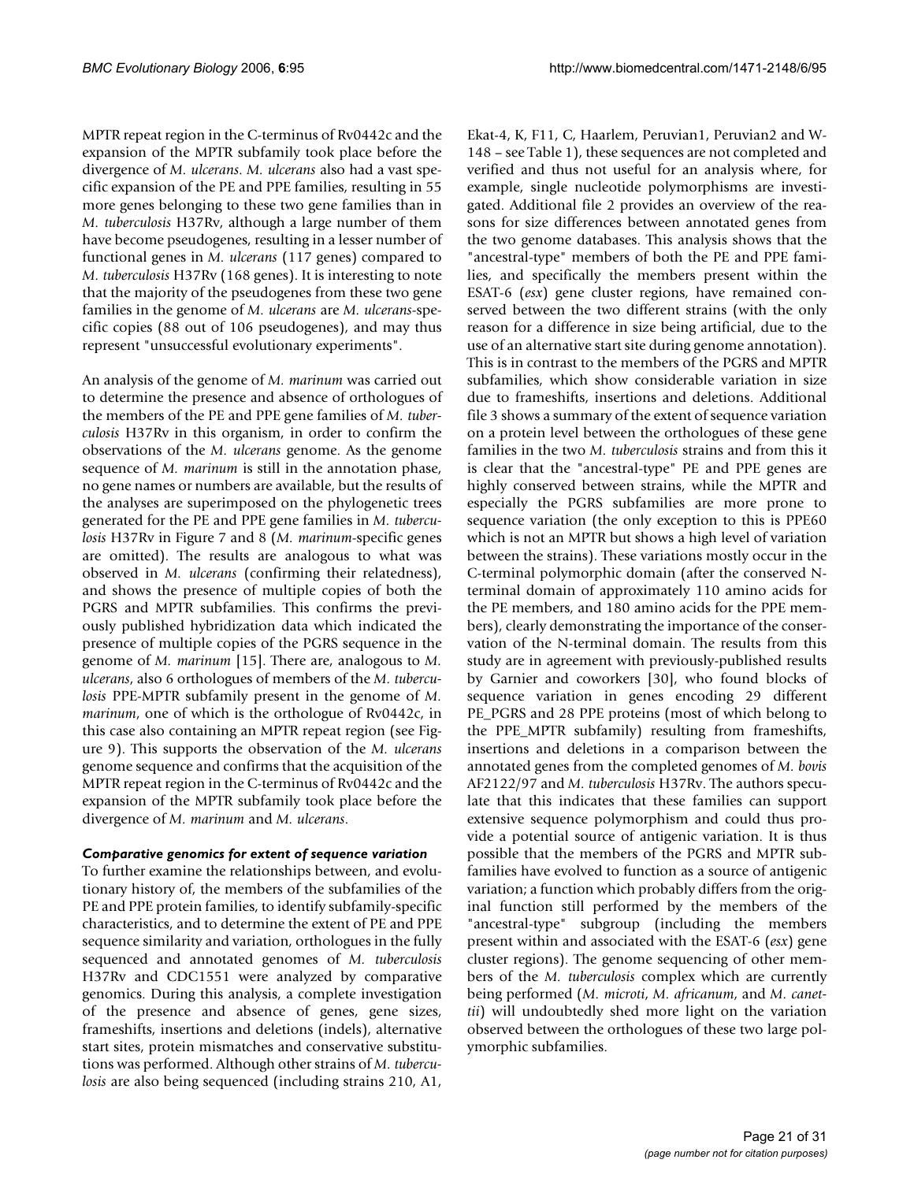MPTR repeat region in the C-terminus of Rv0442c and the expansion of the MPTR subfamily took place before the divergence of *M. ulcerans*. *M. ulcerans* also had a vast specific expansion of the PE and PPE families, resulting in 55 more genes belonging to these two gene families than in *M. tuberculosis* H37Rv, although a large number of them have become pseudogenes, resulting in a lesser number of functional genes in *M. ulcerans* (117 genes) compared to *M. tuberculosis* H37Rv (168 genes). It is interesting to note that the majority of the pseudogenes from these two gene families in the genome of *M. ulcerans* are *M. ulcerans*-specific copies (88 out of 106 pseudogenes), and may thus represent "unsuccessful evolutionary experiments".

An analysis of the genome of *M. marinum* was carried out to determine the presence and absence of orthologues of the members of the PE and PPE gene families of *M. tuberculosis* H37Rv in this organism, in order to confirm the observations of the *M. ulcerans* genome. As the genome sequence of *M. marinum* is still in the annotation phase, no gene names or numbers are available, but the results of the analyses are superimposed on the phylogenetic trees generated for the PE and PPE gene families in *M. tuberculosis* H37Rv in Figure 7 and 8 (*M. marinum*-specific genes are omitted). The results are analogous to what was observed in *M. ulcerans* (confirming their relatedness), and shows the presence of multiple copies of both the PGRS and MPTR subfamilies. This confirms the previously published hybridization data which indicated the presence of multiple copies of the PGRS sequence in the genome of *M. marinum* [15]. There are, analogous to *M. ulcerans*, also 6 orthologues of members of the *M. tuberculosis* PPE-MPTR subfamily present in the genome of *M. marinum*, one of which is the orthologue of Rv0442c, in this case also containing an MPTR repeat region (see Figure 9). This supports the observation of the *M. ulcerans* genome sequence and confirms that the acquisition of the MPTR repeat region in the C-terminus of Rv0442c and the expansion of the MPTR subfamily took place before the divergence of *M. marinum* and *M. ulcerans*.

### *Comparative genomics for extent of sequence variation*

To further examine the relationships between, and evolutionary history of, the members of the subfamilies of the PE and PPE protein families, to identify subfamily-specific characteristics, and to determine the extent of PE and PPE sequence similarity and variation, orthologues in the fully sequenced and annotated genomes of *M. tuberculosis* H37Rv and CDC1551 were analyzed by comparative genomics. During this analysis, a complete investigation of the presence and absence of genes, gene sizes, frameshifts, insertions and deletions (indels), alternative start sites, protein mismatches and conservative substitutions was performed. Although other strains of *M. tuberculosis* are also being sequenced (including strains 210, A1, Ekat-4, K, F11, C, Haarlem, Peruvian1, Peruvian2 and W-148 – see Table 1), these sequences are not completed and verified and thus not useful for an analysis where, for example, single nucleotide polymorphisms are investigated. Additional file 2 provides an overview of the reasons for size differences between annotated genes from the two genome databases. This analysis shows that the "ancestral-type" members of both the PE and PPE families, and specifically the members present within the ESAT-6 (*esx*) gene cluster regions, have remained conserved between the two different strains (with the only reason for a difference in size being artificial, due to the use of an alternative start site during genome annotation). This is in contrast to the members of the PGRS and MPTR subfamilies, which show considerable variation in size due to frameshifts, insertions and deletions. Additional file 3 shows a summary of the extent of sequence variation on a protein level between the orthologues of these gene families in the two *M. tuberculosis* strains and from this it is clear that the "ancestral-type" PE and PPE genes are highly conserved between strains, while the MPTR and especially the PGRS subfamilies are more prone to sequence variation (the only exception to this is PPE60 which is not an MPTR but shows a high level of variation between the strains). These variations mostly occur in the C-terminal polymorphic domain (after the conserved N-terminal domain of approximately 110 amino acids for the PE members, and 180 amino acids for the PPE members), clearly demonstrating the importance of the conservation of the N-terminal domain. The results from this study are in agreement with previously-published results by Garnier and coworkers [30], who found blocks of sequence variation in genes encoding 29 different PE_PGRS and 28 PPE proteins (most of which belong to the PPE_MPTR subfamily) resulting from frameshifts, insertions and deletions in a comparison between the annotated genes from the completed genomes of *M. bovis* AF2122/97 and *M. tuberculosis* H37Rv. The authors speculate that this indicates that these families can support extensive sequence polymorphism and could thus provide a potential source of antigenic variation. It is thus possible that the members of the PGRS and MPTR subfamilies have evolved to function as a source of antigenic variation; a function which probably differs from the original function still performed by the members of the "ancestral-type" subgroup (including the members present within and associated with the ESAT-6 (*esx*) gene cluster regions). The genome sequencing of other members of the *M. tuberculosis* complex which are currently being performed (*M. microti*, *M. africanum*, and *M. canettii*) will undoubtedly shed more light on the variation observed between the orthologues of these two large polymorphic subfamilies.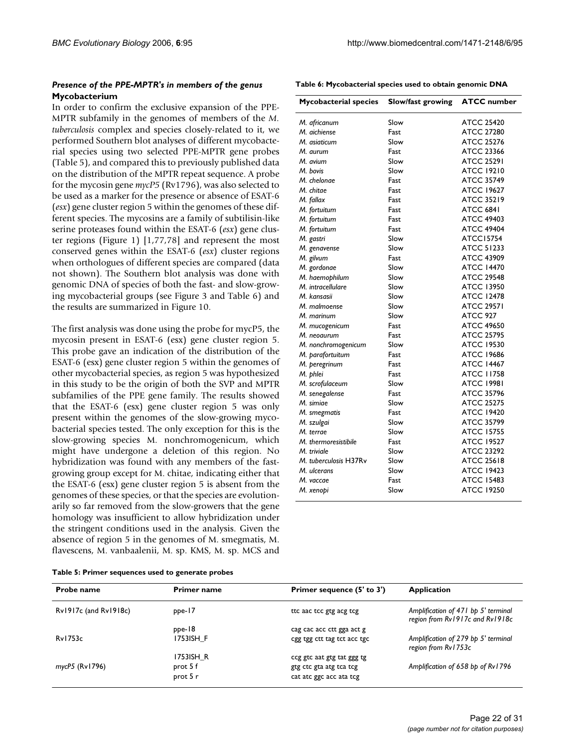### *Presence of the PPE-MPTR's in members of the genus* **Mycobacterium**

In order to confirm the exclusive expansion of the PPE-MPTR subfamily in the genomes of members of the *M. tuberculosis* complex and species closely-related to it, we performed Southern blot analyses of different mycobacterial species using two selected PPE-MPTR gene probes (Table 5), and compared this to previously published data on the distribution of the MPTR repeat sequence. A probe for the mycosin gene *mycP5* (Rv1796), was also selected to be used as a marker for the presence or absence of ESAT-6 (*esx*) gene cluster region 5 within the genomes of these different species. The mycosins are a family of subtilisin-like serine proteases found within the ESAT-6 (*esx*) gene cluster regions (Figure 1) [1,77,78] and represent the most conserved genes within the ESAT-6 (*esx*) cluster regions when orthologues of different species are compared (data not shown). The Southern blot analysis was done with genomic DNA of species of both the fast- and slow-growing mycobacterial groups (see Figure 3 and Table 6) and the results are summarized in Figure 10.

The first analysis was done using the probe for mycP5, the mycosin present in ESAT-6 (esx) gene cluster region 5. This probe gave an indication of the distribution of the ESAT-6 (esx) gene cluster region 5 within the genomes of other mycobacterial species, as region 5 was hypothesized in this study to be the origin of both the SVP and MPTR subfamilies of the PPE gene family. The results showed that the ESAT-6 (esx) gene cluster region 5 was only present within the genomes of the slow-growing mycobacterial species tested. The only exception for this is the slow-growing species M. nonchromogenicum, which might have undergone a deletion of this region. No hybridization was found with any members of the fast-growing group except for M. chitae, indicating either that the ESAT-6 (esx) gene cluster region 5 is absent from the genomes of these species, or that the species are evolutionarily so far removed from the slow-growers that the gene homology was insufficient to allow hybridization under the stringent conditions used in the analysis. Given the absence of region 5 in the genomes of M. smegmatis, M. flavescens, M. vanbaalenii, M. sp. KMS, M. sp. MCS and

**Table 6: Mycobacterial species used to obtain genomic DNA**

| Mycobacterial species | Slow/fast growing | ATCC number |
|---|---|---|
| *M. africanum* | Slow | ATCC 25420 |
| *M. aichiense* | Fast | ATCC 27280 |
| *M. asiaticum* | Slow | ATCC 25276 |
| *M. aurum* | Fast | ATCC 23366 |
| *M. avium* | Slow | ATCC 25291 |
| *M. bovis* | Slow | ATCC 19210 |
| *M. chelonae* | Fast | ATCC 35749 |
| *M. chitae* | Fast | ATCC 19627 |
| *M. fallax* | Fast | ATCC 35219 |
| *M. fortuitum* | Fast | ATCC 6841 |
| *M. fortuitum* | Fast | ATCC 49403 |
| *M. fortuitum* | Fast | ATCC 49404 |
| *M. gastri* | Slow | ATCC15754 |
| *M. genavense* | Slow | ATCC 51233 |
| *M. gilvum* | Fast | ATCC 43909 |
| *M. gordonae* | Slow | ATCC 14470 |
| *M. haemophilum* | Slow | ATCC 29548 |
| *M. intracellulare* | Slow | ATCC 13950 |
| *M. kansasii* | Slow | ATCC 12478 |
| *M. malmoense* | Slow | ATCC 29571 |
| *M. marinum* | Slow | ATCC 927 |
| *M. mucogenicum* | Fast | ATCC 49650 |
| *M. neoaurum* | Fast | ATCC 25795 |
| *M. nonchromogenicum* | Slow | ATCC 19530 |
| *M. parafortuitum* | Fast | ATCC 19686 |
| *M. peregrinum* | Fast | ATCC 14467 |
| *M. phlei* | Fast | ATCC 11758 |
| *M. scrofulaceum* | Slow | ATCC 19981 |
| *M. senegalense* | Fast | ATCC 35796 |
| *M. simiae* | Slow | ATCC 25275 |
| *M. smegmatis* | Fast | ATCC 19420 |
| *M. szulgai* | Slow | ATCC 35799 |
| *M. terrae* | Slow | ATCC 15755 |
| *M. thermoresistibile* | Fast | ATCC 19527 |
| *M. triviale* | Slow | ATCC 23292 |
| *M. tuberculosis* H37Rv | Slow | ATCC 25618 |
| *M. ulcerans* | Slow | ATCC 19423 |
| *M. vaccae* | Fast | ATCC 15483 |
| *M. xenopi* | Slow | ATCC 19250 |

**Table 5: Primer sequences used to generate probes**

| Probe name | Primer name | Primer sequence (5' to 3') | Application |
|---|---|---|---|
| Rv1917c (and Rv1918c) | ppe-17 | ttc aac tcc gtg acg tcg | *Amplification of 471 bp 5' terminal region from Rv1917c and Rv1918c* |
| | ppe-18 | cag cac acc ctt gga act g | |
| Rv1753c | 1753ISH_F | cgg tgg ctt tag tct acc tgc | *Amplification of 279 bp 5' terminal region from Rv1753c* |
| | 1753ISH_R | ccg gtc aat gtg tat ggg tg | |
| *mycP5* (Rv1796) | prot 5 f | gtg ctc gta atg tca tcg | *Amplification of 658 bp of Rv1796* |
| | prot 5 r | cat atc ggc acc ata tcg | |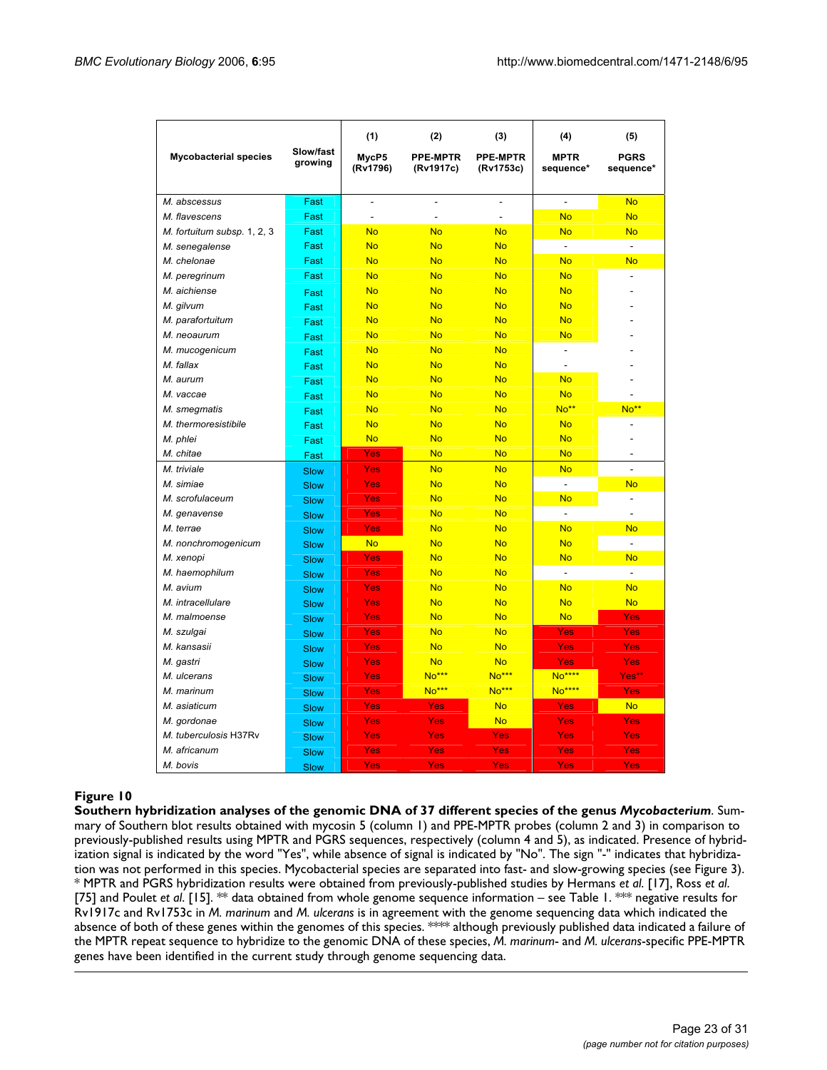| Mycobacterial species | Slow/fast growing | (1) MycP5 (Rv1796) | (2) PPE-MPTR (Rv1917c) | (3) PPE-MPTR (Rv1753c) | (4) MPTR sequence* | (5) PGRS sequence* |
|---|---|---|---|---|---|---|
| *M. abscessus* | Fast | - | - | - | - | No |
| *M. flavescens* | Fast | - | - | - | No | No |
| *M. fortuitum* subsp. 1, 2, 3 | Fast | No | No | No | No | No |
| *M. senegalense* | Fast | No | No | No | - | - |
| *M. chelonae* | Fast | No | No | No | No | No |
| *M. peregrinum* | Fast | No | No | No | No | - |
| *M. aichiense* | Fast | No | No | No | No | - |
| *M. gilvum* | Fast | No | No | No | No | - |
| *M. parafortuitum* | Fast | No | No | No | No | - |
| *M. neoaurum* | Fast | No | No | No | No | - |
| *M. mucogenicum* | Fast | No | No | No | - | - |
| *M. fallax* | Fast | No | No | No | - | - |
| *M. aurum* | Fast | No | No | No | No | - |
| *M. vaccae* | Fast | No | No | No | No | - |
| *M. smegmatis* | Fast | No | No | No | No** | No** |
| *M. thermoresistibile* | Fast | No | No | No | No | - |
| *M. phlei* | Fast | No | No | No | No | - |
| *M. chitae* | Fast | Yes | No | No | No | - |
| *M. triviale* | Slow | Yes | No | No | No | - |
| *M. simiae* | Slow | Yes | No | No | - | No |
| *M. scrofulaceum* | Slow | Yes | No | No | No | - |
| *M. genavense* | Slow | Yes | No | No | - | - |
| *M. terrae* | Slow | Yes | No | No | No | No |
| *M. nonchromogenicum* | Slow | No | No | No | No | - |
| *M. xenopi* | Slow | Yes | No | No | No | No |
| *M. haemophilum* | Slow | Yes | No | No | - | - |
| *M. avium* | Slow | Yes | No | No | No | No |
| *M. intracellulare* | Slow | Yes | No | No | No | No |
| *M. malmoense* | Slow | Yes | No | No | No | Yes |
| *M. szulgai* | Slow | Yes | No | No | Yes | Yes |
| *M. kansasii* | Slow | Yes | No | No | Yes | Yes |
| *M. gastri* | Slow | Yes | No | No | Yes | Yes |
| *M. ulcerans* | Slow | Yes | No*** | No*** | No**** | Yes** |
| *M. marinum* | Slow | Yes | No*** | No*** | No**** | Yes |
| *M. asiaticum* | Slow | Yes | Yes | No | Yes | No |
| *M. gordonae* | Slow | Yes | Yes | No | Yes | Yes |
| *M. tuberculosis* H37Rv | Slow | Yes | Yes | Yes | Yes | Yes |
| *M. africanum* | Slow | Yes | Yes | Yes | Yes | Yes |
| *M. bovis* | Slow | Yes | Yes | Yes | Yes | Yes |

**Figure 10**

**Southern hybridization analyses of the genomic DNA of 37 different species of the genus *Mycobacterium*.** Summary of Southern blot results obtained with mycosin 5 (column 1) and PPE-MPTR probes (column 2 and 3) in comparison to previously-published results using MPTR and PGRS sequences, respectively (column 4 and 5), as indicated. Presence of hybridization signal is indicated by the word "Yes", while absence of signal is indicated by "No". The sign "-" indicates that hybridization was not performed in this species. Mycobacterial species are separated into fast- and slow-growing species (see Figure 3). * MPTR and PGRS hybridization results were obtained from previously-published studies by Hermans *et al.* [17], Ross *et al.* [75] and Poulet *et al.* [15]. ** data obtained from whole genome sequence information – see Table 1. *** negative results for Rv1917c and Rv1753c in *M. marinum* and *M. ulcerans* is in agreement with the genome sequencing data which indicated the absence of both of these genes within the genomes of this species. **** although previously published data indicated a failure of the MPTR repeat sequence to hybridize to the genomic DNA of these species, *M. marinum*- and *M. ulcerans*-specific PPE-MPTR genes have been identified in the current study through genome sequencing data.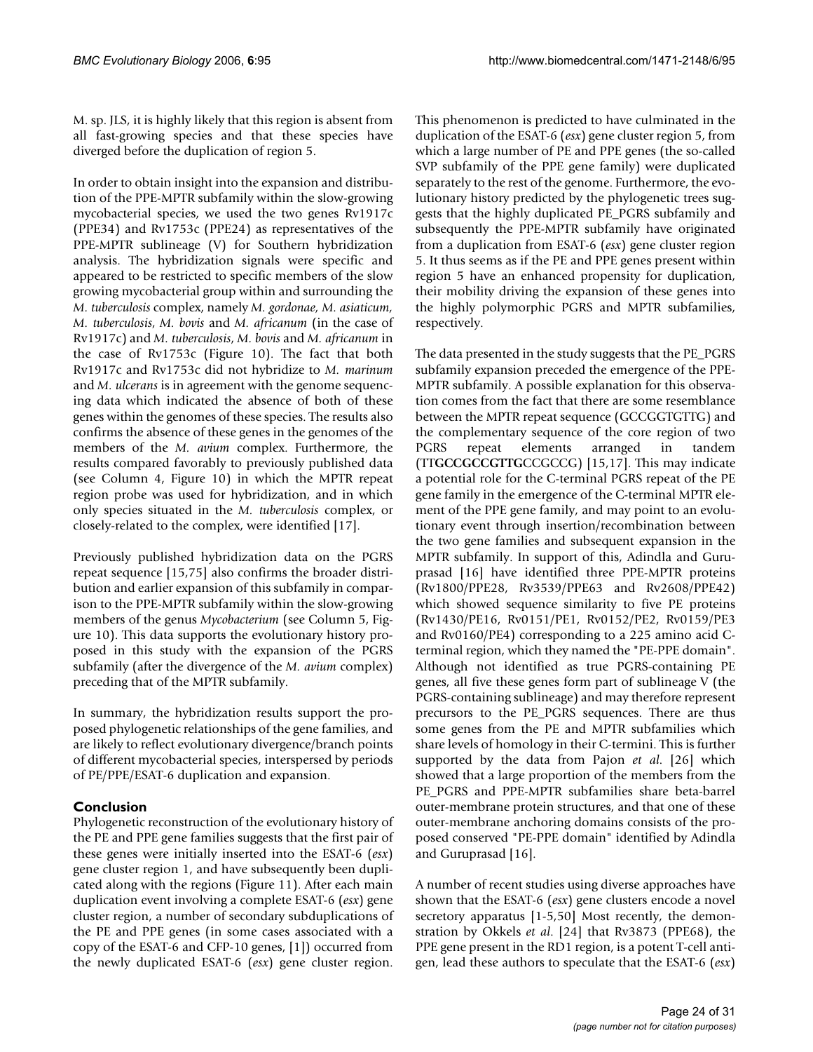M. sp. JLS, it is highly likely that this region is absent from all fast-growing species and that these species have diverged before the duplication of region 5.

In order to obtain insight into the expansion and distribution of the PPE-MPTR subfamily within the slow-growing mycobacterial species, we used the two genes Rv1917c (PPE34) and Rv1753c (PPE24) as representatives of the PPE-MPTR sublineage (V) for Southern hybridization analysis. The hybridization signals were specific and appeared to be restricted to specific members of the slow growing mycobacterial group within and surrounding the *M. tuberculosis* complex, namely *M. gordonae, M. asiaticum*, *M. tuberculosis*, *M. bovis* and *M. africanum* (in the case of Rv1917c) and *M. tuberculosis*, *M. bovis* and *M. africanum* in the case of Rv1753c (Figure 10). The fact that both Rv1917c and Rv1753c did not hybridize to *M. marinum* and *M. ulcerans* is in agreement with the genome sequencing data which indicated the absence of both of these genes within the genomes of these species. The results also confirms the absence of these genes in the genomes of the members of the *M. avium* complex. Furthermore, the results compared favorably to previously published data (see Column 4, Figure 10) in which the MPTR repeat region probe was used for hybridization, and in which only species situated in the *M. tuberculosis* complex, or closely-related to the complex, were identified [17].

Previously published hybridization data on the PGRS repeat sequence [15,75] also confirms the broader distribution and earlier expansion of this subfamily in comparison to the PPE-MPTR subfamily within the slow-growing members of the genus *Mycobacterium* (see Column 5, Figure 10). This data supports the evolutionary history proposed in this study with the expansion of the PGRS subfamily (after the divergence of the *M. avium* complex) preceding that of the MPTR subfamily.

In summary, the hybridization results support the proposed phylogenetic relationships of the gene families, and are likely to reflect evolutionary divergence/branch points of different mycobacterial species, interspersed by periods of PE/PPE/ESAT-6 duplication and expansion.

## Conclusion

Phylogenetic reconstruction of the evolutionary history of the PE and PPE gene families suggests that the first pair of these genes were initially inserted into the ESAT-6 (*esx*) gene cluster region 1, and have subsequently been duplicated along with the regions (Figure 11). After each main duplication event involving a complete ESAT-6 (*esx*) gene cluster region, a number of secondary subduplications of the PE and PPE genes (in some cases associated with a copy of the ESAT-6 and CFP-10 genes, [1]) occurred from the newly duplicated ESAT-6 (*esx*) gene cluster region. This phenomenon is predicted to have culminated in the duplication of the ESAT-6 (*esx*) gene cluster region 5, from which a large number of PE and PPE genes (the so-called SVP subfamily of the PPE gene family) were duplicated separately to the rest of the genome. Furthermore, the evolutionary history predicted by the phylogenetic trees suggests that the highly duplicated PE_PGRS subfamily and subsequently the PPE-MPTR subfamily have originated from a duplication from ESAT-6 (*esx*) gene cluster region 5. It thus seems as if the PE and PPE genes present within region 5 have an enhanced propensity for duplication, their mobility driving the expansion of these genes into the highly polymorphic PGRS and MPTR subfamilies, respectively.

The data presented in the study suggests that the PE_PGRS subfamily expansion preceded the emergence of the PPE-MPTR subfamily. A possible explanation for this observation comes from the fact that there are some resemblance between the MPTR repeat sequence (GCCGGTGTTG) and the complementary sequence of the core region of two PGRS repeat elements arranged in tandem (TT**GCCGCCGTTG**CCGCCG) [15,17]. This may indicate a potential role for the C-terminal PGRS repeat of the PE gene family in the emergence of the C-terminal MPTR element of the PPE gene family, and may point to an evolutionary event through insertion/recombination between the two gene families and subsequent expansion in the MPTR subfamily. In support of this, Adindla and Guruprasad [16] have identified three PPE-MPTR proteins (Rv1800/PPE28, Rv3539/PPE63 and Rv2608/PPE42) which showed sequence similarity to five PE proteins (Rv1430/PE16, Rv0151/PE1, Rv0152/PE2, Rv0159/PE3 and Rv0160/PE4) corresponding to a 225 amino acid C-terminal region, which they named the "PE-PPE domain". Although not identified as true PGRS-containing PE genes, all five these genes form part of sublineage V (the PGRS-containing sublineage) and may therefore represent precursors to the PE_PGRS sequences. There are thus some genes from the PE and MPTR subfamilies which share levels of homology in their C-termini. This is further supported by the data from Pajon *et al.* [26] which showed that a large proportion of the members from the PE_PGRS and PPE-MPTR subfamilies share beta-barrel outer-membrane protein structures, and that one of these outer-membrane anchoring domains consists of the proposed conserved "PE-PPE domain" identified by Adindla and Guruprasad [16].

A number of recent studies using diverse approaches have shown that the ESAT-6 (*esx*) gene clusters encode a novel secretory apparatus [1-5,50] Most recently, the demonstration by Okkels *et al.* [24] that Rv3873 (PPE68), the PPE gene present in the RD1 region, is a potent T-cell antigen, lead these authors to speculate that the ESAT-6 (*esx*)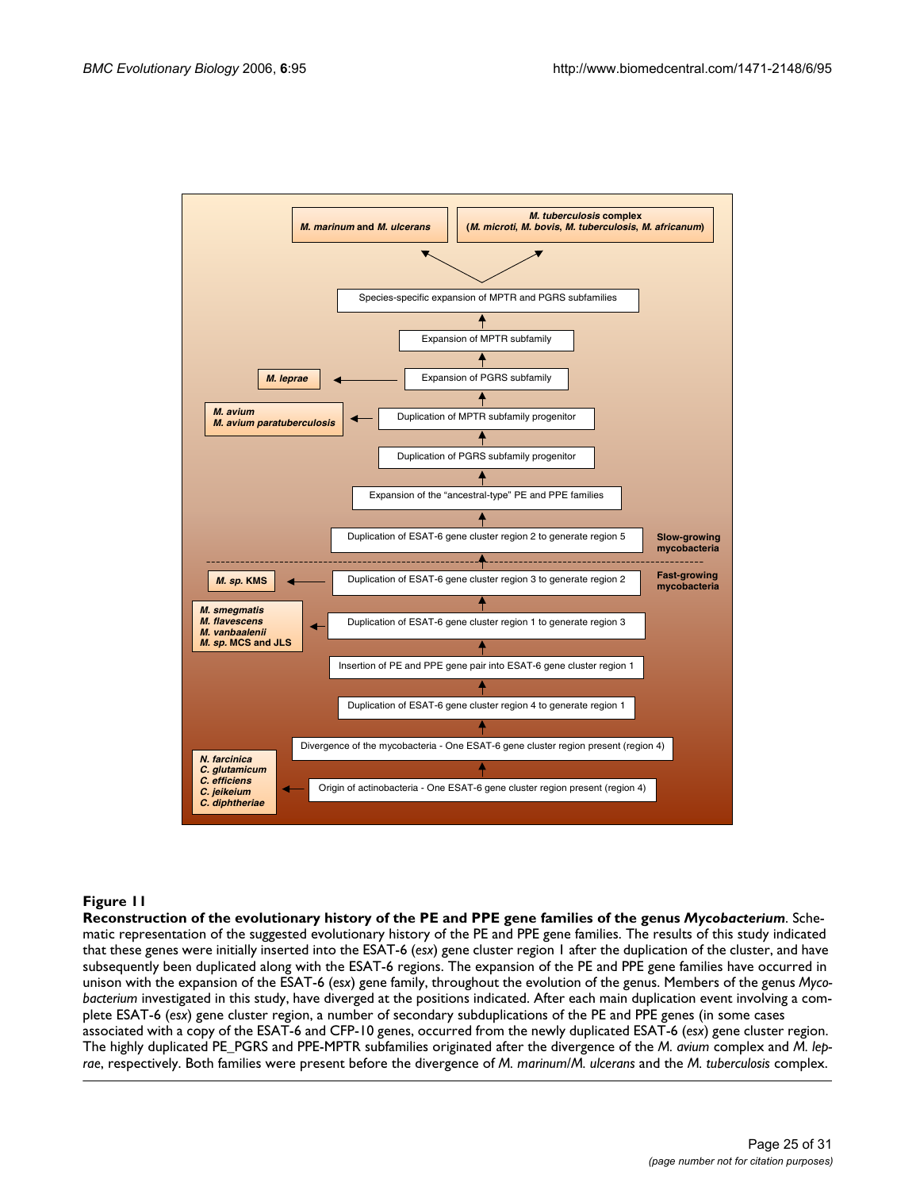M. marinum and M. ulcerans

M. tuberculosis complex (M. microti, M. bovis, M. tuberculosis, M. africanum)

Species-specific expansion of MPTR and PGRS subfamilies

Expansion of MPTR subfamily

M. leprae ← Expansion of PGRS subfamily

M. avium, M. avium paratuberculosis ← Duplication of MPTR subfamily progenitor

Duplication of PGRS subfamily progenitor

Expansion of the "ancestral-type" PE and PPE families

Duplication of ESAT-6 gene cluster region 2 to generate region 5

Slow-growing mycobacteria

Fast-growing mycobacteria

M. sp. KMS ← Duplication of ESAT-6 gene cluster region 3 to generate region 2

M. smegmatis, M. flavescens, M. vanbaalenii, M. sp. MCS and JLS ← Duplication of ESAT-6 gene cluster region 1 to generate region 3

Insertion of PE and PPE gene pair into ESAT-6 gene cluster region 1

Duplication of ESAT-6 gene cluster region 4 to generate region 1

Divergence of the mycobacteria - One ESAT-6 gene cluster region present (region 4)

N. farcinica, C. glutamicum, C. efficiens, C. jeikeium, C. diphtheriae ← Origin of actinobacteria - One ESAT-6 gene cluster region present (region 4)

**Figure 11**

**Reconstruction of the evolutionary history of the PE and PPE gene families of the genus *Mycobacterium***. Schematic representation of the suggested evolutionary history of the PE and PPE gene families. The results of this study indicated that these genes were initially inserted into the ESAT-6 (*esx*) gene cluster region 1 after the duplication of the cluster, and have subsequently been duplicated along with the ESAT-6 regions. The expansion of the PE and PPE gene families have occurred in unison with the expansion of the ESAT-6 (*esx*) gene family, throughout the evolution of the genus. Members of the genus *Mycobacterium* investigated in this study, have diverged at the positions indicated. After each main duplication event involving a complete ESAT-6 (*esx*) gene cluster region, a number of secondary subduplications of the PE and PPE genes (in some cases associated with a copy of the ESAT-6 and CFP-10 genes, occurred from the newly duplicated ESAT-6 (*esx*) gene cluster region. The highly duplicated PE_PGRS and PPE-MPTR subfamilies originated after the divergence of the *M. avium* complex and *M. leprae*, respectively. Both families were present before the divergence of *M. marinum*/*M. ulcerans* and the *M. tuberculosis* complex.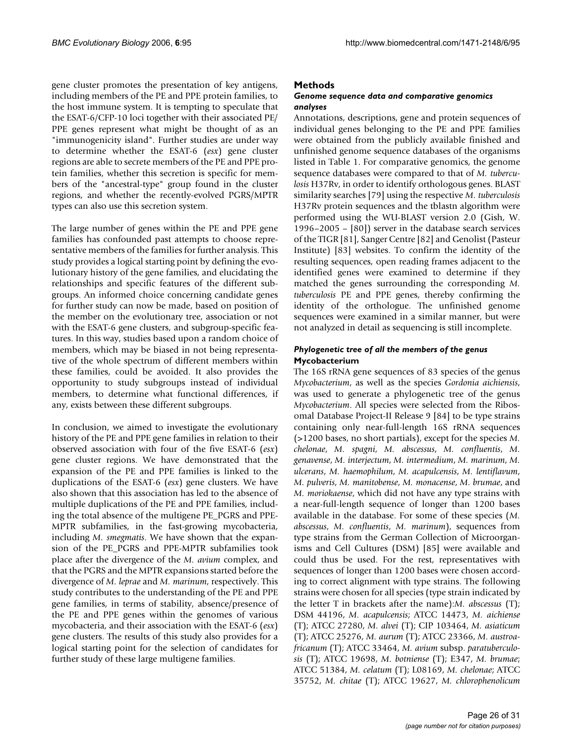gene cluster promotes the presentation of key antigens, including members of the PE and PPE protein families, to the host immune system. It is tempting to speculate that the ESAT-6/CFP-10 loci together with their associated PE/PPE genes represent what might be thought of as an "immunogenicity island". Further studies are under way to determine whether the ESAT-6 (*esx*) gene cluster regions are able to secrete members of the PE and PPE protein families, whether this secretion is specific for members of the "ancestral-type" group found in the cluster regions, and whether the recently-evolved PGRS/MPTR types can also use this secretion system.

The large number of genes within the PE and PPE gene families has confounded past attempts to choose representative members of the families for further analysis. This study provides a logical starting point by defining the evolutionary history of the gene families, and elucidating the relationships and specific features of the different subgroups. An informed choice concerning candidate genes for further study can now be made, based on position of the member on the evolutionary tree, association or not with the ESAT-6 gene clusters, and subgroup-specific features. In this way, studies based upon a random choice of members, which may be biased in not being representative of the whole spectrum of different members within these families, could be avoided. It also provides the opportunity to study subgroups instead of individual members, to determine what functional differences, if any, exists between these different subgroups.

In conclusion, we aimed to investigate the evolutionary history of the PE and PPE gene families in relation to their observed association with four of the five ESAT-6 (*esx*) gene cluster regions. We have demonstrated that the expansion of the PE and PPE families is linked to the duplications of the ESAT-6 (*esx*) gene clusters. We have also shown that this association has led to the absence of multiple duplications of the PE and PPE families, including the total absence of the multigene PE_PGRS and PPE-MPTR subfamilies, in the fast-growing mycobacteria, including *M. smegmatis*. We have shown that the expansion of the PE_PGRS and PPE-MPTR subfamilies took place after the divergence of the *M. avium* complex, and that the PGRS and the MPTR expansions started before the divergence of *M. leprae* and *M. marinum*, respectively. This study contributes to the understanding of the PE and PPE gene families, in terms of stability, absence/presence of the PE and PPE genes within the genomes of various mycobacteria, and their association with the ESAT-6 (*esx*) gene clusters. The results of this study also provides for a logical starting point for the selection of candidates for further study of these large multigene families.

## Methods

### *Genome sequence data and comparative genomics analyses*

Annotations, descriptions, gene and protein sequences of individual genes belonging to the PE and PPE families were obtained from the publicly available finished and unfinished genome sequence databases of the organisms listed in Table 1. For comparative genomics, the genome sequence databases were compared to that of *M. tuberculosis* H37Rv, in order to identify orthologous genes. BLAST similarity searches [79] using the respective *M. tuberculosis* H37Rv protein sequences and the tblastn algorithm were performed using the WU-BLAST version 2.0 (Gish, W. 1996–2005 – [80]) server in the database search services of the TIGR [81], Sanger Centre [82] and Genolist (Pasteur Institute) [83] websites. To confirm the identity of the resulting sequences, open reading frames adjacent to the identified genes were examined to determine if they matched the genes surrounding the corresponding *M. tuberculosis* PE and PPE genes, thereby confirming the identity of the orthologue. The unfinished genome sequences were examined in a similar manner, but were not analyzed in detail as sequencing is still incomplete.

### *Phylogenetic tree of all the members of the genus* Mycobacterium

The 16S rRNA gene sequences of 83 species of the genus *Mycobacterium*, as well as the species *Gordonia aichiensis*, was used to generate a phylogenetic tree of the genus *Mycobacterium*. All species were selected from the Ribosomal Database Project-II Release 9 [84] to be type strains containing only near-full-length 16S rRNA sequences (>1200 bases, no short partials), except for the species *M. chelonae*, *M. spagni*, *M. abscessus*, *M. confluentis*, *M. genavense*, *M. interjectum*, *M. intermedium*, *M. marinum*, *M. ulcerans*, *M. haemophilum*, *M. acapulcensis*, *M. lentiflavum*, *M. pulveris*, *M. manitobense*, *M. monacense*, *M. brumae*, and *M. moriokaense*, which did not have any type strains with a near-full-length sequence of longer than 1200 bases available in the database. For some of these species (*M. abscessus*, *M. confluentis*, *M. marinum*), sequences from type strains from the German Collection of Microorganisms and Cell Cultures (DSM) [85] were available and could thus be used. For the rest, representatives with sequences of longer than 1200 bases were chosen according to correct alignment with type strains. The following strains were chosen for all species (type strain indicated by the letter T in brackets after the name):*M. abscessus* (T); DSM 44196, *M. acapulcensis*; ATCC 14473, *M. aichiense* (T); ATCC 27280, *M. alvei* (T); CIP 103464, *M. asiaticum* (T); ATCC 25276, *M. aurum* (T); ATCC 23366, *M. austroafricanum* (T); ATCC 33464, *M. avium* subsp. *paratuberculosis* (T); ATCC 19698, *M. botniense* (T); E347, *M. brumae*; ATCC 51384, *M. celatum* (T); L08169, *M. chelonae*; ATCC 35752, *M. chitae* (T); ATCC 19627, *M. chlorophenolicum*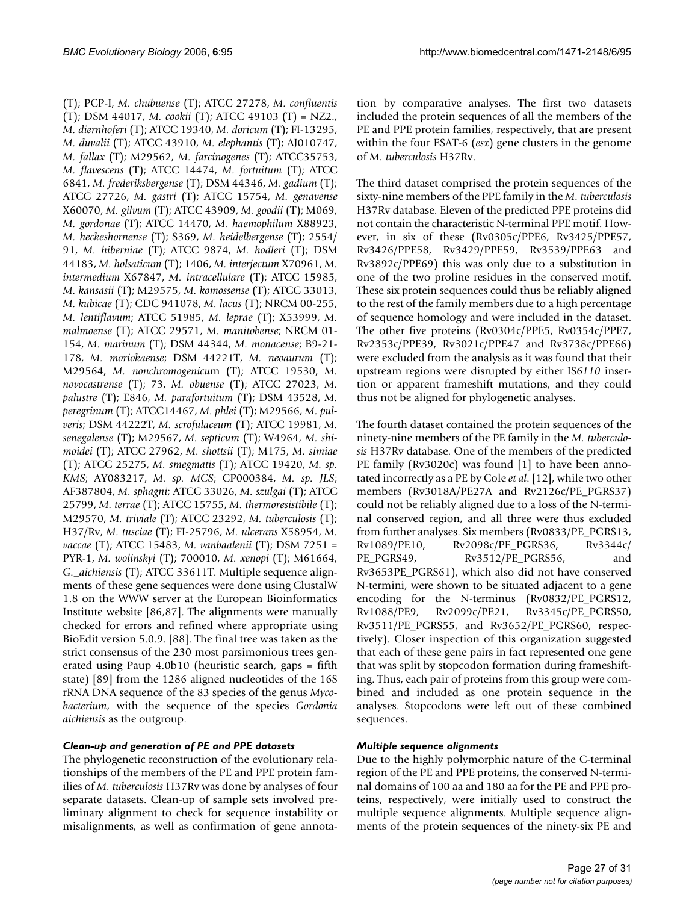(T); PCP-I, *M. chubuense* (T); ATCC 27278, *M. confluentis* (T); DSM 44017, *M. cookii* (T); ATCC 49103 (T) = NZ2., *M. diernhoferi* (T); ATCC 19340, *M. doricum* (T); FI-13295, *M. duvalii* (T); ATCC 43910, *M. elephantis* (T); AJ010747, *M. fallax* (T); M29562, *M. farcinogenes* (T); ATCC35753, *M. flavescens* (T); ATCC 14474, *M. fortuitum* (T); ATCC 6841, *M. frederiksbergense* (T); DSM 44346, *M. gadium* (T); ATCC 27726, *M. gastri* (T); ATCC 15754, *M. genavense* X60070, *M. gilvum* (T); ATCC 43909, *M. goodii* (T); M069, *M. gordonae* (T); ATCC 14470, *M. haemophilum* X88923, *M. heckeshornense* (T); S369, *M. heidelbergense* (T); 2554/91, *M. hiberniae* (T); ATCC 9874, *M. hodleri* (T); DSM 44183, *M. holsaticum* (T); 1406, *M. interjectum* X70961, *M. intermedium* X67847, *M. intracellulare* (T); ATCC 15985, *M. kansasii* (T); M29575, *M. komossense* (T); ATCC 33013, *M. kubicae* (T); CDC 941078, *M. lacus* (T); NRCM 00-255, *M. lentiflavum*; ATCC 51985, *M. leprae* (T); X53999, *M. malmoense* (T); ATCC 29571, *M. manitobense*; NRCM 01-154, *M. marinum* (T); DSM 44344, *M. monacense*; B9-21-178, *M. moriokaense*; DSM 44221T, *M. neoaurum* (T); M29564, *M. nonchromogenicum* (T); ATCC 19530, *M. novocastrense* (T); 73, *M. obuense* (T); ATCC 27023, *M. palustre* (T); E846, *M. parafortuitum* (T); DSM 43528, *M. peregrinum* (T); ATCC14467, *M. phlei* (T); M29566, *M. pulveris*; DSM 44222T, *M. scrofulaceum* (T); ATCC 19981, *M. senegalense* (T); M29567, *M. septicum* (T); W4964, *M. shimoidei* (T); ATCC 27962, *M. shottsii* (T); M175, *M. simiae* (T); ATCC 25275, *M. smegmatis* (T); ATCC 19420, *M. sp. KMS*; AY083217, *M. sp. MCS*; CP000384, *M. sp. JLS*; AF387804, *M. sphagni*; ATCC 33026, *M. szulgai* (T); ATCC 25799, *M. terrae* (T); ATCC 15755, *M. thermoresistibile* (T); M29570, *M. triviale* (T); ATCC 23292, *M. tuberculosis* (T); H37/Rv, *M. tusciae* (T); FI-25796, *M. ulcerans* X58954, *M. vaccae* (T); ATCC 15483, *M. vanbaalenii* (T); DSM 7251 = PYR-1, *M. wolinskyi* (T); 700010, *M. xenopi* (T); M61664, *G._aichiensis* (T); ATCC 33611T. Multiple sequence alignments of these gene sequences were done using ClustalW 1.8 on the WWW server at the European Bioinformatics Institute website [86,87]. The alignments were manually checked for errors and refined where appropriate using BioEdit version 5.0.9. [88]. The final tree was taken as the strict consensus of the 230 most parsimonious trees generated using Paup 4.0b10 (heuristic search, gaps = fifth state) [89] from the 1286 aligned nucleotides of the 16S rRNA DNA sequence of the 83 species of the genus *Mycobacterium*, with the sequence of the species *Gordonia aichiensis* as the outgroup.

#### *Clean-up and generation of PE and PPE datasets*

The phylogenetic reconstruction of the evolutionary relationships of the members of the PE and PPE protein families of *M. tuberculosis* H37Rv was done by analyses of four separate datasets. Clean-up of sample sets involved preliminary alignment to check for sequence instability or misalignments, as well as confirmation of gene annotation by comparative analyses. The first two datasets included the protein sequences of all the members of the PE and PPE protein families, respectively, that are present within the four ESAT-6 (*esx*) gene clusters in the genome of *M. tuberculosis* H37Rv.

The third dataset comprised the protein sequences of the sixty-nine members of the PPE family in the *M. tuberculosis* H37Rv database. Eleven of the predicted PPE proteins did not contain the characteristic N-terminal PPE motif. However, in six of these (Rv0305c/PPE6, Rv3425/PPE57, Rv3426/PPE58, Rv3429/PPE59, Rv3539/PPE63 and Rv3892c/PPE69) this was only due to a substitution in one of the two proline residues in the conserved motif. These six protein sequences could thus be reliably aligned to the rest of the family members due to a high percentage of sequence homology and were included in the dataset. The other five proteins (Rv0304c/PPE5, Rv0354c/PPE7, Rv2353c/PPE39, Rv3021c/PPE47 and Rv3738c/PPE66) were excluded from the analysis as it was found that their upstream regions were disrupted by either IS*6110* insertion or apparent frameshift mutations, and they could thus not be aligned for phylogenetic analyses.

The fourth dataset contained the protein sequences of the ninety-nine members of the PE family in the *M. tuberculosis* H37Rv database. One of the members of the predicted PE family (Rv3020c) was found [1] to have been annotated incorrectly as a PE by Cole *et al.* [12], while two other members (Rv3018A/PE27A and Rv2126c/PE_PGRS37) could not be reliably aligned due to a loss of the N-terminal conserved region, and all three were thus excluded from further analyses. Six members (Rv0833/PE_PGRS13, Rv1089/PE10, Rv2098c/PE_PGRS36, Rv3344c/PE_PGRS49, Rv3512/PE_PGRS56, and Rv3653PE_PGRS61), which also did not have conserved N-termini, were shown to be situated adjacent to a gene encoding for the N-terminus (Rv0832/PE_PGRS12, Rv1088/PE9, Rv2099c/PE21, Rv3345c/PE_PGRS50, Rv3511/PE_PGRS55, and Rv3652/PE_PGRS60, respectively). Closer inspection of this organization suggested that each of these gene pairs in fact represented one gene that was split by stopcodon formation during frameshifting. Thus, each pair of proteins from this group were combined and included as one protein sequence in the analyses. Stopcodons were left out of these combined sequences.

#### *Multiple sequence alignments*

Due to the highly polymorphic nature of the C-terminal region of the PE and PPE proteins, the conserved N-terminal domains of 100 aa and 180 aa for the PE and PPE proteins, respectively, were initially used to construct the multiple sequence alignments. Multiple sequence alignments of the protein sequences of the ninety-six PE and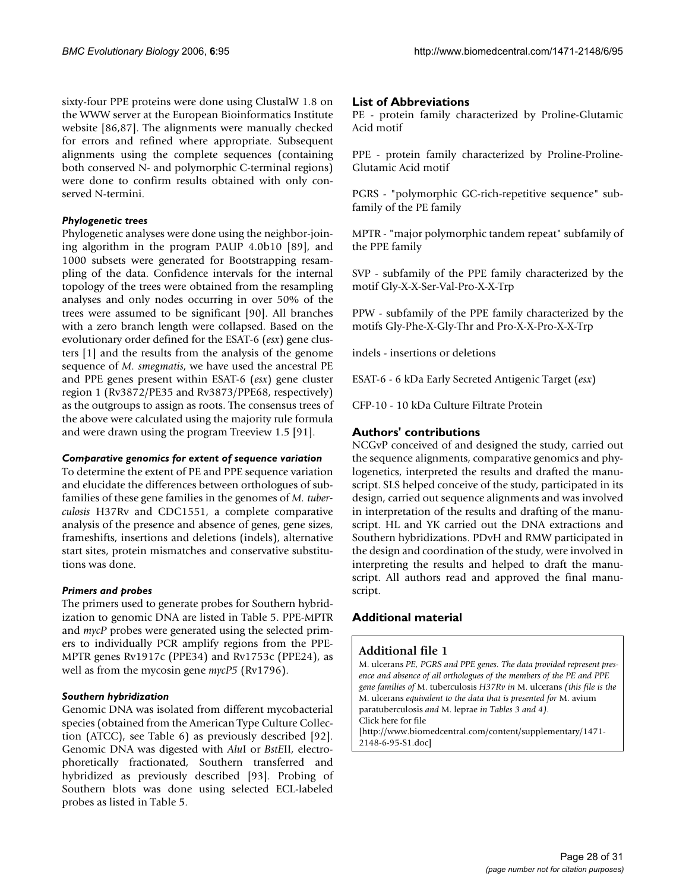sixty-four PPE proteins were done using ClustalW 1.8 on the WWW server at the European Bioinformatics Institute website [86,87]. The alignments were manually checked for errors and refined where appropriate. Subsequent alignments using the complete sequences (containing both conserved N- and polymorphic C-terminal regions) were done to confirm results obtained with only conserved N-termini.

#### *Phylogenetic trees*

Phylogenetic analyses were done using the neighbor-joining algorithm in the program PAUP 4.0b10 [89], and 1000 subsets were generated for Bootstrapping resampling of the data. Confidence intervals for the internal topology of the trees were obtained from the resampling analyses and only nodes occurring in over 50% of the trees were assumed to be significant [90]. All branches with a zero branch length were collapsed. Based on the evolutionary order defined for the ESAT-6 (*esx*) gene clusters [1] and the results from the analysis of the genome sequence of *M. smegmatis*, we have used the ancestral PE and PPE genes present within ESAT-6 (*esx*) gene cluster region 1 (Rv3872/PE35 and Rv3873/PPE68, respectively) as the outgroups to assign as roots. The consensus trees of the above were calculated using the majority rule formula and were drawn using the program Treeview 1.5 [91].

#### *Comparative genomics for extent of sequence variation*

To determine the extent of PE and PPE sequence variation and elucidate the differences between orthologues of subfamilies of these gene families in the genomes of *M. tuberculosis* H37Rv and CDC1551, a complete comparative analysis of the presence and absence of genes, gene sizes, frameshifts, insertions and deletions (indels), alternative start sites, protein mismatches and conservative substitutions was done.

#### *Primers and probes*

The primers used to generate probes for Southern hybridization to genomic DNA are listed in Table 5. PPE-MPTR and *mycP* probes were generated using the selected primers to individually PCR amplify regions from the PPE-MPTR genes Rv1917c (PPE34) and Rv1753c (PPE24), as well as from the mycosin gene *mycP5* (Rv1796).

#### *Southern hybridization*

Genomic DNA was isolated from different mycobacterial species (obtained from the American Type Culture Collection (ATCC), see Table 6) as previously described [92]. Genomic DNA was digested with *Alu*I or *BstE*II, electrophoretically fractionated, Southern transferred and hybridized as previously described [93]. Probing of Southern blots was done using selected ECL-labeled probes as listed in Table 5.

## List of Abbreviations

PE - protein family characterized by Proline-Glutamic Acid motif

PPE - protein family characterized by Proline-Proline-Glutamic Acid motif

PGRS - "polymorphic GC-rich-repetitive sequence" subfamily of the PE family

MPTR - "major polymorphic tandem repeat" subfamily of the PPE family

SVP - subfamily of the PPE family characterized by the motif Gly-X-X-Ser-Val-Pro-X-X-Trp

PPW - subfamily of the PPE family characterized by the motifs Gly-Phe-X-Gly-Thr and Pro-X-X-Pro-X-X-Trp

indels - insertions or deletions

ESAT-6 - 6 kDa Early Secreted Antigenic Target (*esx*)

CFP-10 - 10 kDa Culture Filtrate Protein

## Authors' contributions

NCGvP conceived of and designed the study, carried out the sequence alignments, comparative genomics and phylogenetics, interpreted the results and drafted the manuscript. SLS helped conceive of the study, participated in its design, carried out sequence alignments and was involved in interpretation of the results and drafting of the manuscript. HL and YK carried out the DNA extractions and Southern hybridizations. PDvH and RMW participated in the design and coordination of the study, were involved in interpreting the results and helped to draft the manuscript. All authors read and approved the final manuscript.

## Additional material

### Additional file 1

M. ulcerans *PE, PGRS and PPE genes. The data provided represent presence and absence of all orthologues of the members of the PE and PPE gene families of* M. tuberculosis *H37Rv in* M. ulcerans *(this file is the* M. ulcerans *equivalent to the data that is presented for* M. avium paratuberculosis *and* M. leprae *in Tables 3 and 4).*
Click here for file
[http://www.biomedcentral.com/content/supplementary/1471-2148-6-95-S1.doc]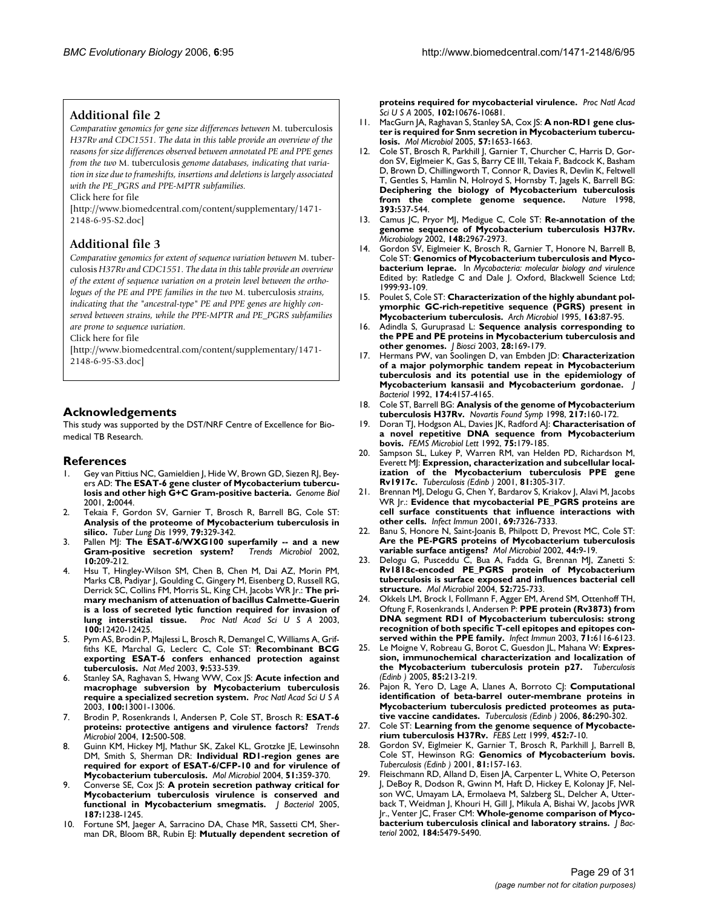## Additional file 2

*Comparative genomics for gene size differences between* M. tuberculosis *H37Rv and CDC1551. The data in this table provide an overview of the reasons for size differences observed between annotated PE and PPE genes from the two* M. tuberculosis *genome databases, indicating that variation in size due to frameshifts, insertions and deletions is largely associated with the PE_PGRS and PPE-MPTR subfamilies.*

Click here for file

[http://www.biomedcentral.com/content/supplementary/1471-2148-6-95-S2.doc]

## Additional file 3

*Comparative genomics for extent of sequence variation between* M. tuberculosis *H37Rv and CDC1551. The data in this table provide an overview of the extent of sequence variation on a protein level between the orthologues of the PE and PPE families in the two* M. tuberculosis *strains, indicating that the "ancestral-type" PE and PPE genes are highly conserved between strains, while the PPE-MPTR and PE_PGRS subfamilies are prone to sequence variation.*

Click here for file

[http://www.biomedcentral.com/content/supplementary/1471-2148-6-95-S3.doc]

## Acknowledgements

This study was supported by the DST/NRF Centre of Excellence for Biomedical TB Research.

## References

1. Gey van Pittius NC, Gamieldien J, Hide W, Brown GD, Siezen RJ, Beyers AD: **The ESAT-6 gene cluster of Mycobacterium tuberculosis and other high G+C Gram-positive bacteria.** *Genome Biol* 2001, **2:**0044.
2. Tekaia F, Gordon SV, Garnier T, Brosch R, Barrell BG, Cole ST: **Analysis of the proteome of Mycobacterium tuberculosis in silico.** *Tuber Lung Dis* 1999, **79:**329-342.
3. Pallen MJ: **The ESAT-6/WXG100 superfamily -- and a new Gram-positive secretion system?** *Trends Microbiol* 2002, **10:**209-212.
4. Hsu T, Hingley-Wilson SM, Chen B, Chen M, Dai AZ, Morin PM, Marks CB, Padiyar J, Goulding C, Gingery M, Eisenberg D, Russell RG, Derrick SC, Collins FM, Morris SL, King CH, Jacobs WR Jr.: **The primary mechanism of attenuation of bacillus Calmette-Guerin is a loss of secreted lytic function required for invasion of lung interstitial tissue.** *Proc Natl Acad Sci U S A* 2003, **100:**12420-12425.
5. Pym AS, Brodin P, Majlessi L, Brosch R, Demangel C, Williams A, Griffiths KE, Marchal G, Leclerc C, Cole ST: **Recombinant BCG exporting ESAT-6 confers enhanced protection against tuberculosis.** *Nat Med* 2003, **9:**533-539.
6. Stanley SA, Raghavan S, Hwang WW, Cox JS: **Acute infection and macrophage subversion by Mycobacterium tuberculosis require a specialized secretion system.** *Proc Natl Acad Sci U S A* 2003, **100:**13001-13006.
7. Brodin P, Rosenkrands I, Andersen P, Cole ST, Brosch R: **ESAT-6 proteins: protective antigens and virulence factors?** *Trends Microbiol* 2004, **12:**500-508.
8. Guinn KM, Hickey MJ, Mathur SK, Zakel KL, Grotzke JE, Lewinsohn DM, Smith S, Sherman DR: **Individual RD1-region genes are required for export of ESAT-6/CFP-10 and for virulence of Mycobacterium tuberculosis.** *Mol Microbiol* 2004, **51:**359-370.
9. Converse SE, Cox JS: **A protein secretion pathway critical for Mycobacterium tuberculosis virulence is conserved and functional in Mycobacterium smegmatis.** *J Bacteriol* 2005, **187:**1238-1245.
10. Fortune SM, Jaeger A, Sarracino DA, Chase MR, Sassetti CM, Sherman DR, Bloom BR, Rubin EJ: **Mutually dependent secretion of proteins required for mycobacterial virulence.** *Proc Natl Acad Sci U S A* 2005, **102:**10676-10681.
11. MacGurn JA, Raghavan S, Stanley SA, Cox JS: **A non-RD1 gene cluster is required for Snm secretion in Mycobacterium tuberculosis.** *Mol Microbiol* 2005, **57:**1653-1663.
12. Cole ST, Brosch R, Parkhill J, Garnier T, Churcher C, Harris D, Gordon SV, Eiglmeier K, Gas S, Barry CE III, Tekaia F, Badcock K, Basham D, Brown D, Chillingworth T, Connor R, Davies R, Devlin K, Feltwell T, Gentles S, Hamlin N, Holroyd S, Hornsby T, Jagels K, Barrell BG: **Deciphering the biology of Mycobacterium tuberculosis from the complete genome sequence.** *Nature* 1998, **393:**537-544.
13. Camus JC, Pryor MJ, Medigue C, Cole ST: **Re-annotation of the genome sequence of Mycobacterium tuberculosis H37Rv.** *Microbiology* 2002, **148:**2967-2973.
14. Gordon SV, Eiglmeier K, Brosch R, Garnier T, Honore N, Barrell B, Cole ST: **Genomics of Mycobacterium tuberculosis and Mycobacterium leprae.** In *Mycobacteria: molecular biology and virulence* Edited by: Ratledge C and Dale J. Oxford, Blackwell Science Ltd; 1999:93-109.
15. Poulet S, Cole ST: **Characterization of the highly abundant polymorphic GC-rich-repetitive sequence (PGRS) present in Mycobacterium tuberculosis.** *Arch Microbiol* 1995, **163:**87-95.
16. Adindla S, Guruprasad L: **Sequence analysis corresponding to the PPE and PE proteins in Mycobacterium tuberculosis and other genomes.** *J Biosci* 2003, **28:**169-179.
17. Hermans PW, van Soolingen D, van Embden JD: **Characterization of a major polymorphic tandem repeat in Mycobacterium tuberculosis and its potential use in the epidemiology of Mycobacterium kansasii and Mycobacterium gordonae.** *J Bacteriol* 1992, **174:**4157-4165.
18. Cole ST, Barrell BG: **Analysis of the genome of Mycobacterium tuberculosis H37Rv.** *Novartis Found Symp* 1998, **217:**160-172.
19. Doran TJ, Hodgson AL, Davies JK, Radford AJ: **Characterisation of a novel repetitive DNA sequence from Mycobacterium bovis.** *FEMS Microbiol Lett* 1992, **75:**179-185.
20. Sampson SL, Lukey P, Warren RM, van Helden PD, Richardson M, Everett MJ: **Expression, characterization and subcellular localization of the Mycobacterium tuberculosis PPE gene Rv1917c.** *Tuberculosis (Edinb )* 2001, **81:**305-317.
21. Brennan MJ, Delogu G, Chen Y, Bardarov S, Kriakov J, Alavi M, Jacobs WR Jr.: **Evidence that mycobacterial PE_PGRS proteins are cell surface constituents that influence interactions with other cells.** *Infect Immun* 2001, **69:**7326-7333.
22. Banu S, Honore N, Saint-Joanis B, Philpott D, Prevost MC, Cole ST: **Are the PE-PGRS proteins of Mycobacterium tuberculosis variable surface antigens?** *Mol Microbiol* 2002, **44:**9-19.
23. Delogu G, Pusceddu C, Bua A, Fadda G, Brennan MJ, Zanetti S: **Rv1818c-encoded PE_PGRS protein of Mycobacterium tuberculosis is surface exposed and influences bacterial cell structure.** *Mol Microbiol* 2004, **52:**725-733.
24. Okkels LM, Brock I, Follmann F, Agger EM, Arend SM, Ottenhoff TH, Oftung F, Rosenkrands I, Andersen P: **PPE protein (Rv3873) from DNA segment RD1 of Mycobacterium tuberculosis: strong recognition of both specific T-cell epitopes and epitopes conserved within the PPE family.** *Infect Immun* 2003, **71:**6116-6123.
25. Le Moigne V, Robreau G, Borot C, Guesdon JL, Mahana W: **Expression, immunochemical characterization and localization of the Mycobacterium tuberculosis protein p27.** *Tuberculosis (Edinb )* 2005, **85:**213-219.
26. Pajon R, Yero D, Lage A, Llanes A, Borroto CJ: **Computational identification of beta-barrel outer-membrane proteins in Mycobacterium tuberculosis predicted proteomes as putative vaccine candidates.** *Tuberculosis (Edinb )* 2006, **86:**290-302.
27. Cole ST: **Learning from the genome sequence of Mycobacterium tuberculosis H37Rv.** *FEBS Lett* 1999, **452:**7-10.
28. Gordon SV, Eiglmeier K, Garnier T, Brosch R, Parkhill J, Barrell B, Cole ST, Hewinson RG: **Genomics of Mycobacterium bovis.** *Tuberculosis (Edinb )* 2001, **81:**157-163.
29. Fleischmann RD, Alland D, Eisen JA, Carpenter L, White O, Peterson J, DeBoy R, Dodson R, Gwinn M, Haft D, Hickey E, Kolonay JF, Nelson WC, Umayam LA, Ermolaeva M, Salzberg SL, Delcher A, Utterback T, Weidman J, Khouri H, Gill J, Mikula A, Bishai W, Jacobs JWR Jr., Venter JC, Fraser CM: **Whole-genome comparison of Mycobacterium tuberculosis clinical and laboratory strains.** *J Bacteriol* 2002, **184:**5479-5490.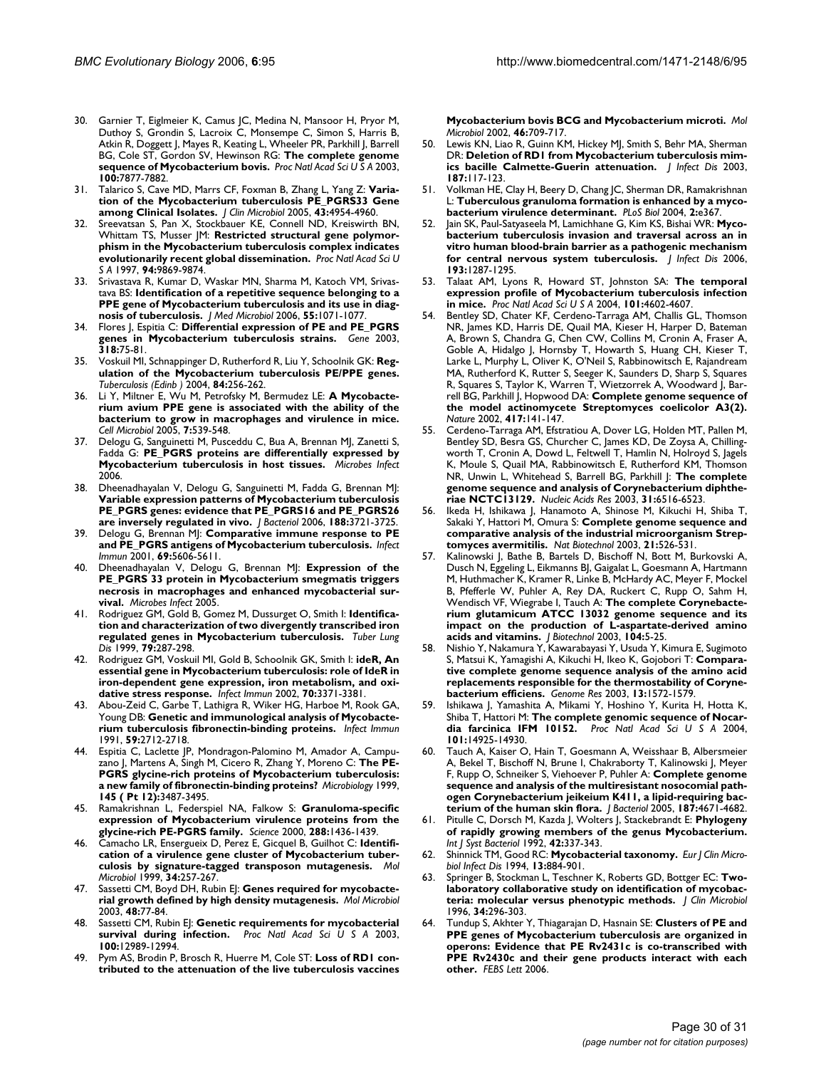30. Garnier T, Eiglmeier K, Camus JC, Medina N, Mansoor H, Pryor M, Duthoy S, Grondin S, Lacroix C, Monsempe C, Simon S, Harris B, Atkin R, Doggett J, Mayes R, Keating L, Wheeler PR, Parkhill J, Barrell BG, Cole ST, Gordon SV, Hewinson RG: **The complete genome sequence of Mycobacterium bovis.** *Proc Natl Acad Sci U S A* 2003, **100:**7877-7882.
31. Talarico S, Cave MD, Marrs CF, Foxman B, Zhang L, Yang Z: **Variation of the Mycobacterium tuberculosis PE_PGRS33 Gene among Clinical Isolates.** *J Clin Microbiol* 2005, **43:**4954-4960.
32. Sreevatsan S, Pan X, Stockbauer KE, Connell ND, Kreiswirth BN, Whittam TS, Musser JM: **Restricted structural gene polymorphism in the Mycobacterium tuberculosis complex indicates evolutionarily recent global dissemination.** *Proc Natl Acad Sci U S A* 1997, **94:**9869-9874.
33. Srivastava R, Kumar D, Waskar MN, Sharma M, Katoch VM, Srivastava BS: **Identification of a repetitive sequence belonging to a PPE gene of Mycobacterium tuberculosis and its use in diagnosis of tuberculosis.** *J Med Microbiol* 2006, **55:**1071-1077.
34. Flores J, Espitia C: **Differential expression of PE and PE_PGRS genes in Mycobacterium tuberculosis strains.** *Gene* 2003, **318:**75-81.
35. Voskuil MI, Schnappinger D, Rutherford R, Liu Y, Schoolnik GK: **Regulation of the Mycobacterium tuberculosis PE/PPE genes.** *Tuberculosis (Edinb )* 2004, **84:**256-262.
36. Li Y, Miltner E, Wu M, Petrofsky M, Bermudez LE: **A Mycobacterium avium PPE gene is associated with the ability of the bacterium to grow in macrophages and virulence in mice.** *Cell Microbiol* 2005, **7:**539-548.
37. Delogu G, Sanguinetti M, Pusceddu C, Bua A, Brennan MJ, Zanetti S, Fadda G: **PE_PGRS proteins are differentially expressed by Mycobacterium tuberculosis in host tissues.** *Microbes Infect* 2006.
38. Dheenadhayalan V, Delogu G, Sanguinetti M, Fadda G, Brennan MJ: **Variable expression patterns of Mycobacterium tuberculosis PE_PGRS genes: evidence that PE_PGRS16 and PE_PGRS26 are inversely regulated in vivo.** *J Bacteriol* 2006, **188:**3721-3725.
39. Delogu G, Brennan MJ: **Comparative immune response to PE and PE_PGRS antigens of Mycobacterium tuberculosis.** *Infect Immun* 2001, **69:**5606-5611.
40. Dheenadhayalan V, Delogu G, Brennan MJ: **Expression of the PE_PGRS 33 protein in Mycobacterium smegmatis triggers necrosis in macrophages and enhanced mycobacterial survival.** *Microbes Infect* 2005.
41. Rodriguez GM, Gold B, Gomez M, Dussurget O, Smith I: **Identification and characterization of two divergently transcribed iron regulated genes in Mycobacterium tuberculosis.** *Tuber Lung Dis* 1999, **79:**287-298.
42. Rodriguez GM, Voskuil MI, Gold B, Schoolnik GK, Smith I: **ideR, An essential gene in Mycobacterium tuberculosis: role of IdeR in iron-dependent gene expression, iron metabolism, and oxidative stress response.** *Infect Immun* 2002, **70:**3371-3381.
43. Abou-Zeid C, Garbe T, Lathigra R, Wiker HG, Harboe M, Rook GA, Young DB: **Genetic and immunological analysis of Mycobacterium tuberculosis fibronectin-binding proteins.** *Infect Immun* 1991, **59:**2712-2718.
44. Espitia C, Laclette JP, Mondragon-Palomino M, Amador A, Campuzano J, Martens A, Singh M, Cicero R, Zhang Y, Moreno C: **The PE-PGRS glycine-rich proteins of Mycobacterium tuberculosis: a new family of fibronectin-binding proteins?** *Microbiology* 1999, **145 ( Pt 12):**3487-3495.
45. Ramakrishnan L, Federspiel NA, Falkow S: **Granuloma-specific expression of Mycobacterium virulence proteins from the glycine-rich PE-PGRS family.** *Science* 2000, **288:**1436-1439.
46. Camacho LR, Ensergueix D, Perez E, Gicquel B, Guilhot C: **Identification of a virulence gene cluster of Mycobacterium tuberculosis by signature-tagged transposon mutagenesis.** *Mol Microbiol* 1999, **34:**257-267.
47. Sassetti CM, Boyd DH, Rubin EJ: **Genes required for mycobacterial growth defined by high density mutagenesis.** *Mol Microbiol* 2003, **48:**77-84.
48. Sassetti CM, Rubin EJ: **Genetic requirements for mycobacterial survival during infection.** *Proc Natl Acad Sci U S A* 2003, **100:**12989-12994.
49. Pym AS, Brodin P, Brosch R, Huerre M, Cole ST: **Loss of RD1 contributed to the attenuation of the live tuberculosis vaccines Mycobacterium bovis BCG and Mycobacterium microti.** *Mol Microbiol* 2002, **46:**709-717.
50. Lewis KN, Liao R, Guinn KM, Hickey MJ, Smith S, Behr MA, Sherman DR: **Deletion of RD1 from Mycobacterium tuberculosis mimics bacille Calmette-Guerin attenuation.** *J Infect Dis* 2003, **187:**117-123.
51. Volkman HE, Clay H, Beery D, Chang JC, Sherman DR, Ramakrishnan L: **Tuberculous granuloma formation is enhanced by a mycobacterium virulence determinant.** *PLoS Biol* 2004, **2:**e367.
52. Jain SK, Paul-Satyaseela M, Lamichhane G, Kim KS, Bishai WR: **Mycobacterium tuberculosis invasion and traversal across an in vitro human blood-brain barrier as a pathogenic mechanism for central nervous system tuberculosis.** *J Infect Dis* 2006, **193:**1287-1295.
53. Talaat AM, Lyons R, Howard ST, Johnston SA: **The temporal expression profile of Mycobacterium tuberculosis infection in mice.** *Proc Natl Acad Sci U S A* 2004, **101:**4602-4607.
54. Bentley SD, Chater KF, Cerdeno-Tarraga AM, Challis GL, Thomson NR, James KD, Harris DE, Quail MA, Kieser H, Harper D, Bateman A, Brown S, Chandra G, Chen CW, Collins M, Cronin A, Fraser A, Goble A, Hidalgo J, Hornsby T, Howarth S, Huang CH, Kieser T, Larke L, Murphy L, Oliver K, O'Neil S, Rabbinowitsch E, Rajandream MA, Rutherford K, Rutter S, Seeger K, Saunders D, Sharp S, Squares R, Squares S, Taylor K, Warren T, Wietzorrek A, Woodward J, Barrell BG, Parkhill J, Hopwood DA: **Complete genome sequence of the model actinomycete Streptomyces coelicolor A3(2).** *Nature* 2002, **417:**141-147.
55. Cerdeno-Tarraga AM, Efstratiou A, Dover LG, Holden MT, Pallen M, Bentley SD, Besra GS, Churcher C, James KD, De Zoysa A, Chillingworth T, Cronin A, Dowd L, Feltwell T, Hamlin N, Holroyd S, Jagels K, Moule S, Quail MA, Rabbinowitsch E, Rutherford KM, Thomson NR, Unwin L, Whitehead S, Barrell BG, Parkhill J: **The complete genome sequence and analysis of Corynebacterium diphtheriae NCTC13129.** *Nucleic Acids Res* 2003, **31:**6516-6523.
56. Ikeda H, Ishikawa J, Hanamoto A, Shinose M, Kikuchi H, Shiba T, Sakaki Y, Hattori M, Omura S: **Complete genome sequence and comparative analysis of the industrial microorganism Streptomyces avermitilis.** *Nat Biotechnol* 2003, **21:**526-531.
57. Kalinowski J, Bathe B, Bartels D, Bischoff N, Bott M, Burkovski A, Dusch N, Eggeling L, Eikmanns BJ, Gaigalat L, Goesmann A, Hartmann M, Huthmacher K, Kramer R, Linke B, McHardy AC, Meyer F, Mockel B, Pfefferle W, Puhler A, Rey DA, Ruckert C, Rupp O, Sahm H, Wendisch VF, Wiegrabe I, Tauch A: **The complete Corynebacterium glutamicum ATCC 13032 genome sequence and its impact on the production of L-aspartate-derived amino acids and vitamins.** *J Biotechnol* 2003, **104:**5-25.
58. Nishio Y, Nakamura Y, Kawarabayasi Y, Usuda Y, Kimura E, Sugimoto S, Matsui K, Yamagishi A, Kikuchi H, Ikeo K, Gojobori T: **Comparative complete genome sequence analysis of the amino acid replacements responsible for the thermostability of Corynebacterium efficiens.** *Genome Res* 2003, **13:**1572-1579.
59. Ishikawa J, Yamashita A, Mikami Y, Hoshino Y, Kurita H, Hotta K, Shiba T, Hattori M: **The complete genomic sequence of Nocardia farcinica IFM 10152.** *Proc Natl Acad Sci U S A* 2004, **101:**14925-14930.
60. Tauch A, Kaiser O, Hain T, Goesmann A, Weisshaar B, Albersmeier A, Bekel T, Bischoff N, Brune I, Chakraborty T, Kalinowski J, Meyer F, Rupp O, Schneiker S, Viehoever P, Puhler A: **Complete genome sequence and analysis of the multiresistant nosocomial pathogen Corynebacterium jeikeium K411, a lipid-requiring bacterium of the human skin flora.** *J Bacteriol* 2005, **187:**4671-4682.
61. Pitulle C, Dorsch M, Kazda J, Wolters J, Stackebrandt E: **Phylogeny of rapidly growing members of the genus Mycobacterium.** *Int J Syst Bacteriol* 1992, **42:**337-343.
62. Shinnick TM, Good RC: **Mycobacterial taxonomy.** *Eur J Clin Microbiol Infect Dis* 1994, **13:**884-901.
63. Springer B, Stockman L, Teschner K, Roberts GD, Bottger EC: **Two-laboratory collaborative study on identification of mycobacteria: molecular versus phenotypic methods.** *J Clin Microbiol* 1996, **34:**296-303.
64. Tundup S, Akhter Y, Thiagarajan D, Hasnain SE: **Clusters of PE and PPE genes of Mycobacterium tuberculosis are organized in operons: Evidence that PE Rv2431c is co-transcribed with PPE Rv2430c and their gene products interact with each other.** *FEBS Lett* 2006.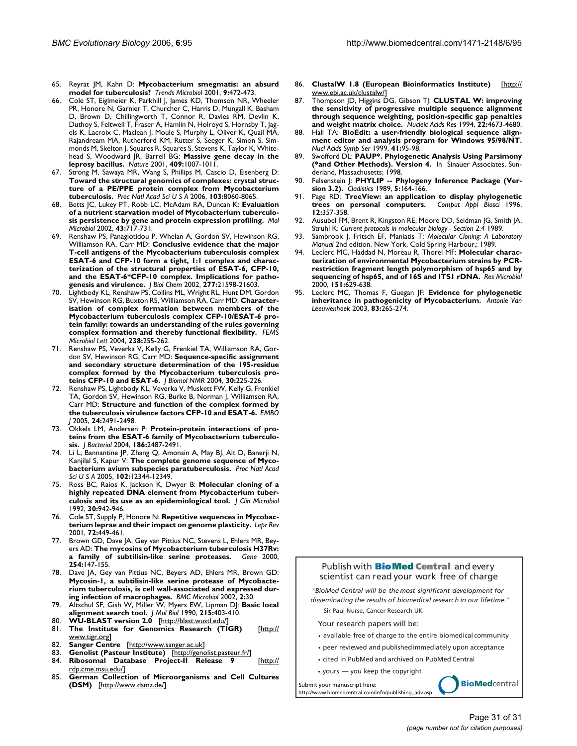65. Reyrat JM, Kahn D: **Mycobacterium smegmatis: an absurd model for tuberculosis?** *Trends Microbiol* 2001, **9:**472-473.
66. Cole ST, Eiglmeier K, Parkhill J, James KD, Thomson NR, Wheeler PR, Honore N, Garnier T, Churcher C, Harris D, Mungall K, Basham D, Brown D, Chillingworth T, Connor R, Davies RM, Devlin K, Duthoy S, Feltwell T, Fraser A, Hamlin N, Holroyd S, Hornsby T, Jagels K, Lacroix C, Maclean J, Moule S, Murphy L, Oliver K, Quail MA, Rajandream MA, Rutherford KM, Rutter S, Seeger K, Simon S, Simmonds M, Skelton J, Squares R, Squares S, Stevens K, Taylor K, Whitehead S, Woodward JR, Barrell BG: **Massive gene decay in the leprosy bacillus.** *Nature* 2001, **409:**1007-1011.
67. Strong M, Sawaya MR, Wang S, Phillips M, Cascio D, Eisenberg D: **Toward the structural genomics of complexes: crystal structure of a PE/PPE protein complex from Mycobacterium tuberculosis.** *Proc Natl Acad Sci U S A* 2006, **103:**8060-8065.
68. Betts JC, Lukey PT, Robb LC, McAdam RA, Duncan K: **Evaluation of a nutrient starvation model of Mycobacterium tuberculosis persistence by gene and protein expression profiling.** *Mol Microbiol* 2002, **43:**717-731.
69. Renshaw PS, Panagiotidou P, Whelan A, Gordon SV, Hewinson RG, Williamson RA, Carr MD: **Conclusive evidence that the major T-cell antigens of the Mycobacterium tuberculosis complex ESAT-6 and CFP-10 form a tight, 1:1 complex and characterization of the structural properties of ESAT-6, CFP-10, and the ESAT-6*CFP-10 complex. Implications for pathogenesis and virulence.** *J Biol Chem* 2002, **277:**21598-21603.
70. Lightbody KL, Renshaw PS, Collins ML, Wright RL, Hunt DM, Gordon SV, Hewinson RG, Buxton RS, Williamson RA, Carr MD: **Characterisation of complex formation between members of the Mycobacterium tuberculosis complex CFP-10/ESAT-6 protein family: towards an understanding of the rules governing complex formation and thereby functional flexibility.** *FEMS Microbiol Lett* 2004, **238:**255-262.
71. Renshaw PS, Veverka V, Kelly G, Frenkiel TA, Williamson RA, Gordon SV, Hewinson RG, Carr MD: **Sequence-specific assignment and secondary structure determination of the 195-residue complex formed by the Mycobacterium tuberculosis proteins CFP-10 and ESAT-6.** *J Biomol NMR* 2004, **30:**225-226.
72. Renshaw PS, Lightbody KL, Veverka V, Muskett FW, Kelly G, Frenkiel TA, Gordon SV, Hewinson RG, Burke B, Norman J, Williamson RA, Carr MD: **Structure and function of the complex formed by the tuberculosis virulence factors CFP-10 and ESAT-6.** *EMBO J* 2005, **24:**2491-2498.
73. Okkels LM, Andersen P: **Protein-protein interactions of proteins from the ESAT-6 family of Mycobacterium tuberculosis.** *J Bacteriol* 2004, **186:**2487-2491.
74. Li L, Bannantine JP, Zhang Q, Amonsin A, May BJ, Alt D, Banerji N, Kanjilal S, Kapur V: **The complete genome sequence of Mycobacterium avium subspecies paratuberculosis.** *Proc Natl Acad Sci U S A* 2005, **102:**12344-12349.
75. Ross BC, Raios K, Jackson K, Dwyer B: **Molecular cloning of a highly repeated DNA element from Mycobacterium tuberculosis and its use as an epidemiological tool.** *J Clin Microbiol* 1992, **30:**942-946.
76. Cole ST, Supply P, Honore N: **Repetitive sequences in Mycobacterium leprae and their impact on genome plasticity.** *Lepr Rev* 2001, **72:**449-461.
77. Brown GD, Dave JA, Gey van Pittius NC, Stevens L, Ehlers MR, Beyers AD: **The mycosins of Mycobacterium tuberculosis H37Rv: a family of subtilisin-like serine proteases.** *Gene* 2000, **254:**147-155.
78. Dave JA, Gey van Pittius NC, Beyers AD, Ehlers MR, Brown GD: **Mycosin-1, a subtilisin-like serine protease of Mycobacterium tuberculosis, is cell wall-associated and expressed during infection of macrophages.** *BMC Microbiol* 2002, **2:**30.
79. Altschul SF, Gish W, Miller W, Myers EW, Lipman DJ: **Basic local alignment search tool.** *J Mol Biol* 1990, **215:**403-410.
80. **WU-BLAST version 2.0** [http://blast.wustl.edu/]
81. **The Institute for Genomics Research (TIGR)** [http://www.tigr.org]
82. **Sanger Centre** [http://www.sanger.ac.uk]
83. **Genolist (Pasteur Institute)** [http://genolist.pasteur.fr/]
84. **Ribosomal Database Project-II Release 9** [http://rdp.cme.msu.edu/]
85. **German Collection of Microorganisms and Cell Cultures (DSM)** [http://www.dsmz.de/]
86. **ClustalW 1.8 (European Bioinformatics Institute)** [http://www.ebi.ac.uk/clustalw/]
87. Thompson JD, Higgins DG, Gibson TJ: **CLUSTAL W: improving the sensitivity of progressive multiple sequence alignment through sequence weighting, position-specific gap penalties and weight matrix choice.** *Nucleic Acids Res* 1994, **22:**4673-4680.
88. Hall TA: **BioEdit: a user-friendly biological sequence alignment editor and analysis program for Windows 95/98/NT.** *Nucl Acids Symp Ser* 1999, **41:**95-98.
89. Swofford DL: **PAUP*. Phylogenetic Analysis Using Parsimony (*and Other Methods). Version 4.** In Sinauer Associates, Sunderland, Massachusetts; 1998.
90. Felsenstein J: **PHYLIP -- Phylogeny Inference Package (Version 3.2).** *Cladistics* 1989, **5:**164-166.
91. Page RD: **TreeView: an application to display phylogenetic trees on personal computers.** *Comput Appl Biosci* 1996, **12:**357-358.
92. Ausubel FM, Brent R, Kingston RE, Moore DD, Seidman JG, Smith JA, Struhl K: *Current protocols in molecular biology - Section 2.4* 1989.
93. Sambrook J, Fritsch EF, Maniatis T: *Molecular Cloning: A Laboratory Manual* 2nd edition. New York, Cold Spring Harbour,; 1989.
94. Leclerc MC, Haddad N, Moreau R, Thorel MF: **Molecular characterization of environmental Mycobacterium strains by PCR-restriction fragment length polymorphism of hsp65 and by sequencing of hsp65, and of 16S and ITS1 rDNA.** *Res Microbiol* 2000, **151:**629-638.
95. Leclerc MC, Thomas F, Guegan JF: **Evidence for phylogenetic inheritance in pathogenicity of Mycobacterium.** *Antonie Van Leeuwenhoek* 2003, **83:**265-274.

Publish with **BioMed Central** and every scientist can read your work free of charge

*"BioMed Central will be the most significant development for disseminating the results of biomedical research in our lifetime."*

Sir Paul Nurse, Cancer Research UK

Your research papers will be:

- available free of charge to the entire biomedical community
- peer reviewed and published immediately upon acceptance
- cited in PubMed and archived on PubMed Central
- yours — you keep the copyright

Submit your manuscript here:
http://www.biomedcentral.com/info/publishing_adv.asp

BioMedcentral